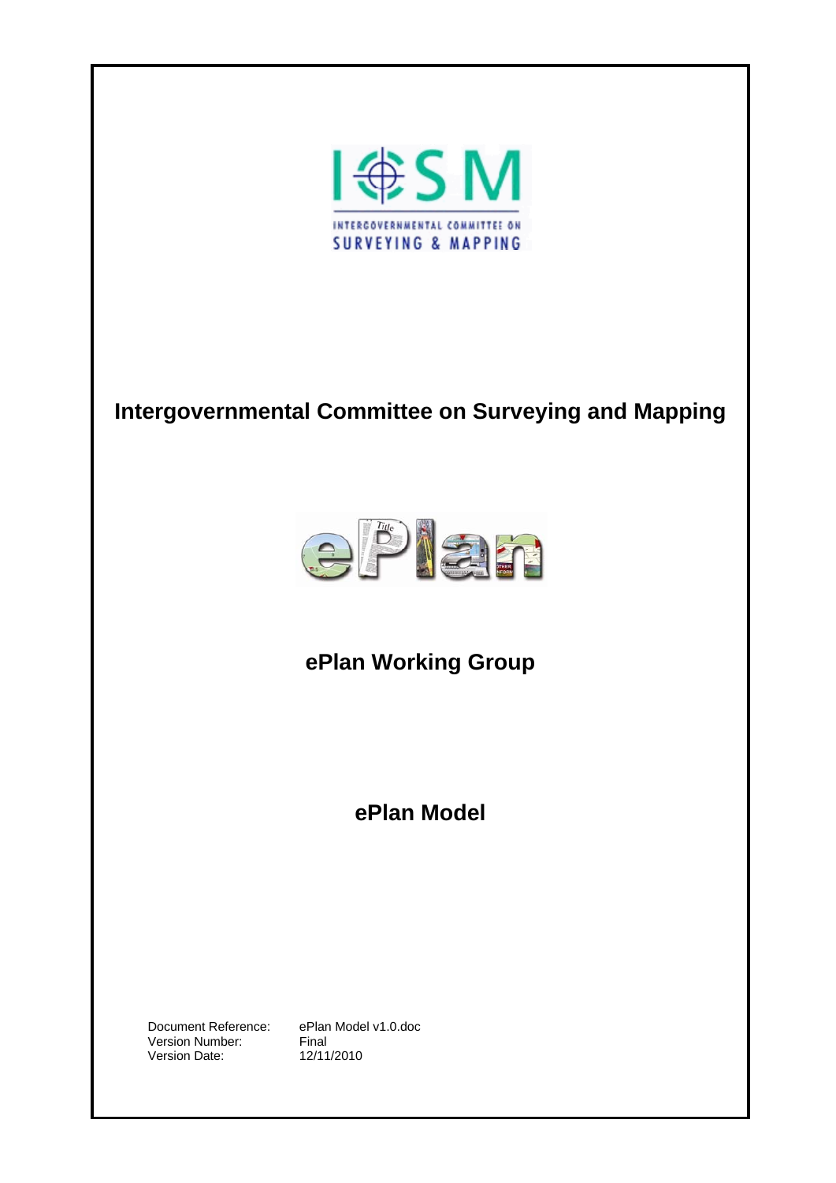# Intergovernmental Committee on Surveying and Mapping

## ePlan Working Group

## ePlan Model

| | |
|---|---|
| Document Reference: | ePlan Model v1.0.doc |
| Version Number: | Final |
| Version Date: | 12/11/2010 |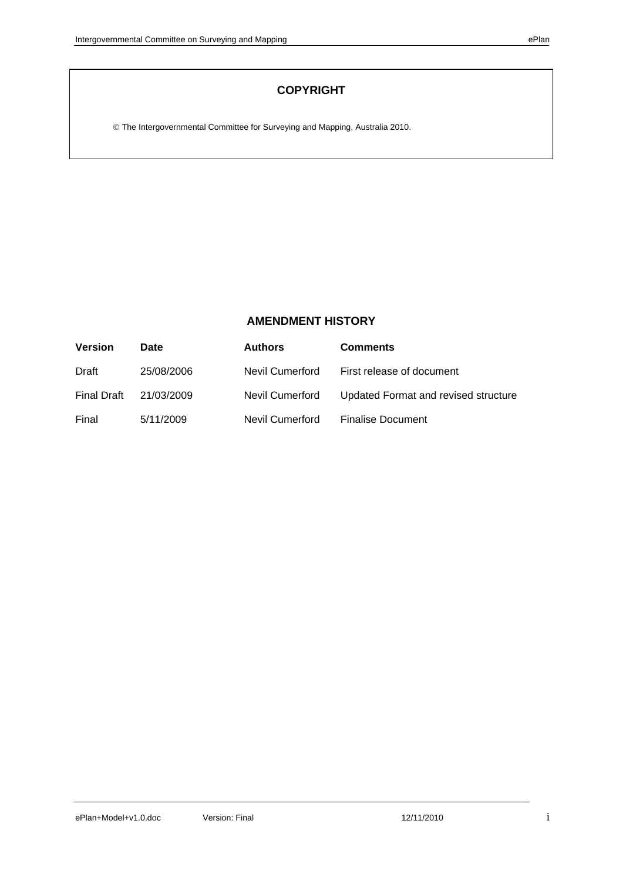## COPYRIGHT

© The Intergovernmental Committee for Surveying and Mapping, Australia 2010.

## AMENDMENT HISTORY

| Version | Date | Authors | Comments |
|---|---|---|---|
| Draft | 25/08/2006 | Nevil Cumerford | First release of document |
| Final Draft | 21/03/2009 | Nevil Cumerford | Updated Format and revised structure |
| Final | 5/11/2009 | Nevil Cumerford | Finalise Document |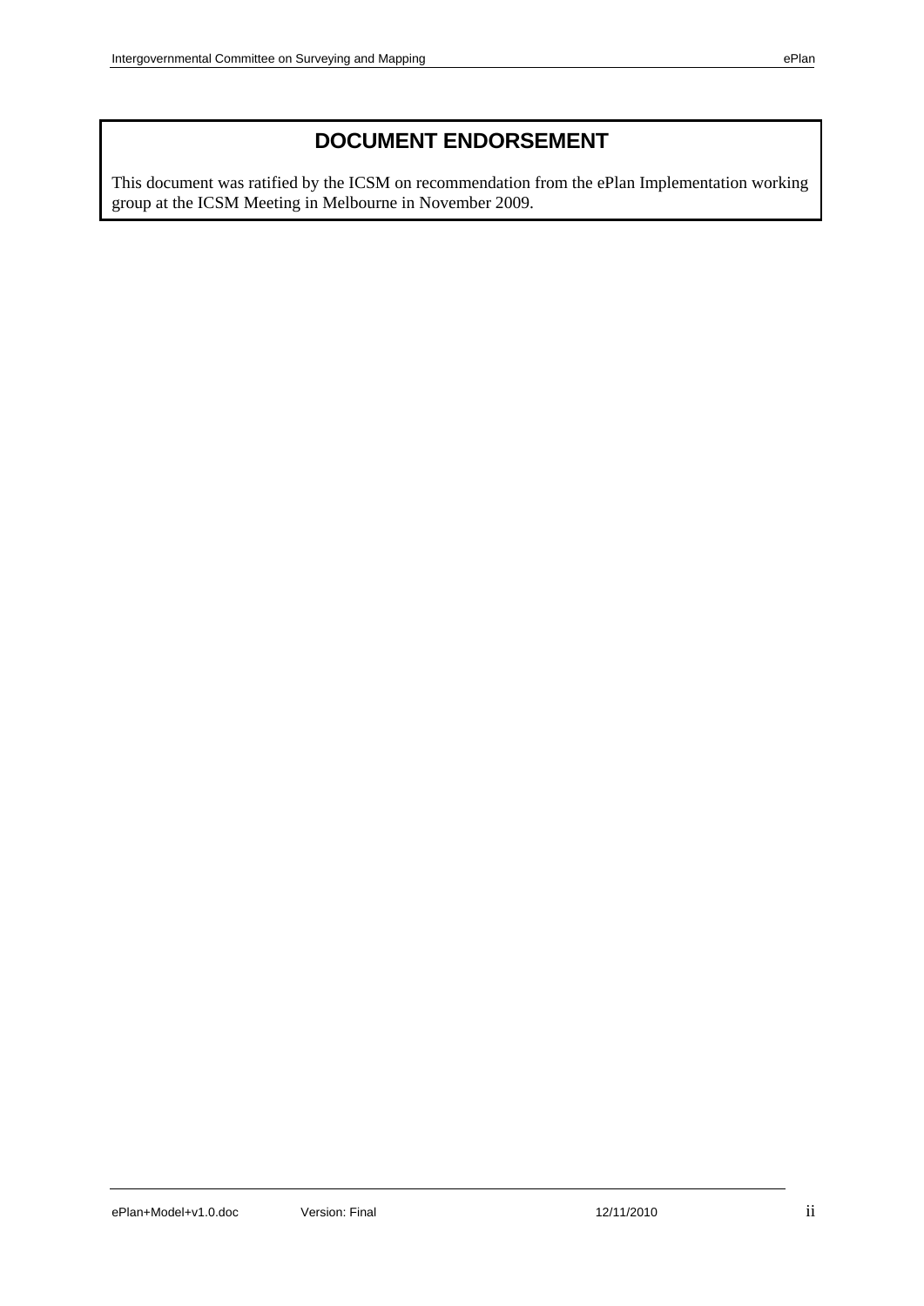# DOCUMENT ENDORSEMENT

This document was ratified by the ICSM on recommendation from the ePlan Implementation working group at the ICSM Meeting in Melbourne in November 2009.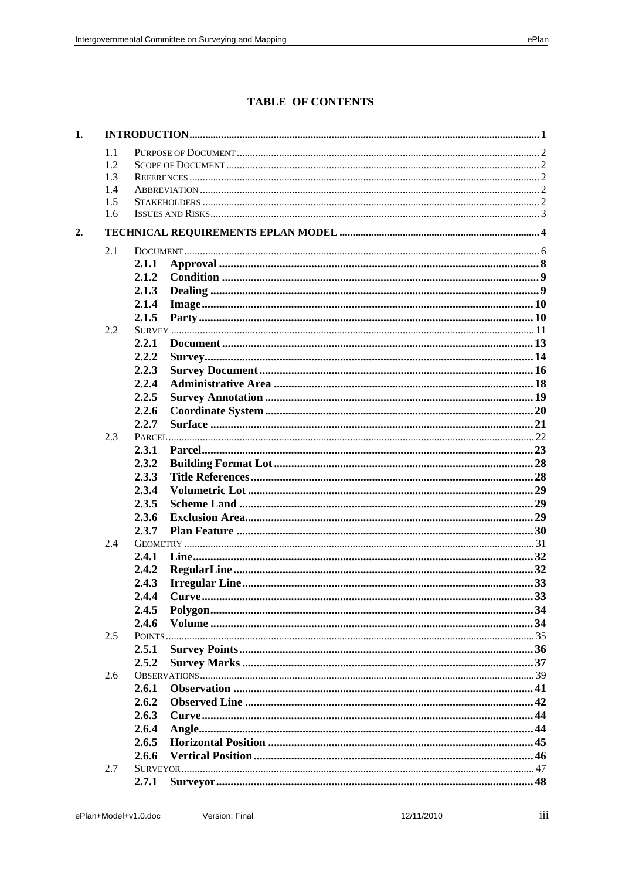# TABLE OF CONTENTS

**1. INTRODUCTION** .......... 1

- 1.1 PURPOSE OF DOCUMENT .......... 2
- 1.2 SCOPE OF DOCUMENT .......... 2
- 1.3 REFERENCES .......... 2
- 1.4 ABBREVIATION .......... 2
- 1.5 STAKEHOLDERS .......... 2
- 1.6 ISSUES AND RISKS .......... 3

**2. TECHNICAL REQUIREMENTS EPLAN MODEL** .......... 4

- 2.1 DOCUMENT .......... 6
  - **2.1.1 Approval** .......... 8
  - **2.1.2 Condition** .......... 9
  - **2.1.3 Dealing** .......... 9
  - **2.1.4 Image** .......... 10
  - **2.1.5 Party** .......... 10
- 2.2 SURVEY .......... 11
  - **2.2.1 Document** .......... 13
  - **2.2.2 Survey** .......... 14
  - **2.2.3 Survey Document** .......... 16
  - **2.2.4 Administrative Area** .......... 18
  - **2.2.5 Survey Annotation** .......... 19
  - **2.2.6 Coordinate System** .......... 20
  - **2.2.7 Surface** .......... 21
- 2.3 PARCEL .......... 22
  - **2.3.1 Parcel** .......... 23
  - **2.3.2 Building Format Lot** .......... 28
  - **2.3.3 Title References** .......... 28
  - **2.3.4 Volumetric Lot** .......... 29
  - **2.3.5 Scheme Land** .......... 29
  - **2.3.6 Exclusion Area** .......... 29
  - **2.3.7 Plan Feature** .......... 30
- 2.4 GEOMETRY .......... 31
  - **2.4.1 Line** .......... 32
  - **2.4.2 RegularLine** .......... 32
  - **2.4.3 Irregular Line** .......... 33
  - **2.4.4 Curve** .......... 33
  - **2.4.5 Polygon** .......... 34
  - **2.4.6 Volume** .......... 34
- 2.5 POINTS .......... 35
  - **2.5.1 Survey Points** .......... 36
  - **2.5.2 Survey Marks** .......... 37
- 2.6 OBSERVATIONS .......... 39
  - **2.6.1 Observation** .......... 41
  - **2.6.2 Observed Line** .......... 42
  - **2.6.3 Curve** .......... 44
  - **2.6.4 Angle** .......... 44
  - **2.6.5 Horizontal Position** .......... 45
  - **2.6.6 Vertical Position** .......... 46
- 2.7 SURVEYOR .......... 47
  - **2.7.1 Surveyor** .......... 48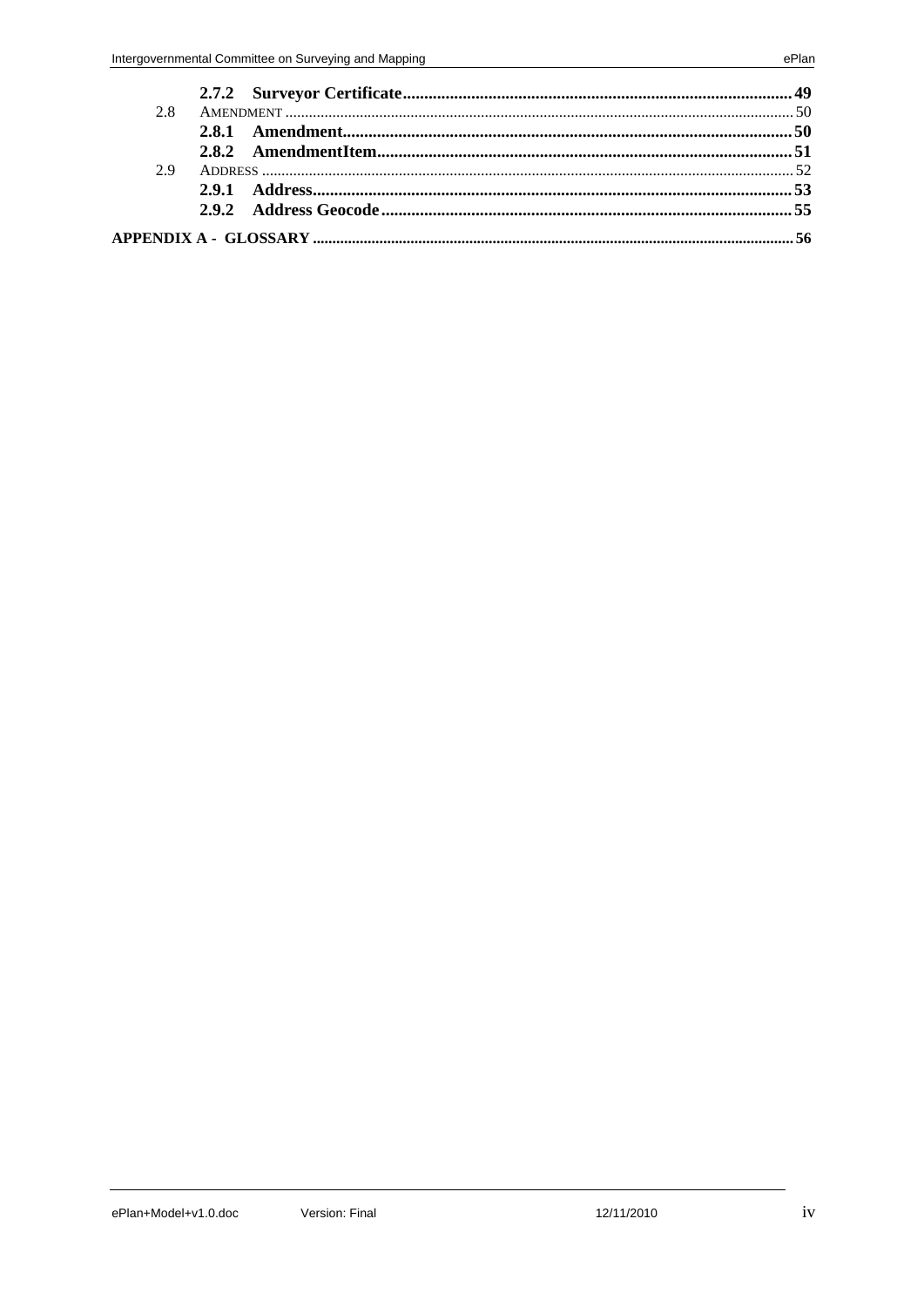- **2.7.2 Surveyor Certificate** ........ 49
- 2.8 AMENDMENT ........ 50
  - **2.8.1 Amendment** ........ 50
  - **2.8.2 AmendmentItem** ........ 51
- 2.9 ADDRESS ........ 52
  - **2.9.1 Address** ........ 53
  - **2.9.2 Address Geocode** ........ 55

**APPENDIX A - GLOSSARY** ........ 56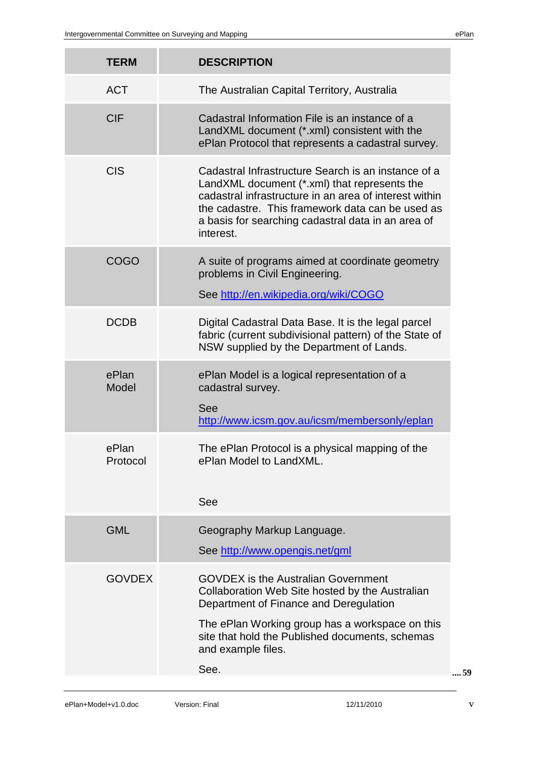| TERM | DESCRIPTION |
|---|---|
| ACT | The Australian Capital Territory, Australia |
| CIF | Cadastral Information File is an instance of a LandXML document (*.xml) consistent with the ePlan Protocol that represents a cadastral survey. |
| CIS | Cadastral Infrastructure Search is an instance of a LandXML document (*.xml) that represents the cadastral infrastructure in an area of interest within the cadastre. This framework data can be used as a basis for searching cadastral data in an area of interest. |
| COGO | A suite of programs aimed at coordinate geometry problems in Civil Engineering. See http://en.wikipedia.org/wiki/COGO |
| DCDB | Digital Cadastral Data Base. It is the legal parcel fabric (current subdivisional pattern) of the State of NSW supplied by the Department of Lands. |
| ePlan Model | ePlan Model is a logical representation of a cadastral survey. See http://www.icsm.gov.au/icsm/membersonly/eplan |
| ePlan Protocol | The ePlan Protocol is a physical mapping of the ePlan Model to LandXML. See |
| GML | Geography Markup Language. See http://www.opengis.net/gml |
| GOVDEX | GOVDEX is the Australian Government Collaboration Web Site hosted by the Australian Department of Finance and Deregulation. The ePlan Working group has a workspace on this site that hold the Published documents, schemas and example files. See. .... 59 |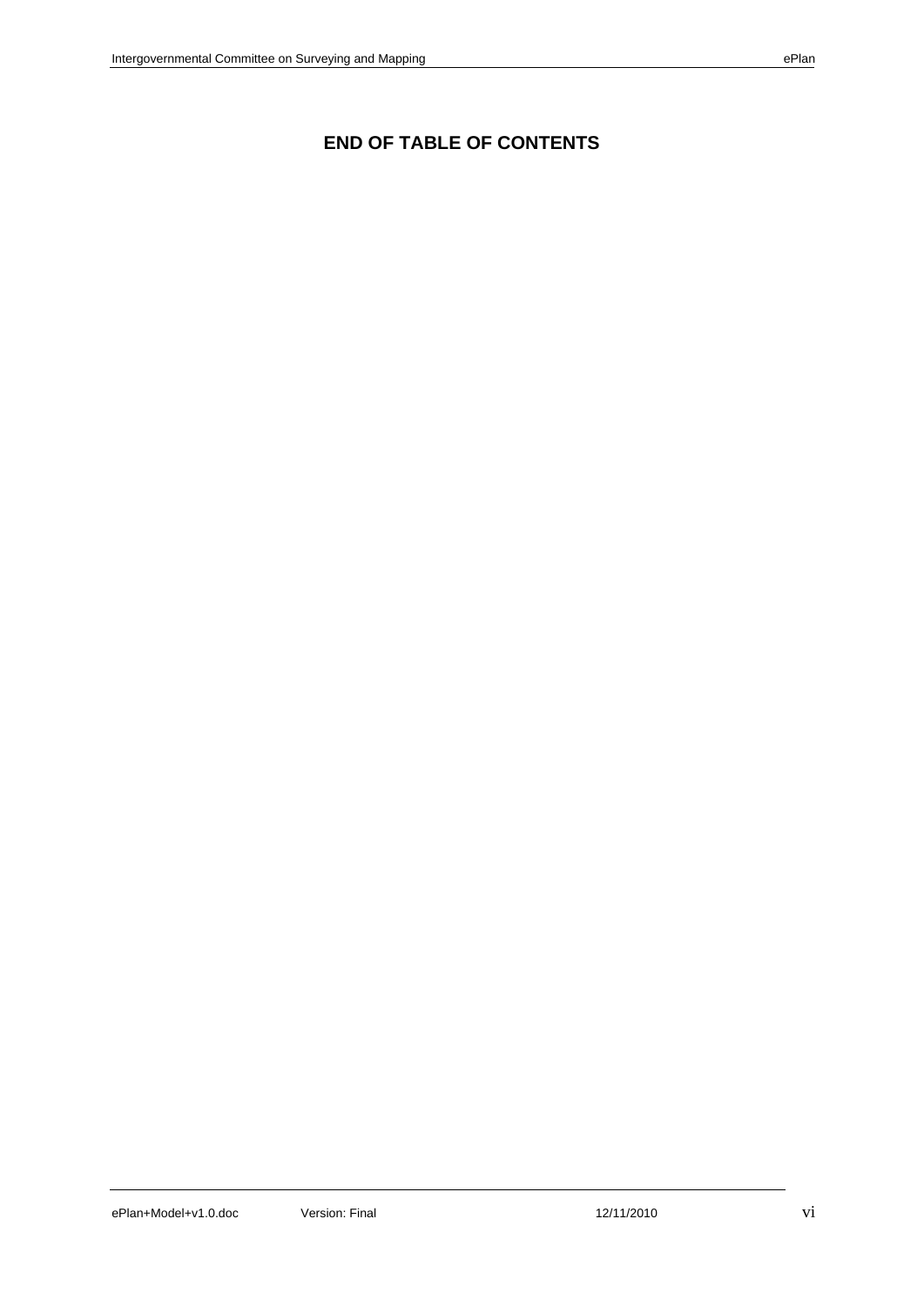## END OF TABLE OF CONTENTS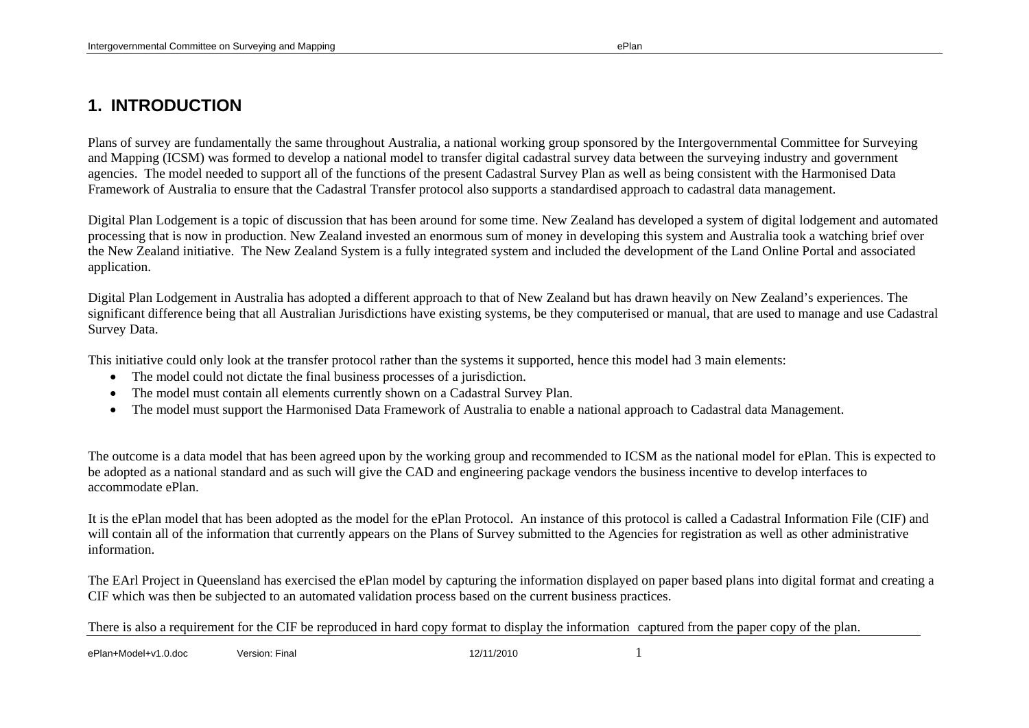# 1. INTRODUCTION

Plans of survey are fundamentally the same throughout Australia, a national working group sponsored by the Intergovernmental Committee for Surveying and Mapping (ICSM) was formed to develop a national model to transfer digital cadastral survey data between the surveying industry and government agencies. The model needed to support all of the functions of the present Cadastral Survey Plan as well as being consistent with the Harmonised Data Framework of Australia to ensure that the Cadastral Transfer protocol also supports a standardised approach to cadastral data management.

Digital Plan Lodgement is a topic of discussion that has been around for some time. New Zealand has developed a system of digital lodgement and automated processing that is now in production. New Zealand invested an enormous sum of money in developing this system and Australia took a watching brief over the New Zealand initiative. The New Zealand System is a fully integrated system and included the development of the Land Online Portal and associated application.

Digital Plan Lodgement in Australia has adopted a different approach to that of New Zealand but has drawn heavily on New Zealand's experiences. The significant difference being that all Australian Jurisdictions have existing systems, be they computerised or manual, that are used to manage and use Cadastral Survey Data.

This initiative could only look at the transfer protocol rather than the systems it supported, hence this model had 3 main elements:

- The model could not dictate the final business processes of a jurisdiction.
- The model must contain all elements currently shown on a Cadastral Survey Plan.
- The model must support the Harmonised Data Framework of Australia to enable a national approach to Cadastral data Management.

The outcome is a data model that has been agreed upon by the working group and recommended to ICSM as the national model for ePlan. This is expected to be adopted as a national standard and as such will give the CAD and engineering package vendors the business incentive to develop interfaces to accommodate ePlan.

It is the ePlan model that has been adopted as the model for the ePlan Protocol. An instance of this protocol is called a Cadastral Information File (CIF) and will contain all of the information that currently appears on the Plans of Survey submitted to the Agencies for registration as well as other administrative information.

The EArl Project in Queensland has exercised the ePlan model by capturing the information displayed on paper based plans into digital format and creating a CIF which was then be subjected to an automated validation process based on the current business practices.

There is also a requirement for the CIF be reproduced in hard copy format to display the information captured from the paper copy of the plan.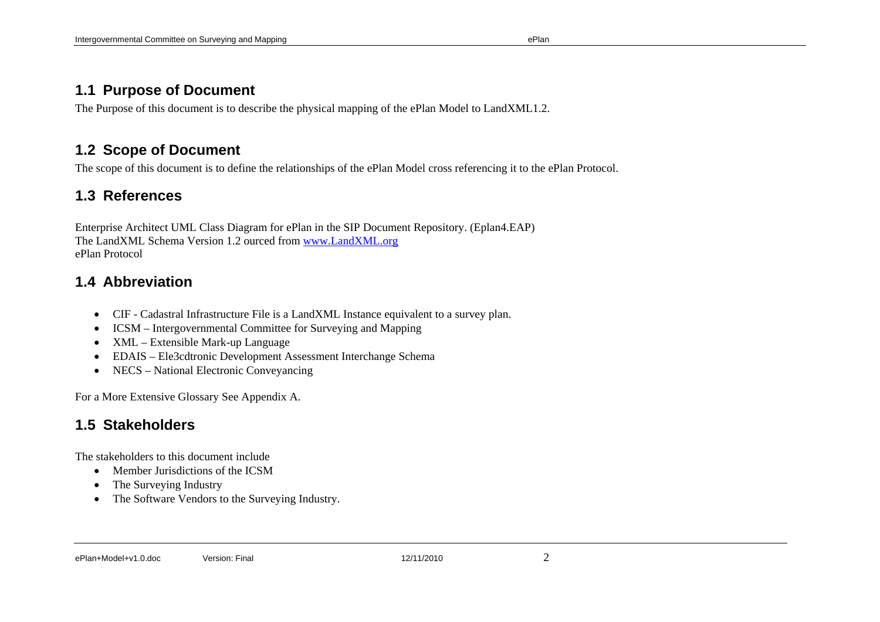## 1.1 Purpose of Document

The Purpose of this document is to describe the physical mapping of the ePlan Model to LandXML1.2.

## 1.2 Scope of Document

The scope of this document is to define the relationships of the ePlan Model cross referencing it to the ePlan Protocol.

## 1.3 References

Enterprise Architect UML Class Diagram for ePlan in the SIP Document Repository. (Eplan4.EAP)
The LandXML Schema Version 1.2 ourced from [www.LandXML.org](http://www.LandXML.org)
ePlan Protocol

## 1.4 Abbreviation

- CIF - Cadastral Infrastructure File is a LandXML Instance equivalent to a survey plan.
- ICSM – Intergovernmental Committee for Surveying and Mapping
- XML – Extensible Mark-up Language
- EDAIS – Ele3cdtronic Development Assessment Interchange Schema
- NECS – National Electronic Conveyancing

For a More Extensive Glossary See Appendix A.

## 1.5 Stakeholders

The stakeholders to this document include

- Member Jurisdictions of the ICSM
- The Surveying Industry
- The Software Vendors to the Surveying Industry.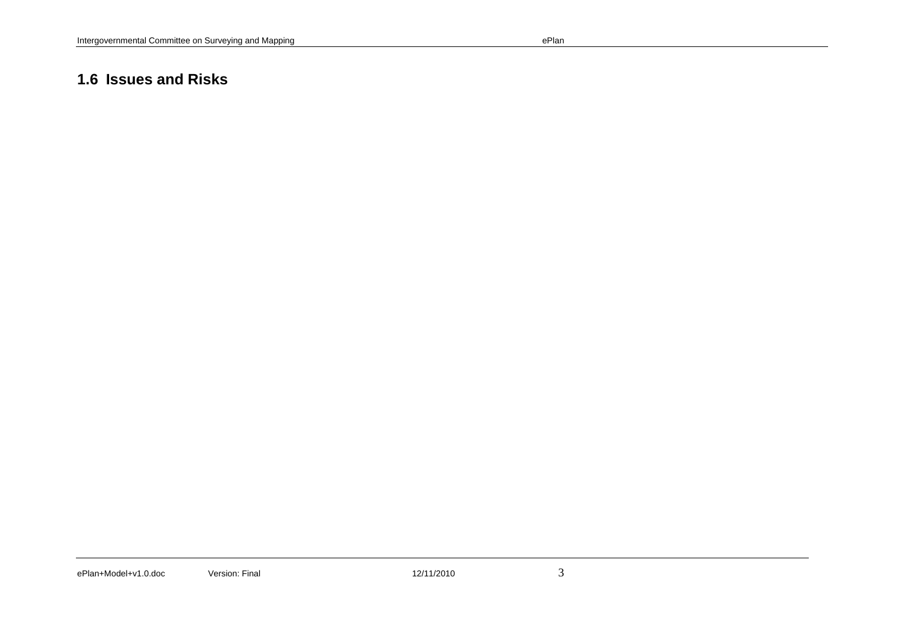## 1.6 Issues and Risks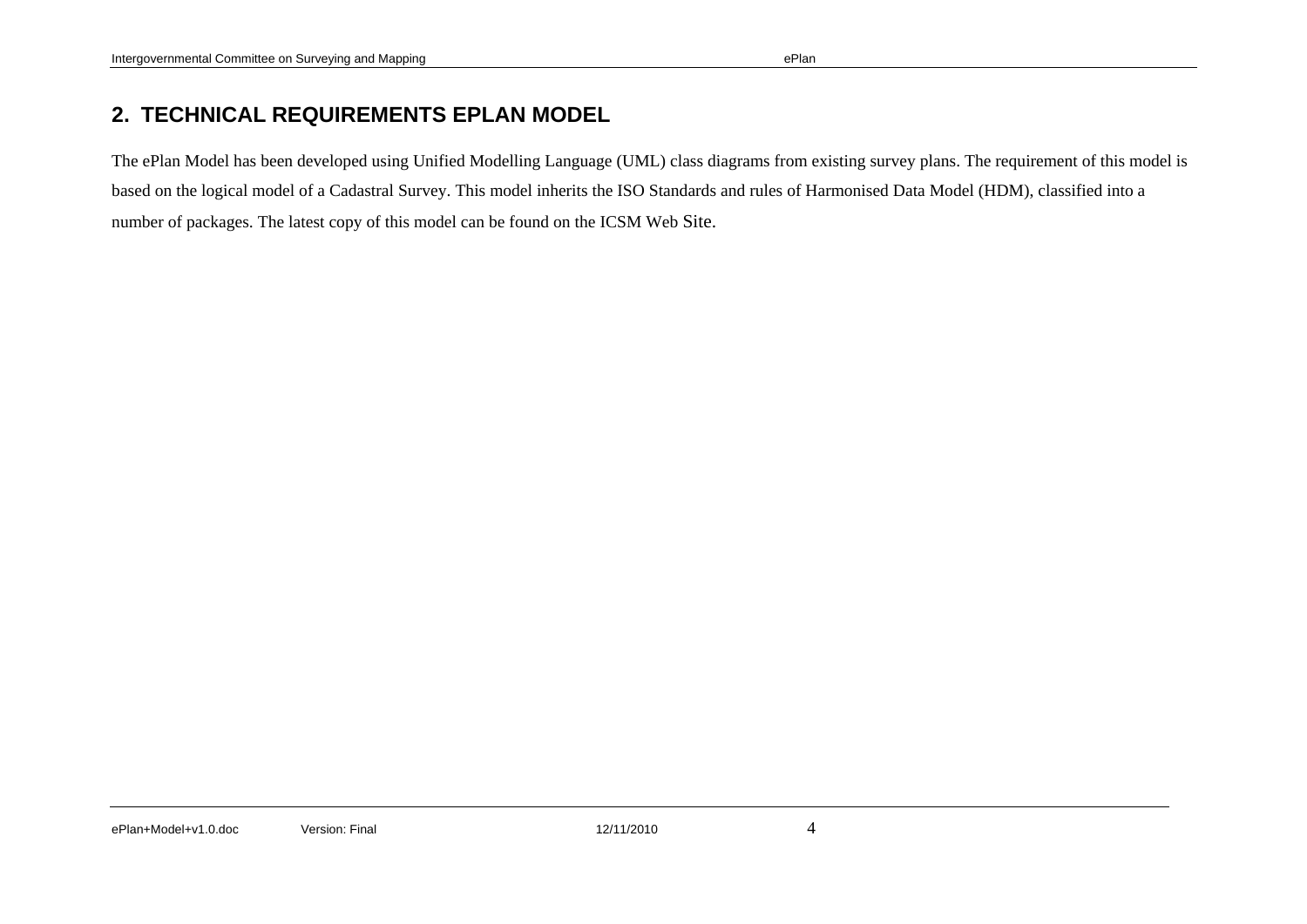## 2. TECHNICAL REQUIREMENTS EPLAN MODEL

The ePlan Model has been developed using Unified Modelling Language (UML) class diagrams from existing survey plans. The requirement of this model is based on the logical model of a Cadastral Survey. This model inherits the ISO Standards and rules of Harmonised Data Model (HDM), classified into a number of packages. The latest copy of this model can be found on the ICSM Web Site.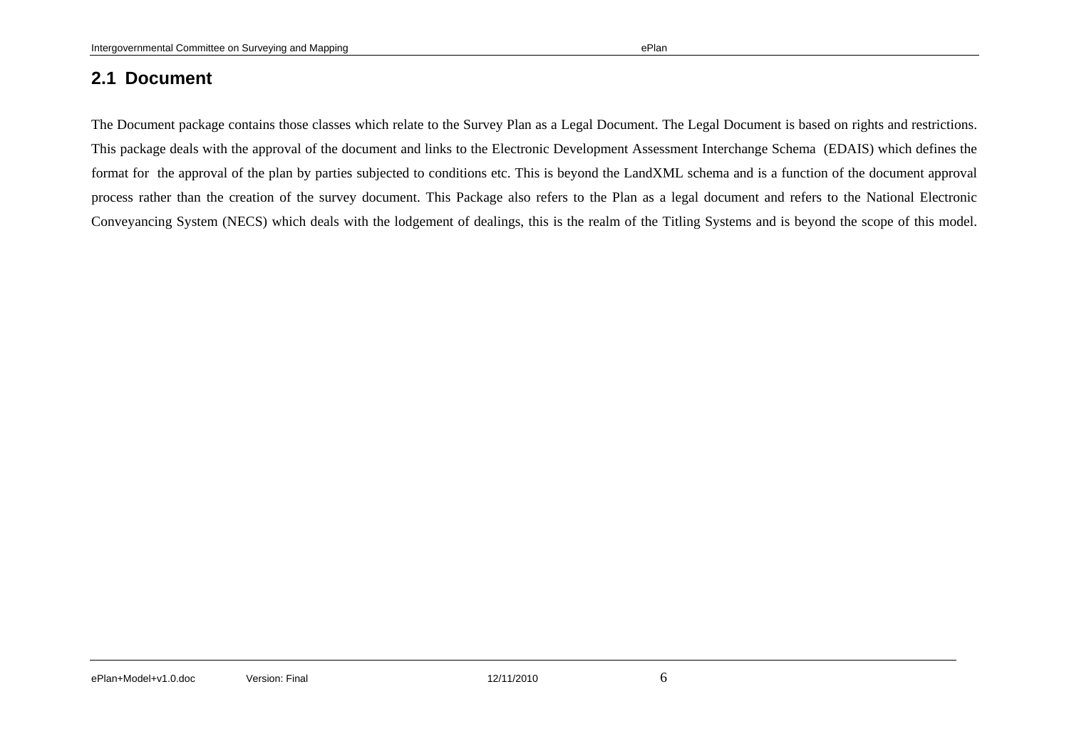## 2.1 Document

The Document package contains those classes which relate to the Survey Plan as a Legal Document. The Legal Document is based on rights and restrictions. This package deals with the approval of the document and links to the Electronic Development Assessment Interchange Schema (EDAIS) which defines the format for the approval of the plan by parties subjected to conditions etc. This is beyond the LandXML schema and is a function of the document approval process rather than the creation of the survey document. This Package also refers to the Plan as a legal document and refers to the National Electronic Conveyancing System (NECS) which deals with the lodgement of dealings, this is the realm of the Titling Systems and is beyond the scope of this model.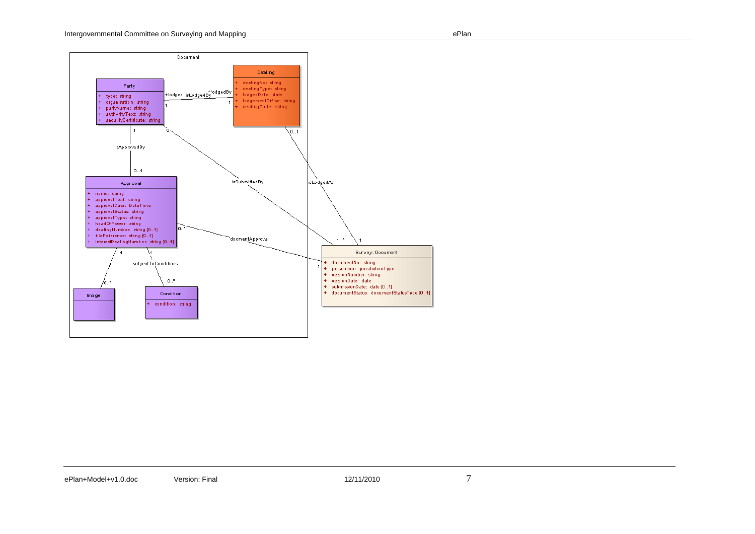Document

**Party**

- + type: string
- + organisation: string
- + partyName: string
- + authorityText: string
- + securityCertificate: string

**Dealing**

- + dealingNo: string
- + dealingType: string
- + lodgedDate: date
- + lodgementOffice: string
- + dealingCode: string

**Approval**

- + name: string
- + approvalText: string
- + approvalDate: DateTime
- + approvalStatus: string
- + approvalType: string
- + headOfPower: string
- + dealingNumber: string [0..1]
- + fileReference: string [0..1]
- + interestDealingNumber: string [0..1]

**Image**

**Condition**

- + condition: string

**Survey::Document**

- + documentNo: string
- + jurisdiction: jurisdictionType
- + versionNumber: string
- + versionDate: date
- + submissionDate: date [0..1]
- + documentStatus: documentStatusType [0..1]

Associations:

- Party (1, +lodges) — isLodgedBy — (1, +lodgedBy) Dealing
- Party (1) — isApprovedBy — (0..1) Approval
- Party (0) — isSubmittedBy — (1..*) Survey::Document
- Dealing (0..1) — isLodgedAs — (1) Survey::Document
- Approval (0..*) — docmentApproval — (1) Survey::Document
- Approval (1) — (0..*) Image
- Approval (1) — subjectToConditions — (0..*) Condition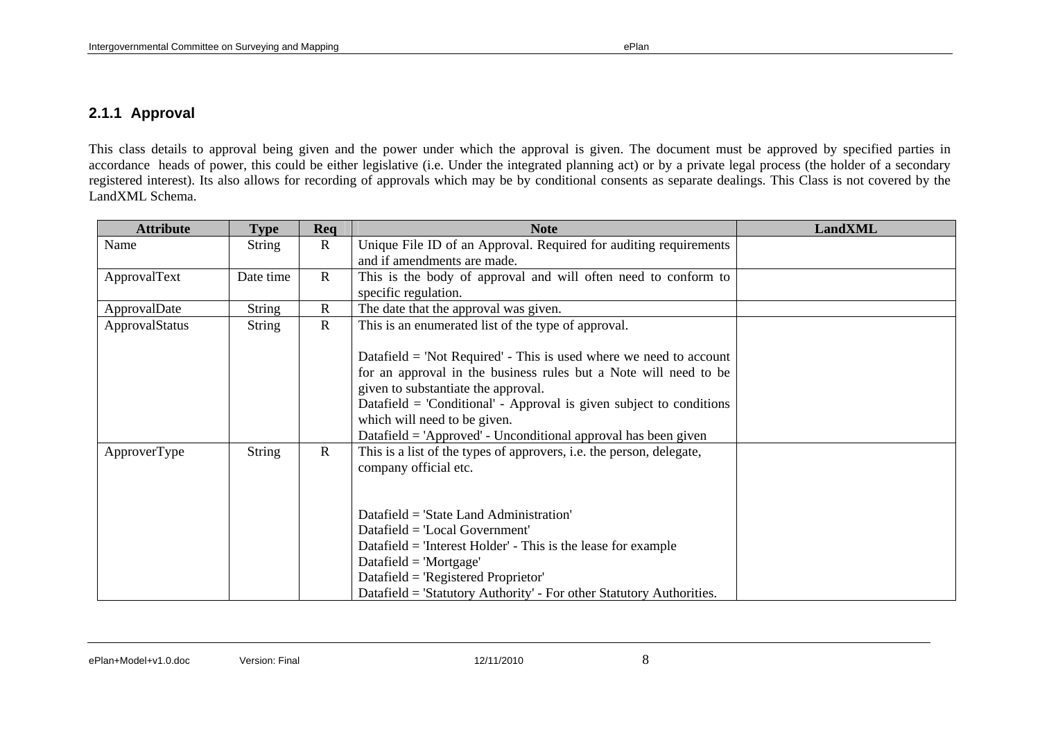### 2.1.1 Approval

This class details to approval being given and the power under which the approval is given. The document must be approved by specified parties in accordance heads of power, this could be either legislative (i.e. Under the integrated planning act) or by a private legal process (the holder of a secondary registered interest). Its also allows for recording of approvals which may be by conditional consents as separate dealings. This Class is not covered by the LandXML Schema.

| Attribute | Type | Req | Note | LandXML |
|---|---|---|---|---|
| Name | String | R | Unique File ID of an Approval. Required for auditing requirements and if amendments are made. | |
| ApprovalText | Date time | R | This is the body of approval and will often need to conform to specific regulation. | |
| ApprovalDate | String | R | The date that the approval was given. | |
| ApprovalStatus | String | R | This is an enumerated list of the type of approval.<br><br>Datafield = 'Not Required' - This is used where we need to account for an approval in the business rules but a Note will need to be given to substantiate the approval.<br>Datafield = 'Conditional' - Approval is given subject to conditions which will need to be given.<br>Datafield = 'Approved' - Unconditional approval has been given | |
| ApproverType | String | R | This is a list of the types of approvers, i.e. the person, delegate, company official etc.<br><br><br>Datafield = 'State Land Administration'<br>Datafield = 'Local Government'<br>Datafield = 'Interest Holder' - This is the lease for example<br>Datafield = 'Mortgage'<br>Datafield = 'Registered Proprietor'<br>Datafield = 'Statutory Authority' - For other Statutory Authorities. | |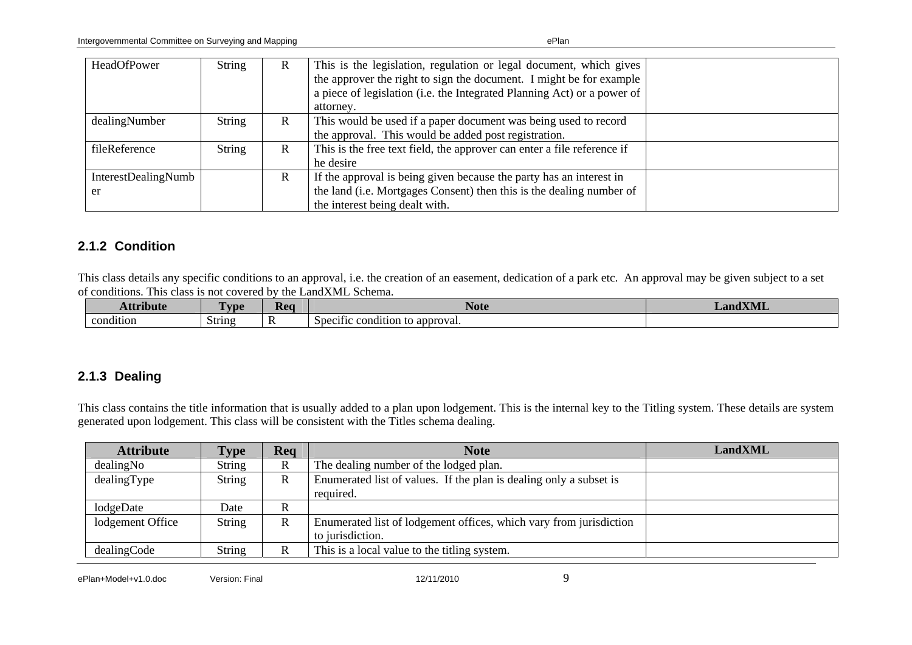| HeadOfPower | String | R | This is the legislation, regulation or legal document, which gives the approver the right to sign the document. I might be for example a piece of legislation (i.e. the Integrated Planning Act) or a power of attorney. | |
|---|---|---|---|---|
| dealingNumber | String | R | This would be used if a paper document was being used to record the approval. This would be added post registration. | |
| fileReference | String | R | This is the free text field, the approver can enter a file reference if he desire | |
| InterestDealingNumber | | R | If the approval is being given because the party has an interest in the land (i.e. Mortgages Consent) then this is the dealing number of the interest being dealt with. | |

### 2.1.2 Condition

This class details any specific conditions to an approval, i.e. the creation of an easement, dedication of a park etc. An approval may be given subject to a set of conditions. This class is not covered by the LandXML Schema.

| Attribute | Type | Req | Note | LandXML |
|---|---|---|---|---|
| condition | String | R | Specific condition to approval. | |

### 2.1.3 Dealing

This class contains the title information that is usually added to a plan upon lodgement. This is the internal key to the Titling system. These details are system generated upon lodgement. This class will be consistent with the Titles schema dealing.

| Attribute | Type | Req | Note | LandXML |
|---|---|---|---|---|
| dealingNo | String | R | The dealing number of the lodged plan. | |
| dealingType | String | R | Enumerated list of values. If the plan is dealing only a subset is required. | |
| lodgeDate | Date | R | | |
| lodgement Office | String | R | Enumerated list of lodgement offices, which vary from jurisdiction to jurisdiction. | |
| dealingCode | String | R | This is a local value to the titling system. | |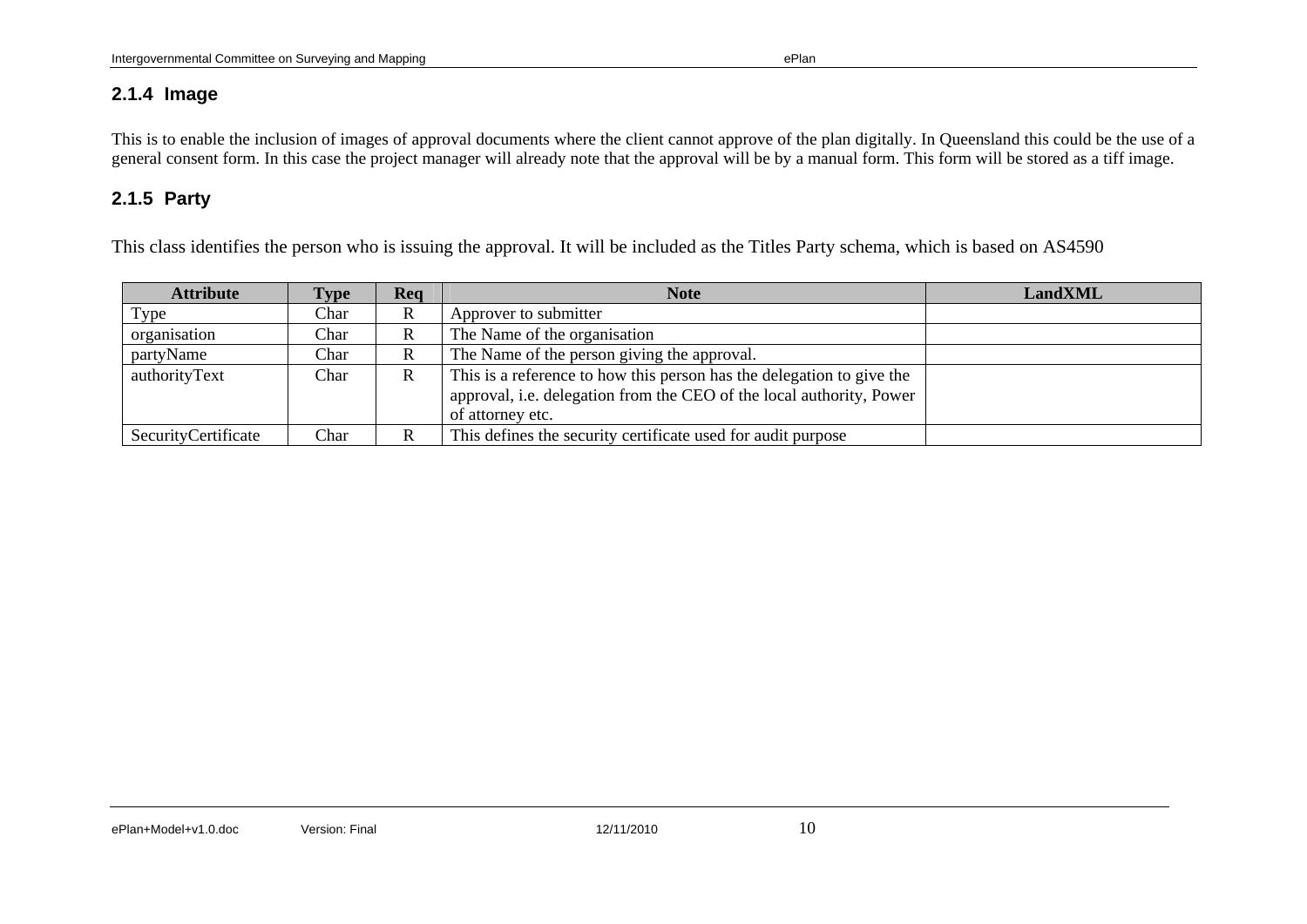### 2.1.4 Image

This is to enable the inclusion of images of approval documents where the client cannot approve of the plan digitally. In Queensland this could be the use of a general consent form. In this case the project manager will already note that the approval will be by a manual form. This form will be stored as a tiff image.

### 2.1.5 Party

This class identifies the person who is issuing the approval. It will be included as the Titles Party schema, which is based on AS4590

| Attribute | Type | Req | Note | LandXML |
|---|---|---|---|---|
| Type | Char | R | Approver to submitter | |
| organisation | Char | R | The Name of the organisation | |
| partyName | Char | R | The Name of the person giving the approval. | |
| authorityText | Char | R | This is a reference to how this person has the delegation to give the approval, i.e. delegation from the CEO of the local authority, Power of attorney etc. | |
| SecurityCertificate | Char | R | This defines the security certificate used for audit purpose | |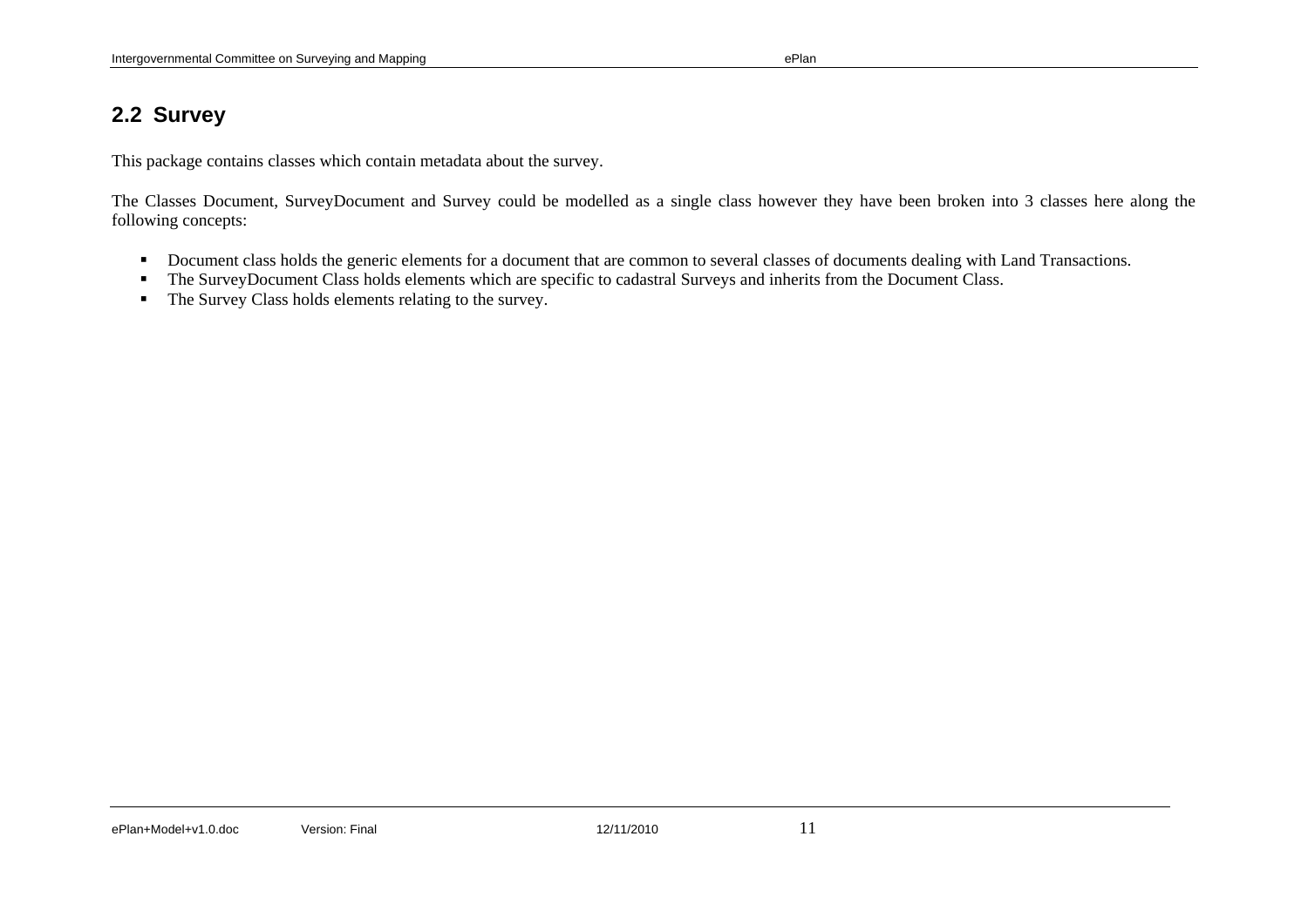## 2.2 Survey

This package contains classes which contain metadata about the survey.

The Classes Document, SurveyDocument and Survey could be modelled as a single class however they have been broken into 3 classes here along the following concepts:

- Document class holds the generic elements for a document that are common to several classes of documents dealing with Land Transactions.
- The SurveyDocument Class holds elements which are specific to cadastral Surveys and inherits from the Document Class.
- The Survey Class holds elements relating to the survey.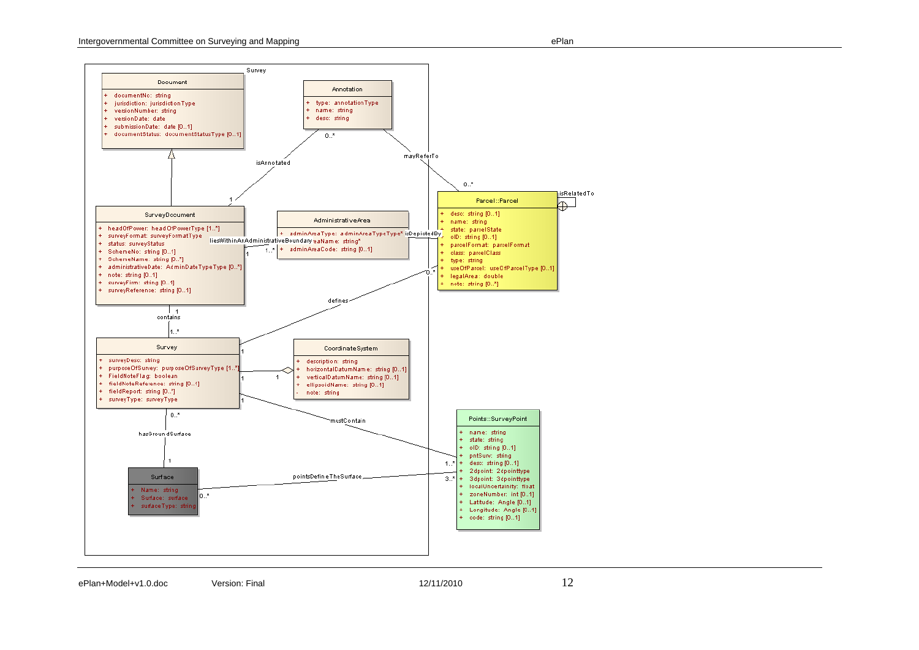**Survey**

**Document**
+ documentNo: string
+ jurisdiction: jurisdictionType
+ versionNumber: string
+ versionDate: date
+ submissionDate: date [0..1]
+ documentStatus: documentStatusType [0..1]

**Annotation**
+ type: annotationType
+ name: string
+ desc: string

**SurveyDocument**
+ headOfPower: headOfPowerType [1..*]
+ surveyFormat: surveyFormatType
+ status: surveyStatus
+ SchemeNo: string [0..1]
+ SchemeName: string [0..*]
+ administrativeDate: AdminDateTypeType [0..*]
+ note: string [0..1]
+ surveyFirm: string [0..1]
+ surveyReference: string [0..1]

**AdministrativeArea**
+ adminAreaType: adminAreaTypeType*
+ adminAreaName: string*
+ adminAreaCode: string [0..1]

**Parcel::Parcel**
+ desc: string [0..1]
+ name: string
+ state: parcelState
+ oID: string [0..1]
+ parcelFormat: parcelFormat
+ class: parcelClass
+ type: string
+ useOfParcel: useOfParcelType [0..1]
+ legalArea: double
+ note: string [0..*]

**Survey**
+ surveyDesc: string
+ purposeOfSurvey: purposeOfSurveyType [1..*]
+ FieldNoteFlag: boolean
+ fieldNoteReference: string [0..1]
+ fieldReport: string [0..*]
+ surveyType: surveyType

**CoordinateSystem**
+ description: string
+ horizontalDatumName: string [0..1]
+ verticalDatumName: string [0..1]
+ ellipsoidName: string [0..1]
- note: string

**Surface**
+ Name: string
+ Surface: surface
+ surfaceType: string

**Points::SurveyPoint**
+ name: string
+ state: string
+ oID: string [0..1]
+ pntSurv: string
+ desc: string [0..1]
+ 2dpoint: 2dpointtype
+ 3dpoint: 3dpointtype
+ localUncertainity: float
+ zoneNumber: int [0..1]
+ Latitude: Angle [0..1]
+ Longitude: Angle [0..1]
+ code: string [0..1]

**Associations**
- Document ◁— SurveyDocument (generalization)
- Annotation (0..*) — isAnnotated — SurveyDocument (1)
- Annotation — mayReferTo — Parcel::Parcel (0..*)
- Parcel::Parcel — isRelatedTo — Parcel::Parcel
- SurveyDocument (1) — liesWithinAnAdministrativeBoundary — AdministrativeArea (1..*)
- AdministrativeArea — isDepictedBy — Parcel::Parcel
- SurveyDocument (1) — contains — Survey (1..*)
- Survey (1) — defines — Parcel::Parcel (0..*)
- Survey (1) — CoordinateSystem (1) (aggregation)
- Survey (1) — mustContain — Points::SurveyPoint (1..*)
- Survey (0..*) — hasGroundSurface — Surface (1)
- Surface (0..*) — pointsDefineTheSurface — Points::SurveyPoint (3..*)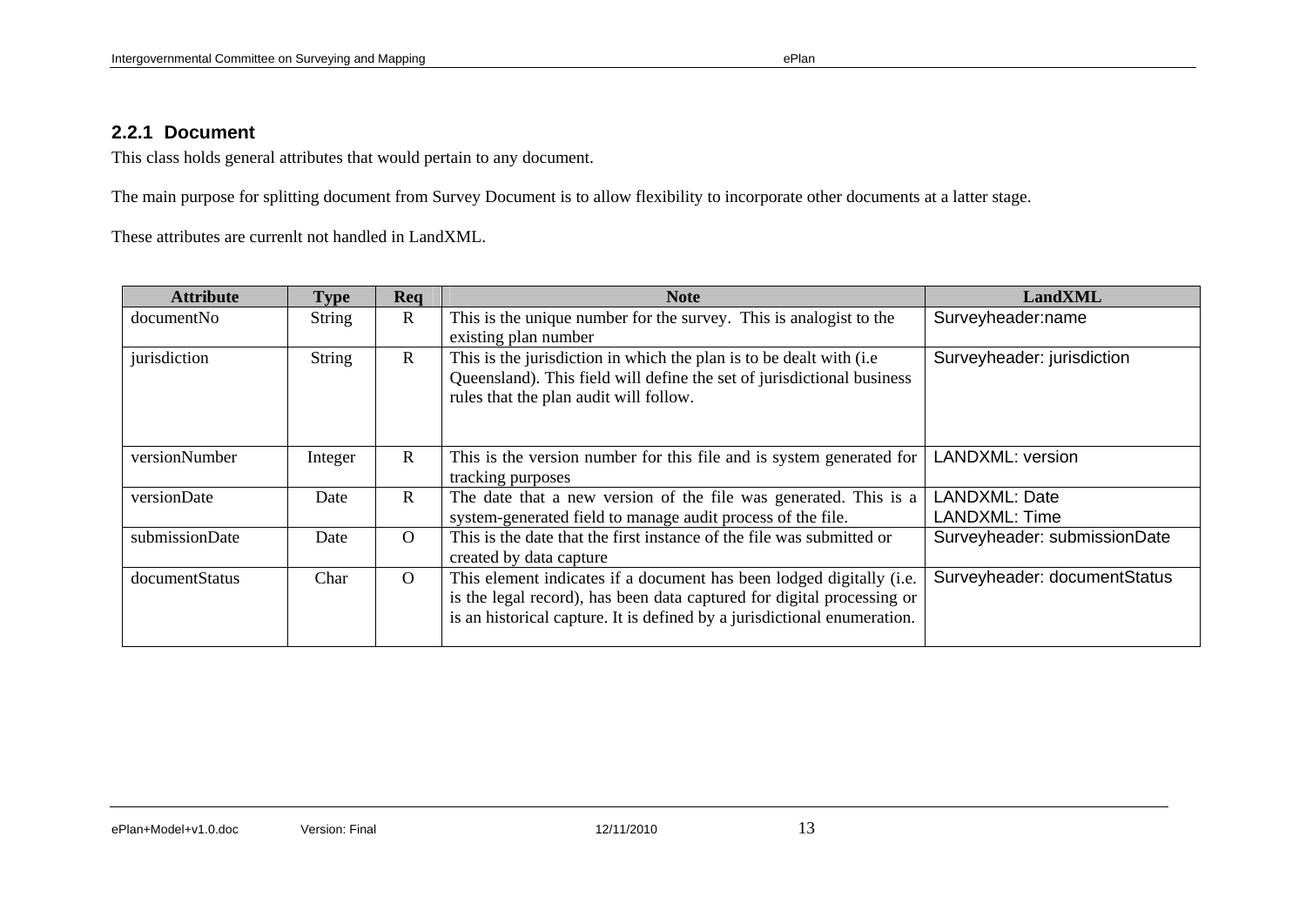### 2.2.1 Document

This class holds general attributes that would pertain to any document.

The main purpose for splitting document from Survey Document is to allow flexibility to incorporate other documents at a latter stage.

These attributes are currenlt not handled in LandXML.

| Attribute | Type | Req | Note | LandXML |
|---|---|---|---|---|
| documentNo | String | R | This is the unique number for the survey. This is analogist to the existing plan number | Surveyheader:name |
| jurisdiction | String | R | This is the jurisdiction in which the plan is to be dealt with (i.e Queensland). This field will define the set of jurisdictional business rules that the plan audit will follow. | Surveyheader: jurisdiction |
| versionNumber | Integer | R | This is the version number for this file and is system generated for tracking purposes | LANDXML: version |
| versionDate | Date | R | The date that a new version of the file was generated. This is a system-generated field to manage audit process of the file. | LANDXML: Date<br>LANDXML: Time |
| submissionDate | Date | O | This is the date that the first instance of the file was submitted or created by data capture | Surveyheader: submissionDate |
| documentStatus | Char | O | This element indicates if a document has been lodged digitally (i.e. is the legal record), has been data captured for digital processing or is an historical capture. It is defined by a jurisdictional enumeration. | Surveyheader: documentStatus |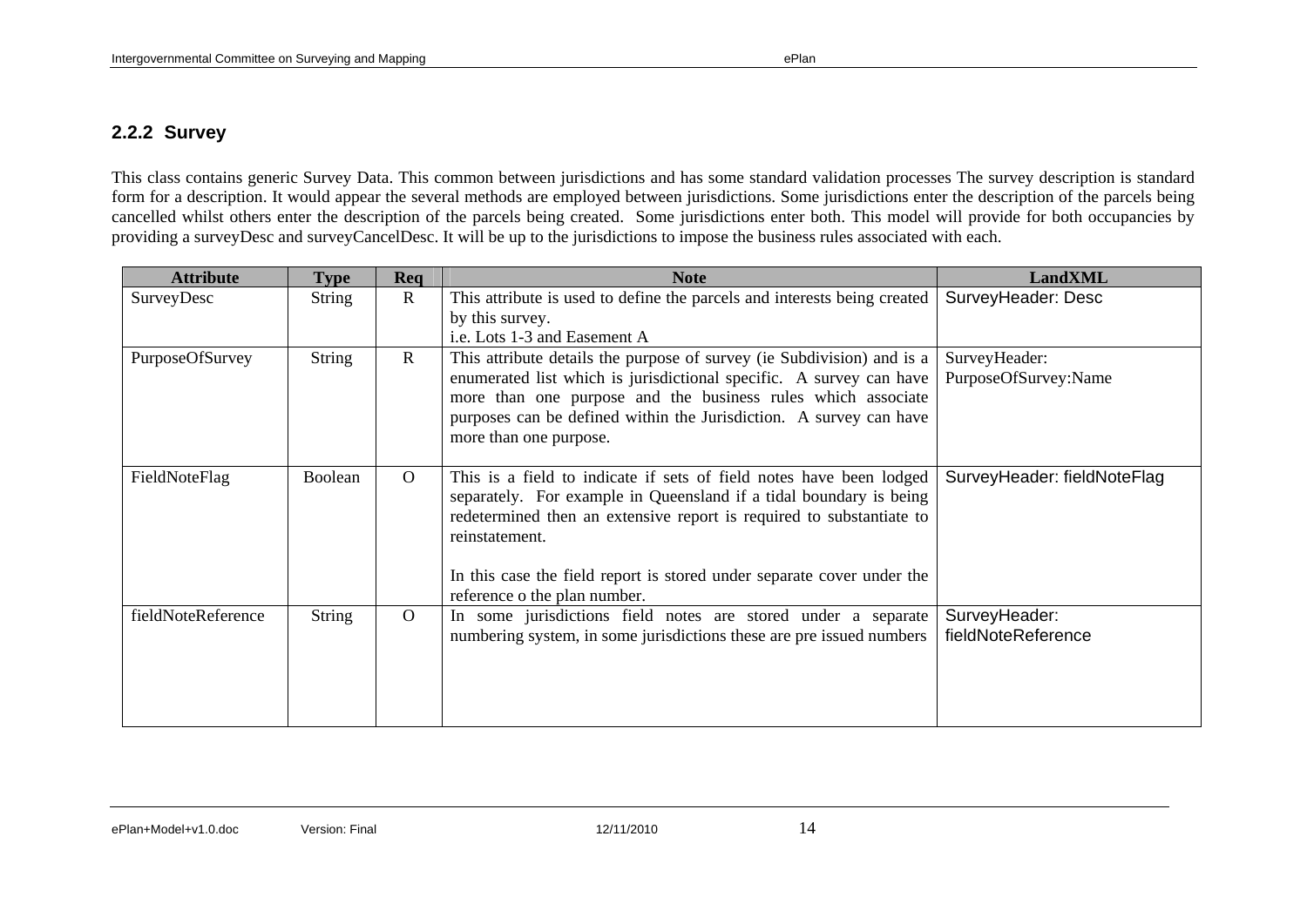### 2.2.2 Survey

This class contains generic Survey Data. This common between jurisdictions and has some standard validation processes The survey description is standard form for a description. It would appear the several methods are employed between jurisdictions. Some jurisdictions enter the description of the parcels being cancelled whilst others enter the description of the parcels being created. Some jurisdictions enter both. This model will provide for both occupancies by providing a surveyDesc and surveyCancelDesc. It will be up to the jurisdictions to impose the business rules associated with each.

| Attribute | Type | Req | Note | LandXML |
|---|---|---|---|---|
| SurveyDesc | String | R | This attribute is used to define the parcels and interests being created by this survey.<br>i.e. Lots 1-3 and Easement A | SurveyHeader: Desc |
| PurposeOfSurvey | String | R | This attribute details the purpose of survey (ie Subdivision) and is a enumerated list which is jurisdictional specific. A survey can have more than one purpose and the business rules which associate purposes can be defined within the Jurisdiction. A survey can have more than one purpose. | SurveyHeader: PurposeOfSurvey:Name |
| FieldNoteFlag | Boolean | O | This is a field to indicate if sets of field notes have been lodged separately. For example in Queensland if a tidal boundary is being redetermined then an extensive report is required to substantiate to reinstatement.<br><br>In this case the field report is stored under separate cover under the reference o the plan number. | SurveyHeader: fieldNoteFlag |
| fieldNoteReference | String | O | In some jurisdictions field notes are stored under a separate numbering system, in some jurisdictions these are pre issued numbers | SurveyHeader: fieldNoteReference |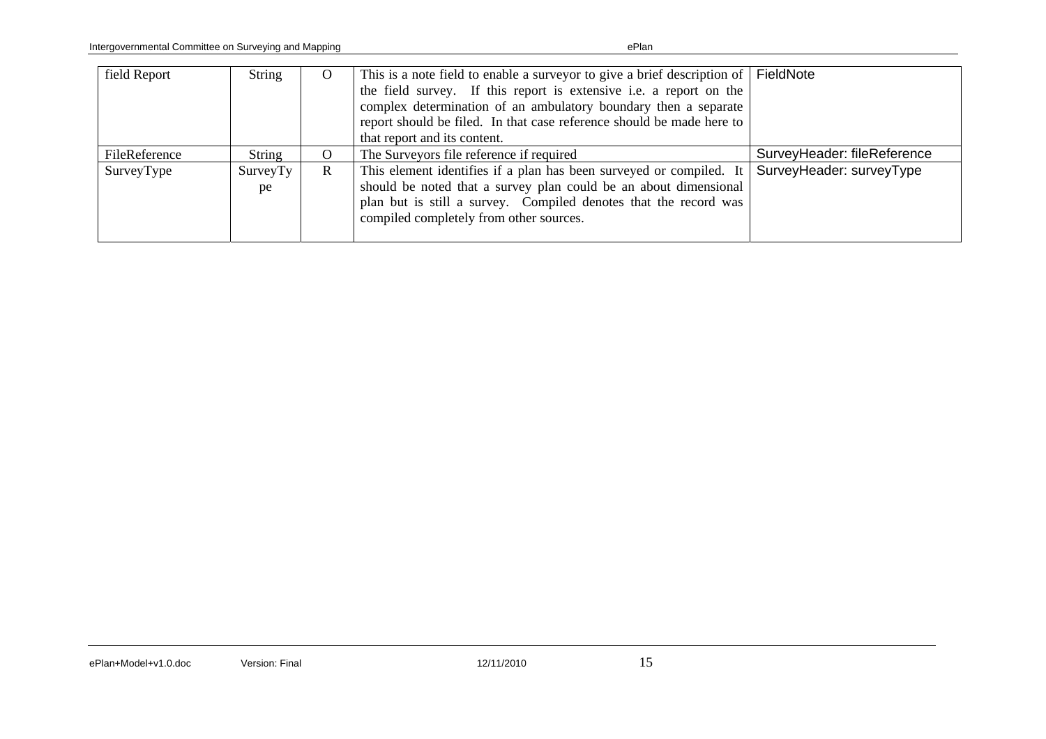| field Report | String | O | This is a note field to enable a surveyor to give a brief description of the field survey. If this report is extensive i.e. a report on the complex determination of an ambulatory boundary then a separate report should be filed. In that case reference should be made here to that report and its content. | FieldNote |
|---|---|---|---|---|
| FileReference | String | O | The Surveyors file reference if required | SurveyHeader: fileReference |
| SurveyType | SurveyType | R | This element identifies if a plan has been surveyed or compiled. It should be noted that a survey plan could be an about dimensional plan but is still a survey. Compiled denotes that the record was compiled completely from other sources. | SurveyHeader: surveyType |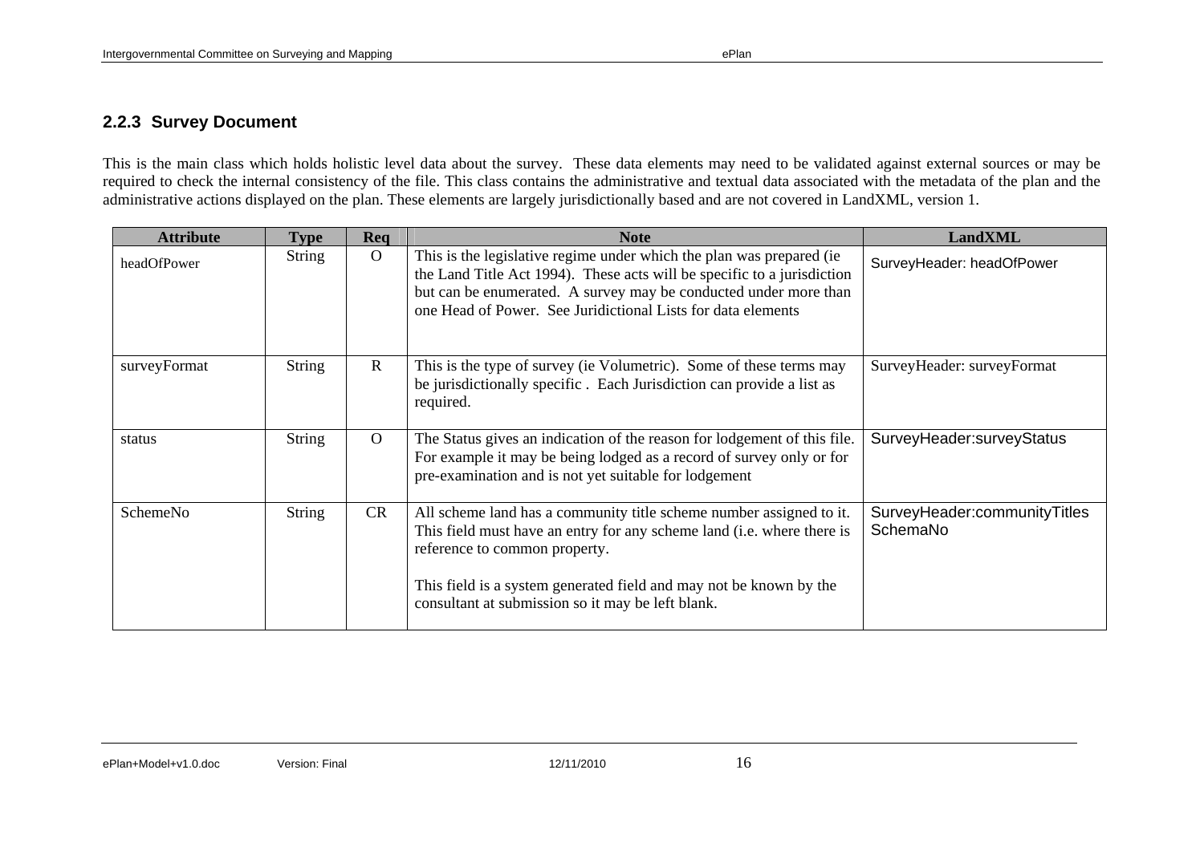### 2.2.3 Survey Document

This is the main class which holds holistic level data about the survey. These data elements may need to be validated against external sources or may be required to check the internal consistency of the file. This class contains the administrative and textual data associated with the metadata of the plan and the administrative actions displayed on the plan. These elements are largely jurisdictionally based and are not covered in LandXML, version 1.

| Attribute | Type | Req | Note | LandXML |
|---|---|---|---|---|
| headOfPower | String | O | This is the legislative regime under which the plan was prepared (ie the Land Title Act 1994). These acts will be specific to a jurisdiction but can be enumerated. A survey may be conducted under more than one Head of Power. See Juridictional Lists for data elements | SurveyHeader: headOfPower |
| surveyFormat | String | R | This is the type of survey (ie Volumetric). Some of these terms may be jurisdictionally specific . Each Jurisdiction can provide a list as required. | SurveyHeader: surveyFormat |
| status | String | O | The Status gives an indication of the reason for lodgement of this file. For example it may be being lodged as a record of survey only or for pre-examination and is not yet suitable for lodgement | SurveyHeader:surveyStatus |
| SchemeNo | String | CR | All scheme land has a community title scheme number assigned to it. This field must have an entry for any scheme land (i.e. where there is reference to common property.<br><br>This field is a system generated field and may not be known by the consultant at submission so it may be left blank. | SurveyHeader:communityTitles SchemaNo |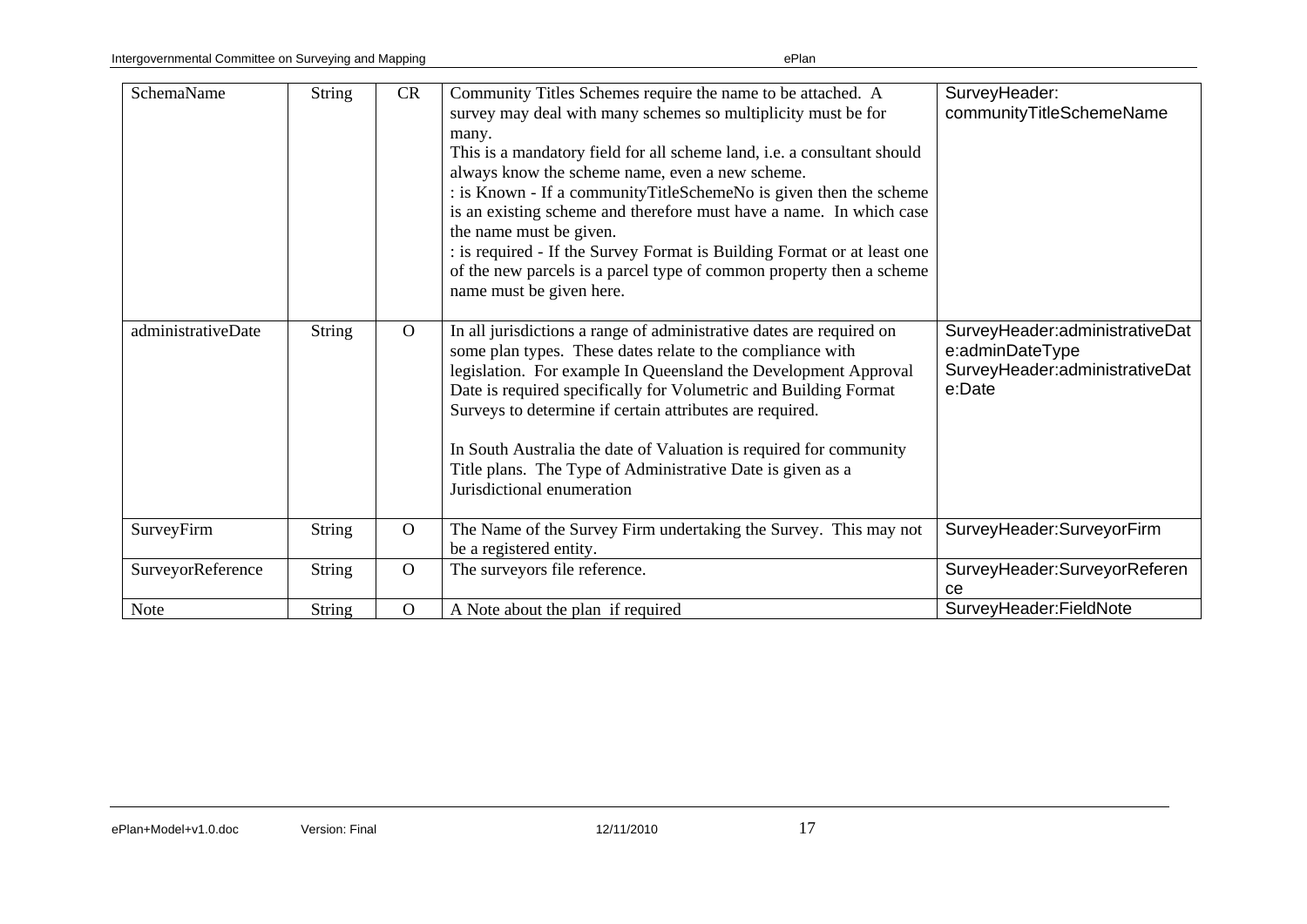| SchemaName | String | CR | Community Titles Schemes require the name to be attached. A survey may deal with many schemes so multiplicity must be for many.<br>This is a mandatory field for all scheme land, i.e. a consultant should always know the scheme name, even a new scheme.<br>: is Known - If a communityTitleSchemeNo is given then the scheme is an existing scheme and therefore must have a name. In which case the name must be given.<br>: is required - If the Survey Format is Building Format or at least one of the new parcels is a parcel type of common property then a scheme name must be given here. | SurveyHeader: communityTitleSchemeName |
|---|---|---|---|---|
| administrativeDate | String | O | In all jurisdictions a range of administrative dates are required on some plan types. These dates relate to the compliance with legislation. For example In Queensland the Development Approval Date is required specifically for Volumetric and Building Format Surveys to determine if certain attributes are required.<br><br>In South Australia the date of Valuation is required for community Title plans. The Type of Administrative Date is given as a Jurisdictional enumeration | SurveyHeader:administrativeDate:adminDateType<br>SurveyHeader:administrativeDate:Date |
| SurveyFirm | String | O | The Name of the Survey Firm undertaking the Survey. This may not be a registered entity. | SurveyHeader:SurveyorFirm |
| SurveyorReference | String | O | The surveyors file reference. | SurveyHeader:SurveyorReference |
| Note | String | O | A Note about the plan if required | SurveyHeader:FieldNote |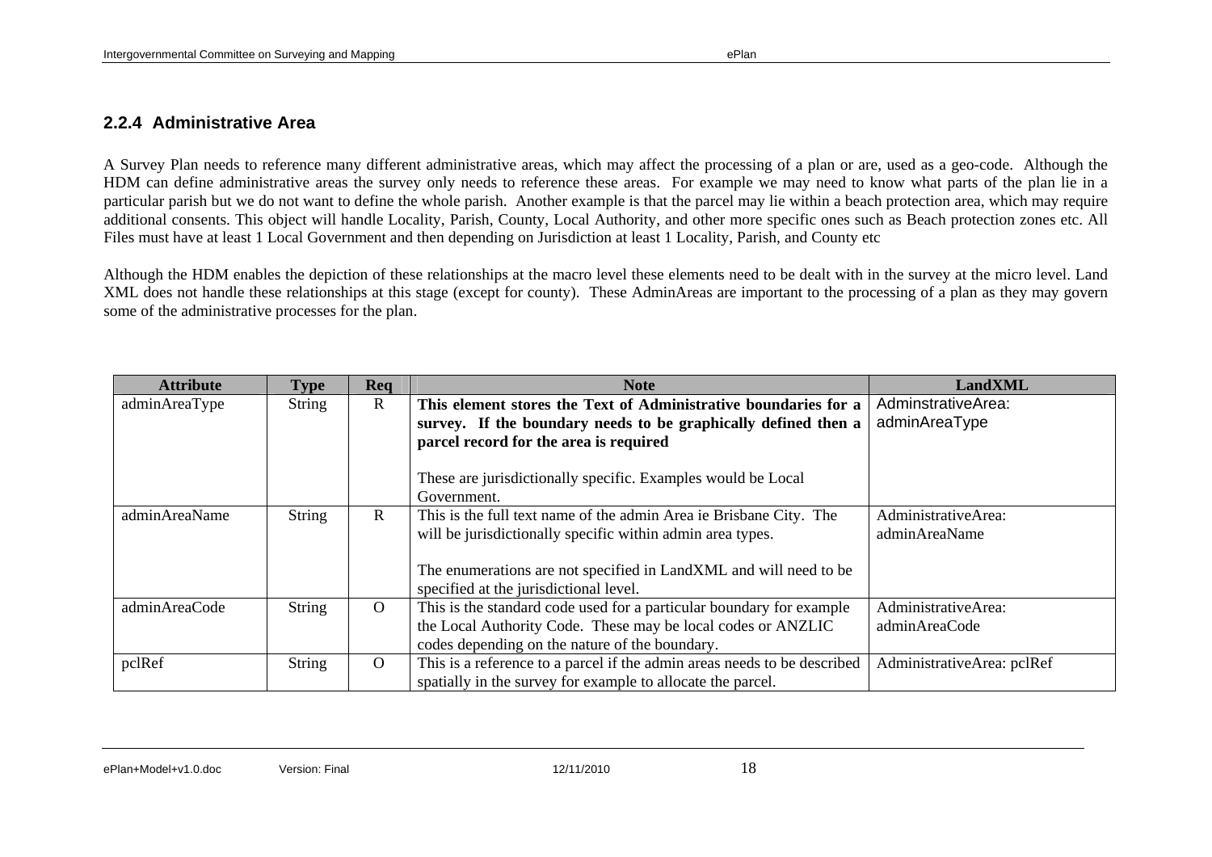## 2.2.4 Administrative Area

A Survey Plan needs to reference many different administrative areas, which may affect the processing of a plan or are, used as a geo-code. Although the HDM can define administrative areas the survey only needs to reference these areas. For example we may need to know what parts of the plan lie in a particular parish but we do not want to define the whole parish. Another example is that the parcel may lie within a beach protection area, which may require additional consents. This object will handle Locality, Parish, County, Local Authority, and other more specific ones such as Beach protection zones etc. All Files must have at least 1 Local Government and then depending on Jurisdiction at least 1 Locality, Parish, and County etc

Although the HDM enables the depiction of these relationships at the macro level these elements need to be dealt with in the survey at the micro level. Land XML does not handle these relationships at this stage (except for county). These AdminAreas are important to the processing of a plan as they may govern some of the administrative processes for the plan.

| Attribute | Type | Req | Note | LandXML |
|---|---|---|---|---|
| adminAreaType | String | R | **This element stores the Text of Administrative boundaries for a survey. If the boundary needs to be graphically defined then a parcel record for the area is required**<br><br>These are jurisdictionally specific. Examples would be Local Government. | AdminstrativeArea: adminAreaType |
| adminAreaName | String | R | This is the full text name of the admin Area ie Brisbane City. The will be jurisdictionally specific within admin area types.<br><br>The enumerations are not specified in LandXML and will need to be specified at the jurisdictional level. | AdministrativeArea: adminAreaName |
| adminAreaCode | String | O | This is the standard code used for a particular boundary for example the Local Authority Code. These may be local codes or ANZLIC codes depending on the nature of the boundary. | AdministrativeArea: adminAreaCode |
| pclRef | String | O | This is a reference to a parcel if the admin areas needs to be described spatially in the survey for example to allocate the parcel. | AdministrativeArea: pclRef |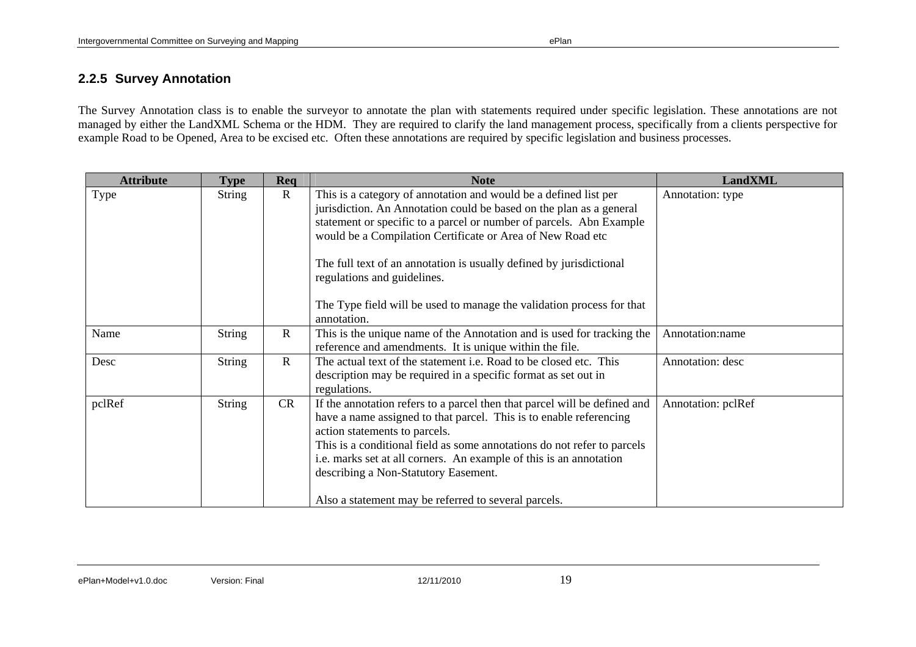### 2.2.5 Survey Annotation

The Survey Annotation class is to enable the surveyor to annotate the plan with statements required under specific legislation. These annotations are not managed by either the LandXML Schema or the HDM. They are required to clarify the land management process, specifically from a clients perspective for example Road to be Opened, Area to be excised etc. Often these annotations are required by specific legislation and business processes.

| Attribute | Type | Req | Note | LandXML |
|---|---|---|---|---|
| Type | String | R | This is a category of annotation and would be a defined list per jurisdiction. An Annotation could be based on the plan as a general statement or specific to a parcel or number of parcels. Abn Example would be a Compilation Certificate or Area of New Road etc<br><br>The full text of an annotation is usually defined by jurisdictional regulations and guidelines.<br><br>The Type field will be used to manage the validation process for that annotation. | Annotation: type |
| Name | String | R | This is the unique name of the Annotation and is used for tracking the reference and amendments. It is unique within the file. | Annotation:name |
| Desc | String | R | The actual text of the statement i.e. Road to be closed etc. This description may be required in a specific format as set out in regulations. | Annotation: desc |
| pclRef | String | CR | If the annotation refers to a parcel then that parcel will be defined and have a name assigned to that parcel. This is to enable referencing action statements to parcels.<br>This is a conditional field as some annotations do not refer to parcels i.e. marks set at all corners. An example of this is an annotation describing a Non-Statutory Easement.<br><br>Also a statement may be referred to several parcels. | Annotation: pclRef |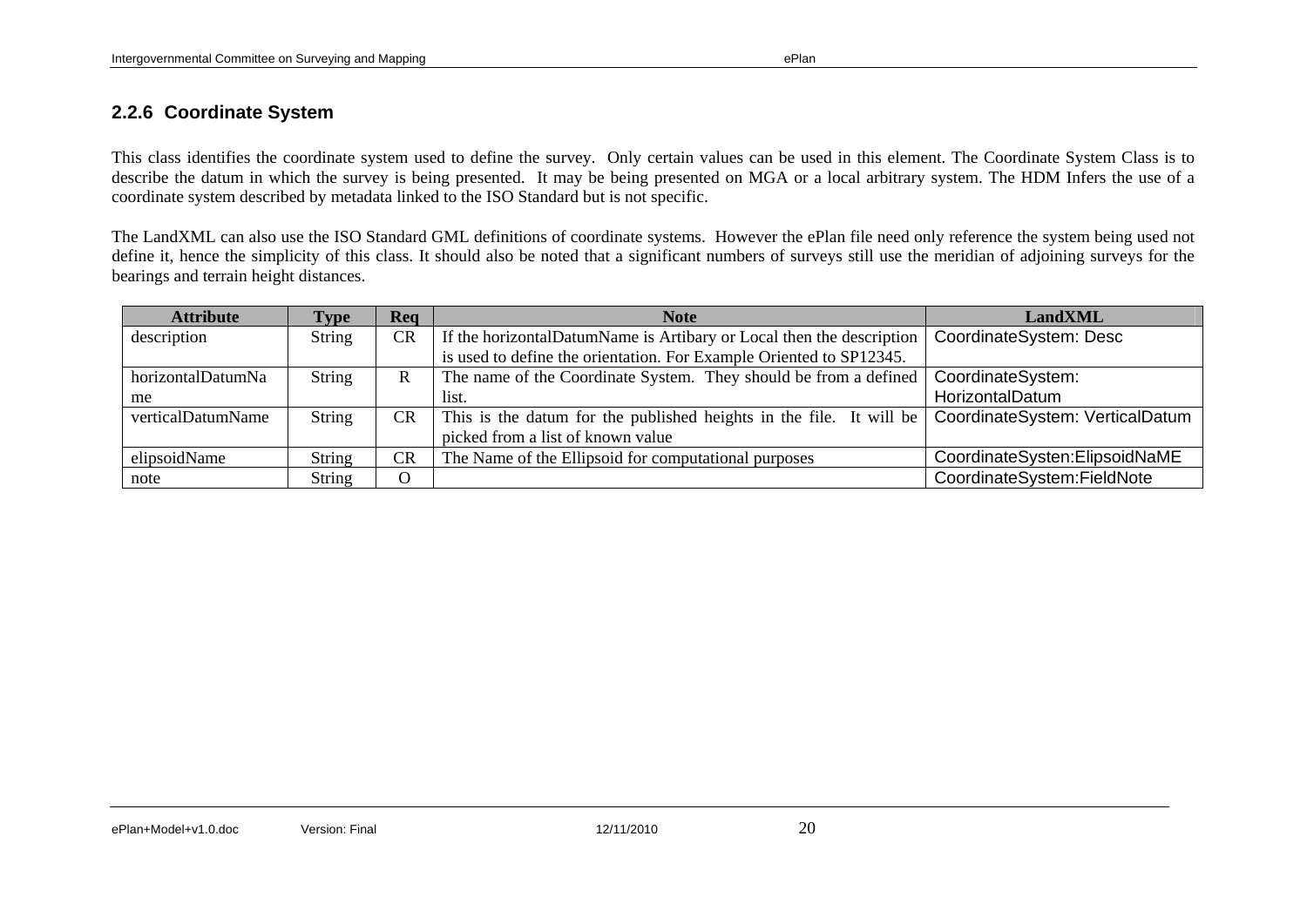### 2.2.6 Coordinate System

This class identifies the coordinate system used to define the survey. Only certain values can be used in this element. The Coordinate System Class is to describe the datum in which the survey is being presented. It may be being presented on MGA or a local arbitrary system. The HDM Infers the use of a coordinate system described by metadata linked to the ISO Standard but is not specific.

The LandXML can also use the ISO Standard GML definitions of coordinate systems. However the ePlan file need only reference the system being used not define it, hence the simplicity of this class. It should also be noted that a significant numbers of surveys still use the meridian of adjoining surveys for the bearings and terrain height distances.

| Attribute | Type | Req | Note | LandXML |
|---|---|---|---|---|
| description | String | CR | If the horizontalDatumName is Artibary or Local then the description is used to define the orientation. For Example Oriented to SP12345. | CoordinateSystem: Desc |
| horizontalDatumName | String | R | The name of the Coordinate System. They should be from a defined list. | CoordinateSystem: HorizontalDatum |
| verticalDatumName | String | CR | This is the datum for the published heights in the file. It will be picked from a list of known value | CoordinateSystem: VerticalDatum |
| elipsoidName | String | CR | The Name of the Ellipsoid for computational purposes | CoordinateSysten:ElipsoidNaME |
| note | String | O | | CoordinateSystem:FieldNote |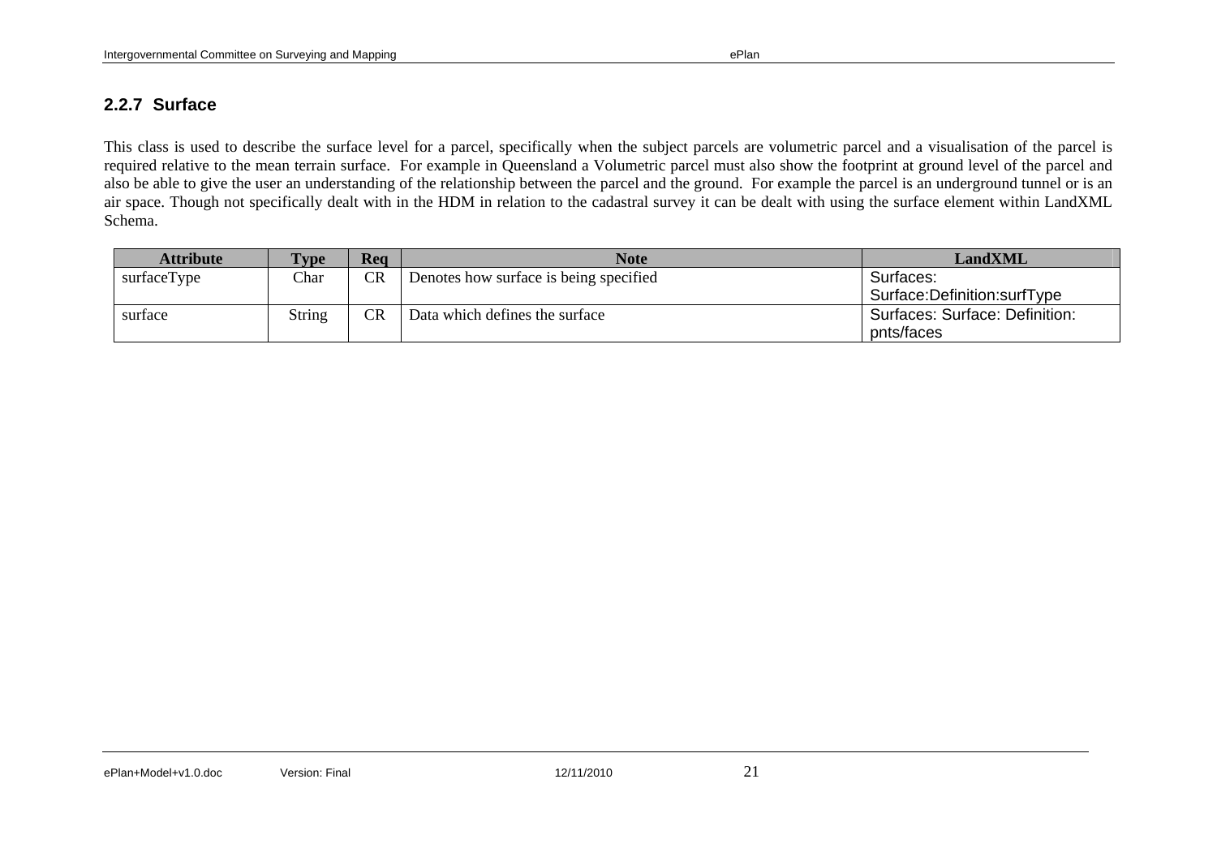### 2.2.7 Surface

This class is used to describe the surface level for a parcel, specifically when the subject parcels are volumetric parcel and a visualisation of the parcel is required relative to the mean terrain surface. For example in Queensland a Volumetric parcel must also show the footprint at ground level of the parcel and also be able to give the user an understanding of the relationship between the parcel and the ground. For example the parcel is an underground tunnel or is an air space. Though not specifically dealt with in the HDM in relation to the cadastral survey it can be dealt with using the surface element within LandXML Schema.

| Attribute | Type | Req | Note | LandXML |
|---|---|---|---|---|
| surfaceType | Char | CR | Denotes how surface is being specified | Surfaces: Surface:Definition:surfType |
| surface | String | CR | Data which defines the surface | Surfaces: Surface: Definition: pnts/faces |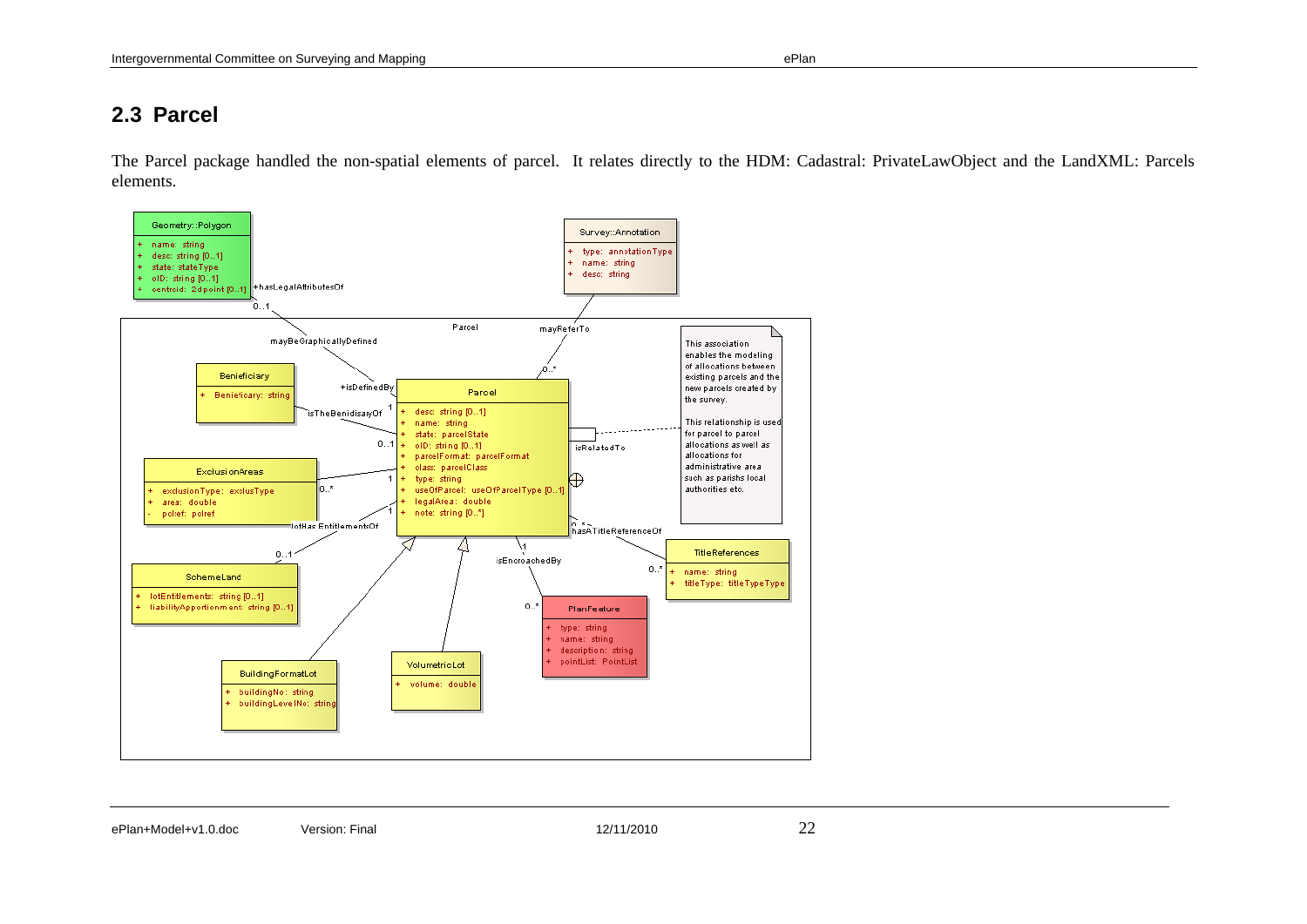## 2.3 Parcel

The Parcel package handled the non-spatial elements of parcel. It relates directly to the HDM: Cadastral: PrivateLawObject and the LandXML: Parcels elements.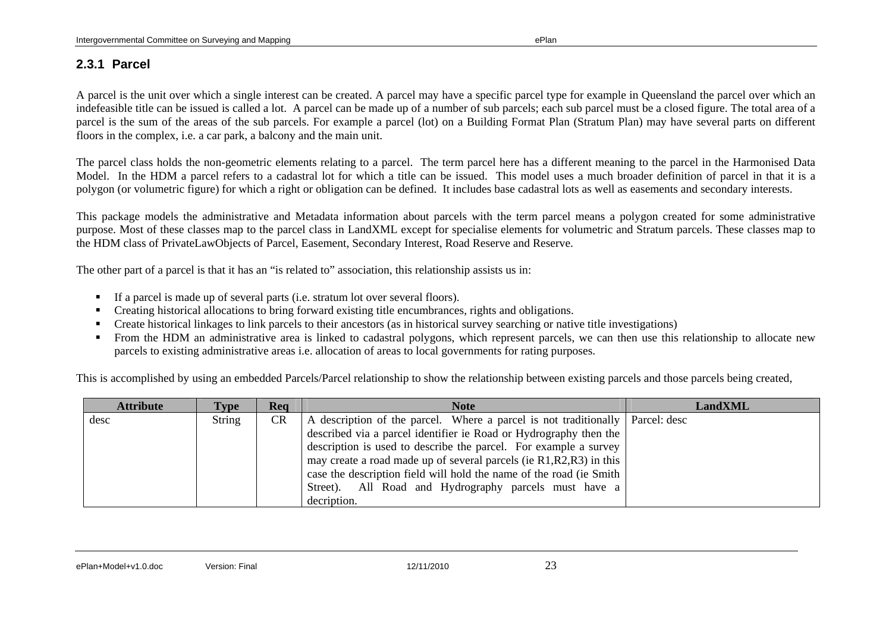### 2.3.1 Parcel

A parcel is the unit over which a single interest can be created. A parcel may have a specific parcel type for example in Queensland the parcel over which an indefeasible title can be issued is called a lot. A parcel can be made up of a number of sub parcels; each sub parcel must be a closed figure. The total area of a parcel is the sum of the areas of the sub parcels. For example a parcel (lot) on a Building Format Plan (Stratum Plan) may have several parts on different floors in the complex, i.e. a car park, a balcony and the main unit.

The parcel class holds the non-geometric elements relating to a parcel. The term parcel here has a different meaning to the parcel in the Harmonised Data Model. In the HDM a parcel refers to a cadastral lot for which a title can be issued. This model uses a much broader definition of parcel in that it is a polygon (or volumetric figure) for which a right or obligation can be defined. It includes base cadastral lots as well as easements and secondary interests.

This package models the administrative and Metadata information about parcels with the term parcel means a polygon created for some administrative purpose. Most of these classes map to the parcel class in LandXML except for specialise elements for volumetric and Stratum parcels. These classes map to the HDM class of PrivateLawObjects of Parcel, Easement, Secondary Interest, Road Reserve and Reserve.

The other part of a parcel is that it has an "is related to" association, this relationship assists us in:

- If a parcel is made up of several parts (i.e. stratum lot over several floors).
- Creating historical allocations to bring forward existing title encumbrances, rights and obligations.
- Create historical linkages to link parcels to their ancestors (as in historical survey searching or native title investigations)
- From the HDM an administrative area is linked to cadastral polygons, which represent parcels, we can then use this relationship to allocate new parcels to existing administrative areas i.e. allocation of areas to local governments for rating purposes.

This is accomplished by using an embedded Parcels/Parcel relationship to show the relationship between existing parcels and those parcels being created,

| Attribute | Type | Req | Note | LandXML |
|---|---|---|---|---|
| desc | String | CR | A description of the parcel. Where a parcel is not traditionally described via a parcel identifier ie Road or Hydrography then the description is used to describe the parcel. For example a survey may create a road made up of several parcels (ie R1,R2,R3) in this case the description field will hold the name of the road (ie Smith Street). All Road and Hydrography parcels must have a decription. | Parcel: desc |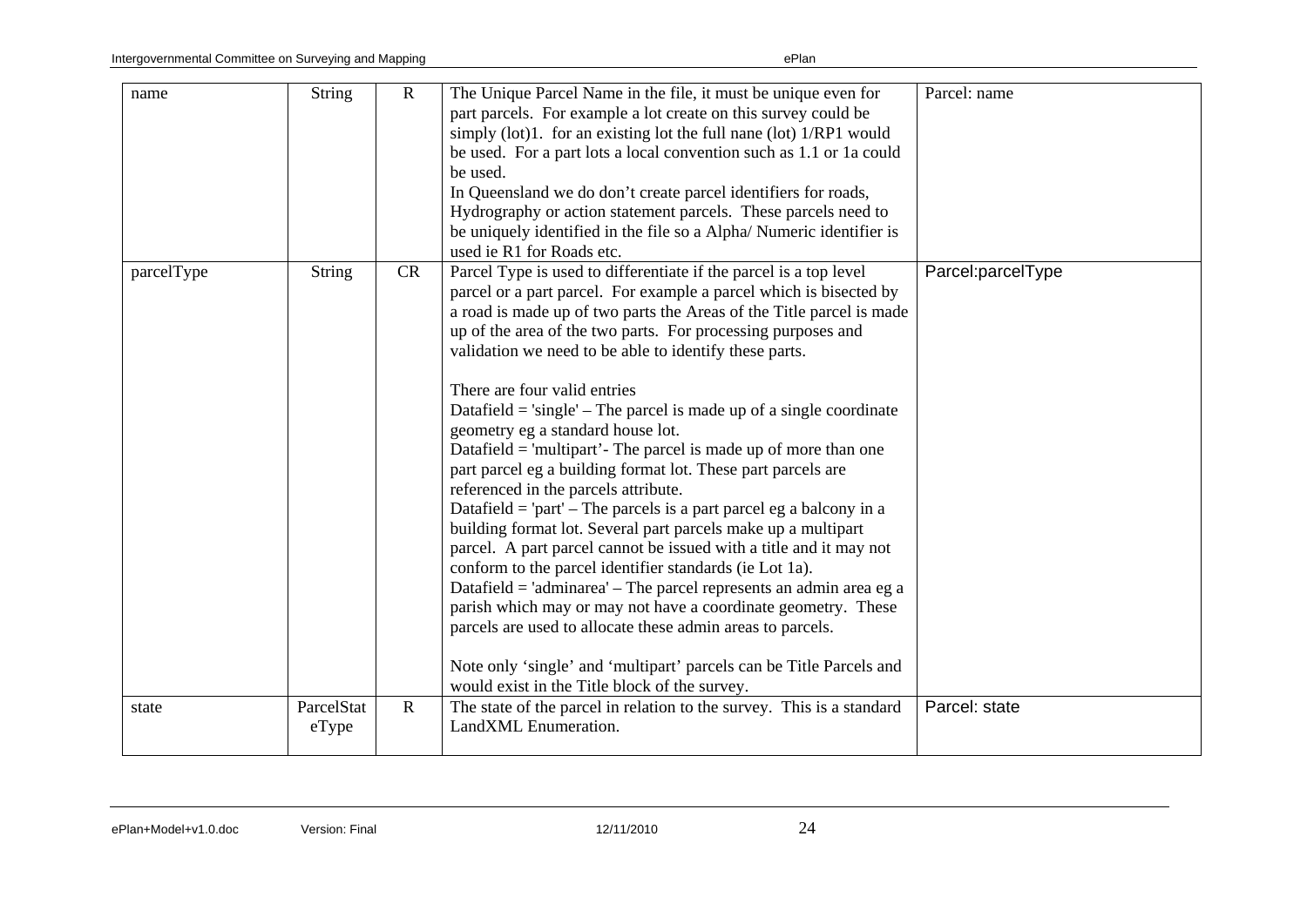| name | String | R | The Unique Parcel Name in the file, it must be unique even for part parcels. For example a lot create on this survey could be simply (lot)1. for an existing lot the full nane (lot) 1/RP1 would be used. For a part lots a local convention such as 1.1 or 1a could be used.<br>In Queensland we do don't create parcel identifiers for roads, Hydrography or action statement parcels. These parcels need to be uniquely identified in the file so a Alpha/ Numeric identifier is used ie R1 for Roads etc. | Parcel: name |
|---|---|---|---|---|
| parcelType | String | CR | Parcel Type is used to differentiate if the parcel is a top level parcel or a part parcel. For example a parcel which is bisected by a road is made up of two parts the Areas of the Title parcel is made up of the area of the two parts. For processing purposes and validation we need to be able to identify these parts.<br><br>There are four valid entries<br>Datafield = 'single' – The parcel is made up of a single coordinate geometry eg a standard house lot.<br>Datafield = 'multipart'- The parcel is made up of more than one part parcel eg a building format lot. These part parcels are referenced in the parcels attribute.<br>Datafield = 'part' – The parcels is a part parcel eg a balcony in a building format lot. Several part parcels make up a multipart parcel. A part parcel cannot be issued with a title and it may not conform to the parcel identifier standards (ie Lot 1a).<br>Datafield = 'adminarea' – The parcel represents an admin area eg a parish which may or may not have a coordinate geometry. These parcels are used to allocate these admin areas to parcels.<br><br>Note only 'single' and 'multipart' parcels can be Title Parcels and would exist in the Title block of the survey. | Parcel:parcelType |
| state | ParcelStateType | R | The state of the parcel in relation to the survey. This is a standard LandXML Enumeration. | Parcel: state |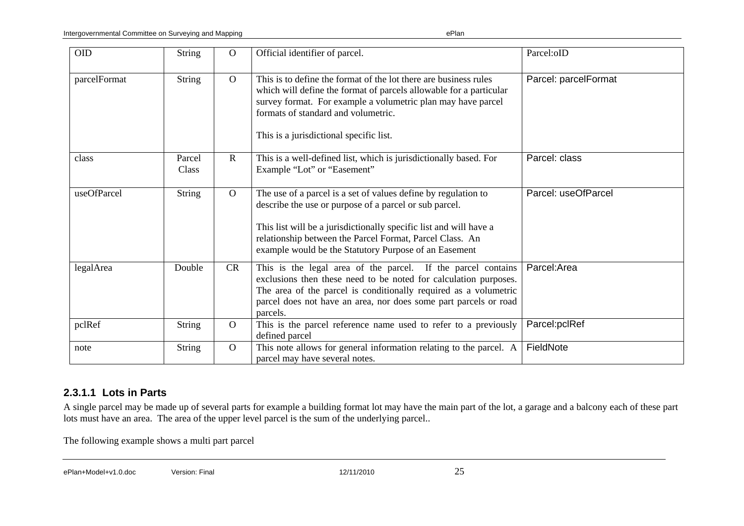| OID | String | O | Official identifier of parcel. | Parcel:oID |
|---|---|---|---|---|
| parcelFormat | String | O | This is to define the format of the lot there are business rules which will define the format of parcels allowable for a particular survey format. For example a volumetric plan may have parcel formats of standard and volumetric.<br><br>This is a jurisdictional specific list. | Parcel: parcelFormat |
| class | Parcel Class | R | This is a well-defined list, which is jurisdictionally based. For Example "Lot" or "Easement" | Parcel: class |
| useOfParcel | String | O | The use of a parcel is a set of values define by regulation to describe the use or purpose of a parcel or sub parcel.<br><br>This list will be a jurisdictionally specific list and will have a relationship between the Parcel Format, Parcel Class. An example would be the Statutory Purpose of an Easement | Parcel: useOfParcel |
| legalArea | Double | CR | This is the legal area of the parcel. If the parcel contains exclusions then these need to be noted for calculation purposes. The area of the parcel is conditionally required as a volumetric parcel does not have an area, nor does some part parcels or road parcels. | Parcel:Area |
| pclRef | String | O | This is the parcel reference name used to refer to a previously defined parcel | Parcel:pclRef |
| note | String | O | This note allows for general information relating to the parcel. A parcel may have several notes. | FieldNote |

#### 2.3.1.1 Lots in Parts

A single parcel may be made up of several parts for example a building format lot may have the main part of the lot, a garage and a balcony each of these part lots must have an area. The area of the upper level parcel is the sum of the underlying parcel..

The following example shows a multi part parcel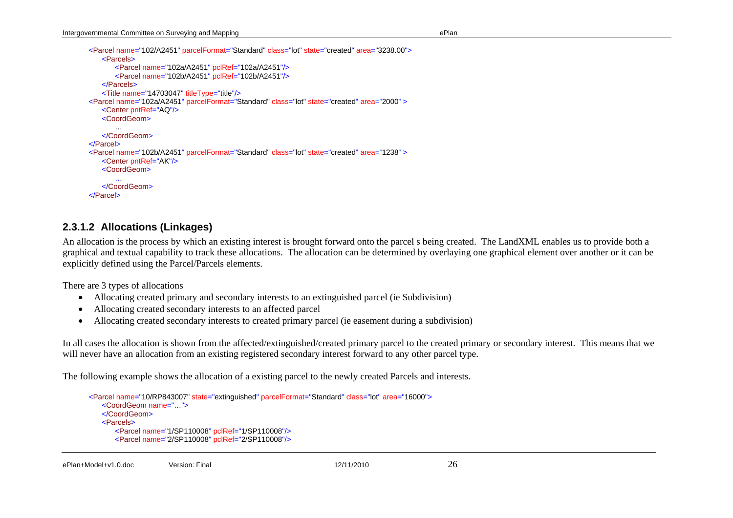```
<Parcel name="102/A2451" parcelFormat="Standard" class="lot" state="created" area="3238.00">
    <Parcels>
        <Parcel name="102a/A2451" pclRef="102a/A2451"/>
        <Parcel name="102b/A2451" pclRef="102b/A2451"/>
    </Parcels>
    <Title name="14703047" titleType="title"/>
<Parcel name="102a/A2451" parcelFormat="Standard" class="lot" state="created" area="2000" >
    <Center pntRef="AQ"/>
    <CoordGeom>
        …
    </CoordGeom>
</Parcel>
<Parcel name="102b/A2451" parcelFormat="Standard" class="lot" state="created" area="1238" >
    <Center pntRef="AK"/>
    <CoordGeom>
        …
    </CoordGeom>
</Parcel>
```

### 2.3.1.2 Allocations (Linkages)

An allocation is the process by which an existing interest is brought forward onto the parcel s being created. The LandXML enables us to provide both a graphical and textual capability to track these allocations. The allocation can be determined by overlaying one graphical element over another or it can be explicitly defined using the Parcel/Parcels elements.

There are 3 types of allocations

- Allocating created primary and secondary interests to an extinguished parcel (ie Subdivision)
- Allocating created secondary interests to an affected parcel
- Allocating created secondary interests to created primary parcel (ie easement during a subdivision)

In all cases the allocation is shown from the affected/extinguished/created primary parcel to the created primary or secondary interest. This means that we will never have an allocation from an existing registered secondary interest forward to any other parcel type.

The following example shows the allocation of a existing parcel to the newly created Parcels and interests.

```
<Parcel name="10/RP843007" state="extinguished" parcelFormat="Standard" class="lot" area="16000">
    <CoordGeom name="…">
    </CoordGeom>
    <Parcels>
        <Parcel name="1/SP110008" pclRef="1/SP110008"/>
        <Parcel name="2/SP110008" pclRef="2/SP110008"/>
```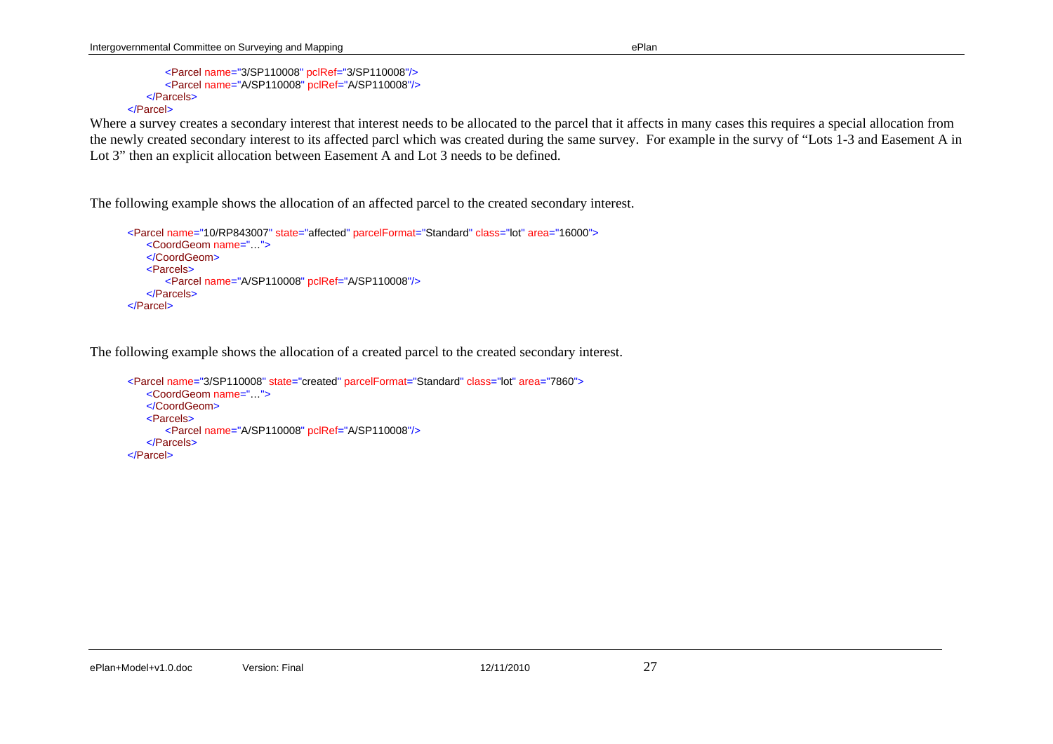```
        <Parcel name="3/SP110008" pclRef="3/SP110008"/>
        <Parcel name="A/SP110008" pclRef="A/SP110008"/>
    </Parcels>
</Parcel>
```

Where a survey creates a secondary interest that interest needs to be allocated to the parcel that it affects in many cases this requires a special allocation from the newly created secondary interest to its affected parcl which was created during the same survey. For example in the survy of “Lots 1-3 and Easement A in Lot 3” then an explicit allocation between Easement A and Lot 3 needs to be defined.

The following example shows the allocation of an affected parcel to the created secondary interest.

```
<Parcel name="10/RP843007" state="affected" parcelFormat="Standard" class="lot" area="16000">
    <CoordGeom name="…">
    </CoordGeom>
    <Parcels>
        <Parcel name="A/SP110008" pclRef="A/SP110008"/>
    </Parcels>
</Parcel>
```

The following example shows the allocation of a created parcel to the created secondary interest.

```
<Parcel name="3/SP110008" state="created" parcelFormat="Standard" class="lot" area="7860">
    <CoordGeom name="…">
    </CoordGeom>
    <Parcels>
        <Parcel name="A/SP110008" pclRef="A/SP110008"/>
    </Parcels>
</Parcel>
```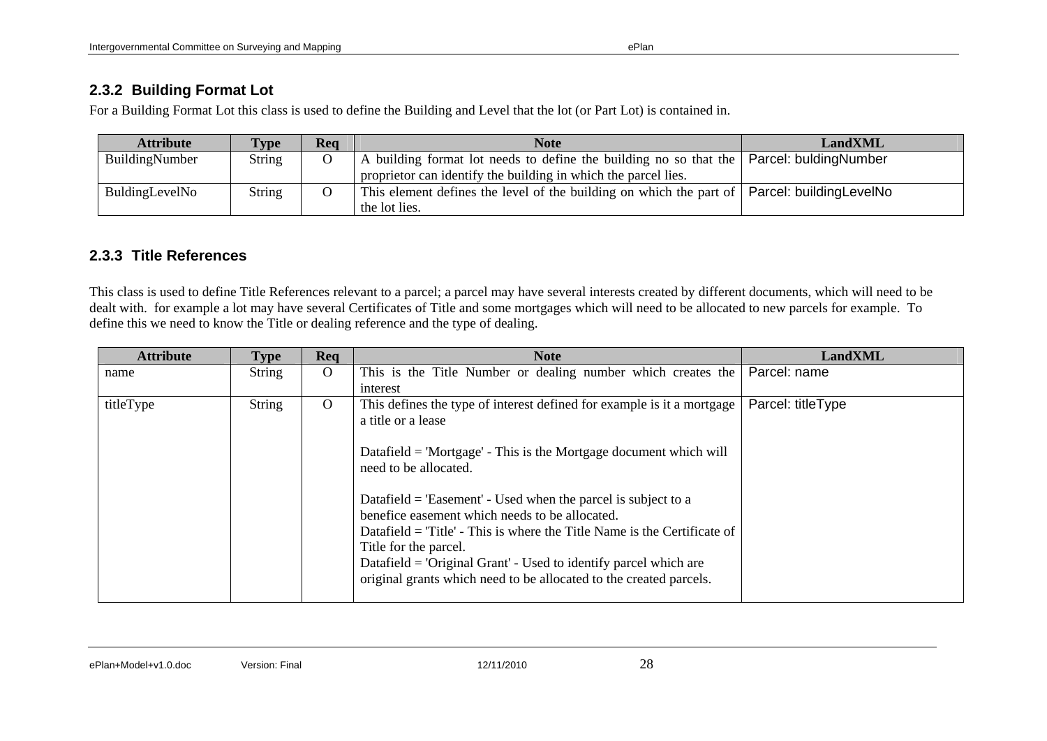### 2.3.2 Building Format Lot

For a Building Format Lot this class is used to define the Building and Level that the lot (or Part Lot) is contained in.

| Attribute | Type | Req | Note | LandXML |
|---|---|---|---|---|
| BuildingNumber | String | O | A building format lot needs to define the building no so that the proprietor can identify the building in which the parcel lies. | Parcel: buldingNumber |
| BuldingLevelNo | String | O | This element defines the level of the building on which the part of the lot lies. | Parcel: buildingLevelNo |

### 2.3.3 Title References

This class is used to define Title References relevant to a parcel; a parcel may have several interests created by different documents, which will need to be dealt with. for example a lot may have several Certificates of Title and some mortgages which will need to be allocated to new parcels for example. To define this we need to know the Title or dealing reference and the type of dealing.

| Attribute | Type | Req | Note | LandXML |
|---|---|---|---|---|
| name | String | O | This is the Title Number or dealing number which creates the interest | Parcel: name |
| titleType | String | O | This defines the type of interest defined for example is it a mortgage a title or a lease<br><br>Datafield = 'Mortgage' - This is the Mortgage document which will need to be allocated.<br><br>Datafield = 'Easement' - Used when the parcel is subject to a benefice easement which needs to be allocated.<br>Datafield = 'Title' - This is where the Title Name is the Certificate of Title for the parcel.<br>Datafield = 'Original Grant' - Used to identify parcel which are original grants which need to be allocated to the created parcels. | Parcel: titleType |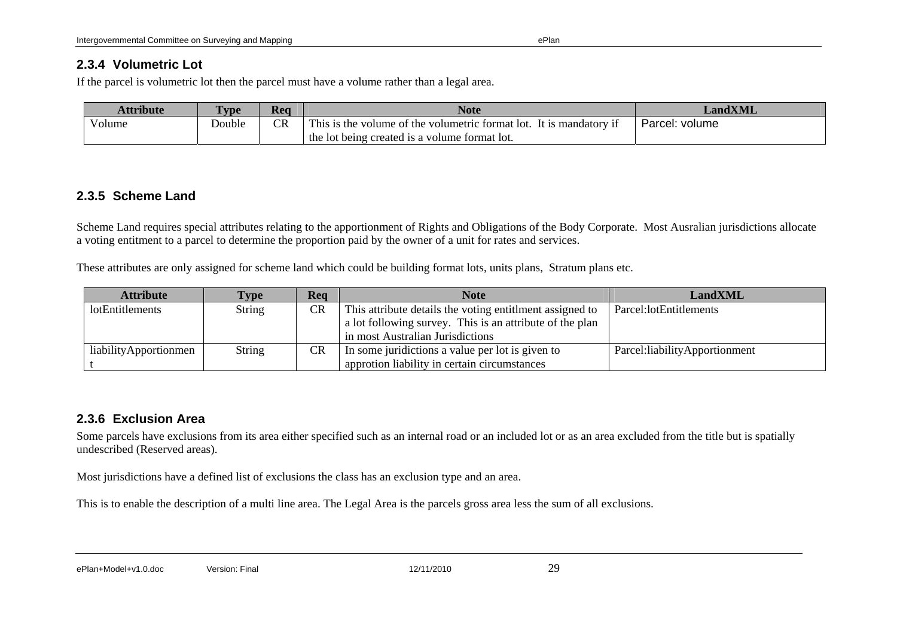### 2.3.4 Volumetric Lot

If the parcel is volumetric lot then the parcel must have a volume rather than a legal area.

| Attribute | Type | Req | Note | LandXML |
|---|---|---|---|---|
| Volume | Double | CR | This is the volume of the volumetric format lot. It is mandatory if the lot being created is a volume format lot. | Parcel: volume |

### 2.3.5 Scheme Land

Scheme Land requires special attributes relating to the apportionment of Rights and Obligations of the Body Corporate. Most Ausralian jurisdictions allocate a voting entitment to a parcel to determine the proportion paid by the owner of a unit for rates and services.

These attributes are only assigned for scheme land which could be building format lots, units plans, Stratum plans etc.

| Attribute | Type | Req | Note | LandXML |
|---|---|---|---|---|
| lotEntitlements | String | CR | This attribute details the voting entitlment assigned to a lot following survey. This is an attribute of the plan in most Australian Jurisdictions | Parcel:lotEntitlements |
| liabilityApportionment | String | CR | In some juridictions a value per lot is given to approtion liability in certain circumstances | Parcel:liabilityApportionment |

### 2.3.6 Exclusion Area

Some parcels have exclusions from its area either specified such as an internal road or an included lot or as an area excluded from the title but is spatially undescribed (Reserved areas).

Most jurisdictions have a defined list of exclusions the class has an exclusion type and an area.

This is to enable the description of a multi line area. The Legal Area is the parcels gross area less the sum of all exclusions.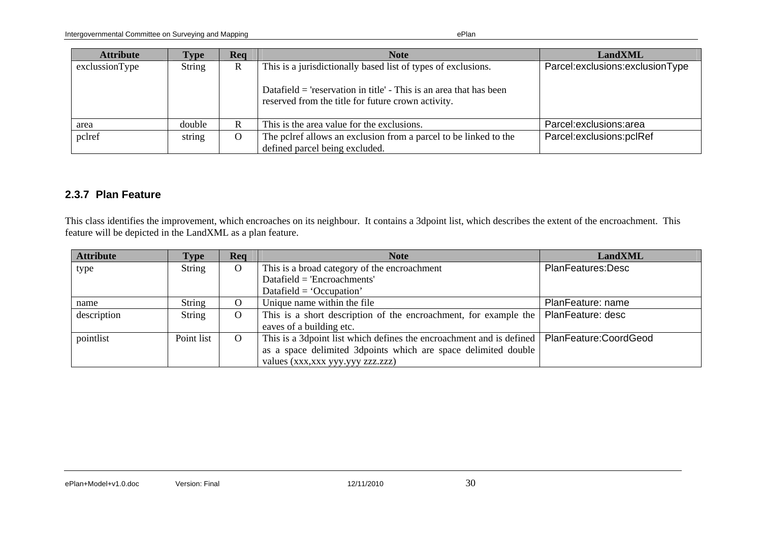| Attribute | Type | Req | Note | LandXML |
| --- | --- | --- | --- | --- |
| exclussionType | String | R | This is a jurisdictionally based list of types of exclusions.<br><br>Datafield = 'reservation in title' - This is an area that has been reserved from the title for future crown activity. | Parcel:exclusions:exclusionType |
| area | double | R | This is the area value for the exclusions. | Parcel:exclusions:area |
| pclref | string | O | The pclref allows an exclusion from a parcel to be linked to the defined parcel being excluded. | Parcel:exclusions:pclRef |

### 2.3.7 Plan Feature

This class identifies the improvement, which encroaches on its neighbour. It contains a 3dpoint list, which describes the extent of the encroachment. This feature will be depicted in the LandXML as a plan feature.

| Attribute | Type | Req | Note | LandXML |
| --- | --- | --- | --- | --- |
| type | String | O | This is a broad category of the encroachment<br>Datafield = 'Encroachments'<br>Datafield = 'Occupation' | PlanFeatures:Desc |
| name | String | O | Unique name within the file | PlanFeature: name |
| description | String | O | This is a short description of the encroachment, for example the eaves of a building etc. | PlanFeature: desc |
| pointlist | Point list | O | This is a 3dpoint list which defines the encroachment and is defined as a space delimited 3dpoints which are space delimited double values (xxx,xxx yyy.yyy zzz.zzz) | PlanFeature:CoordGeod |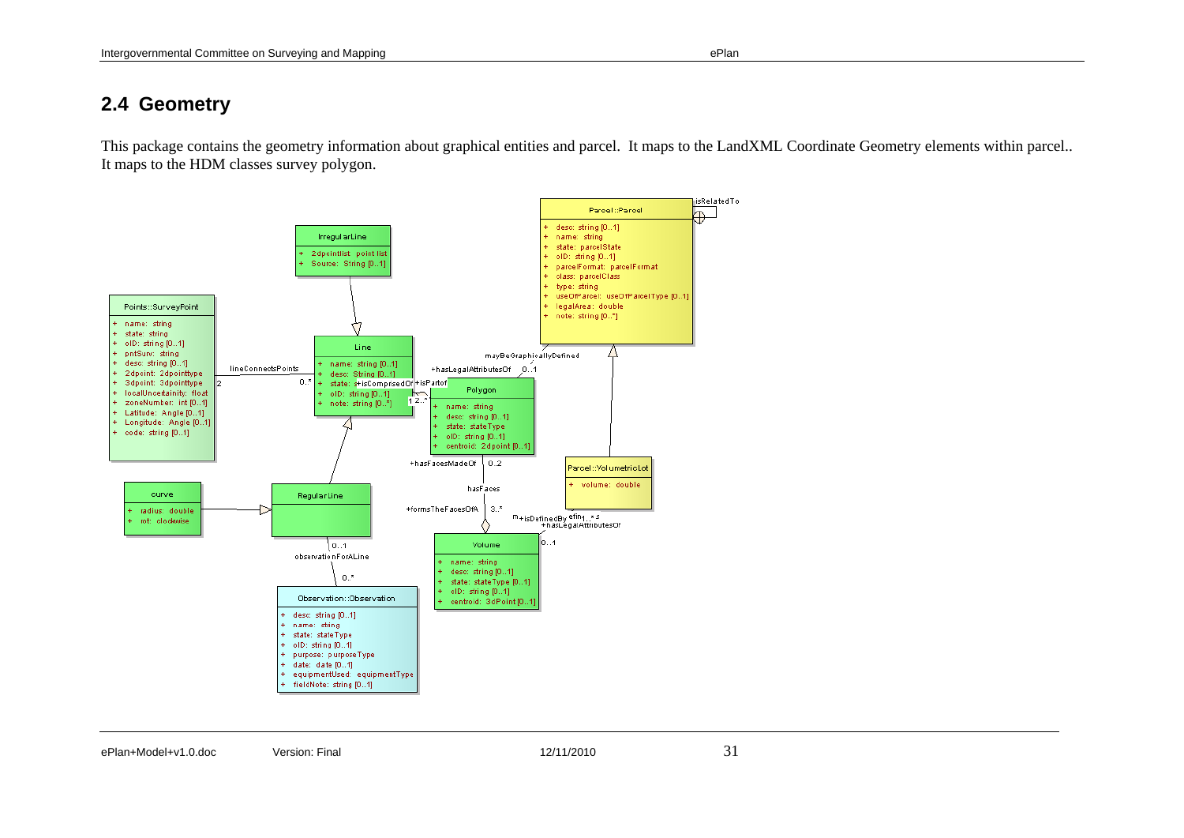## 2.4 Geometry

This package contains the geometry information about graphical entities and parcel. It maps to the LandXML Coordinate Geometry elements within parcel.. It maps to the HDM classes survey polygon.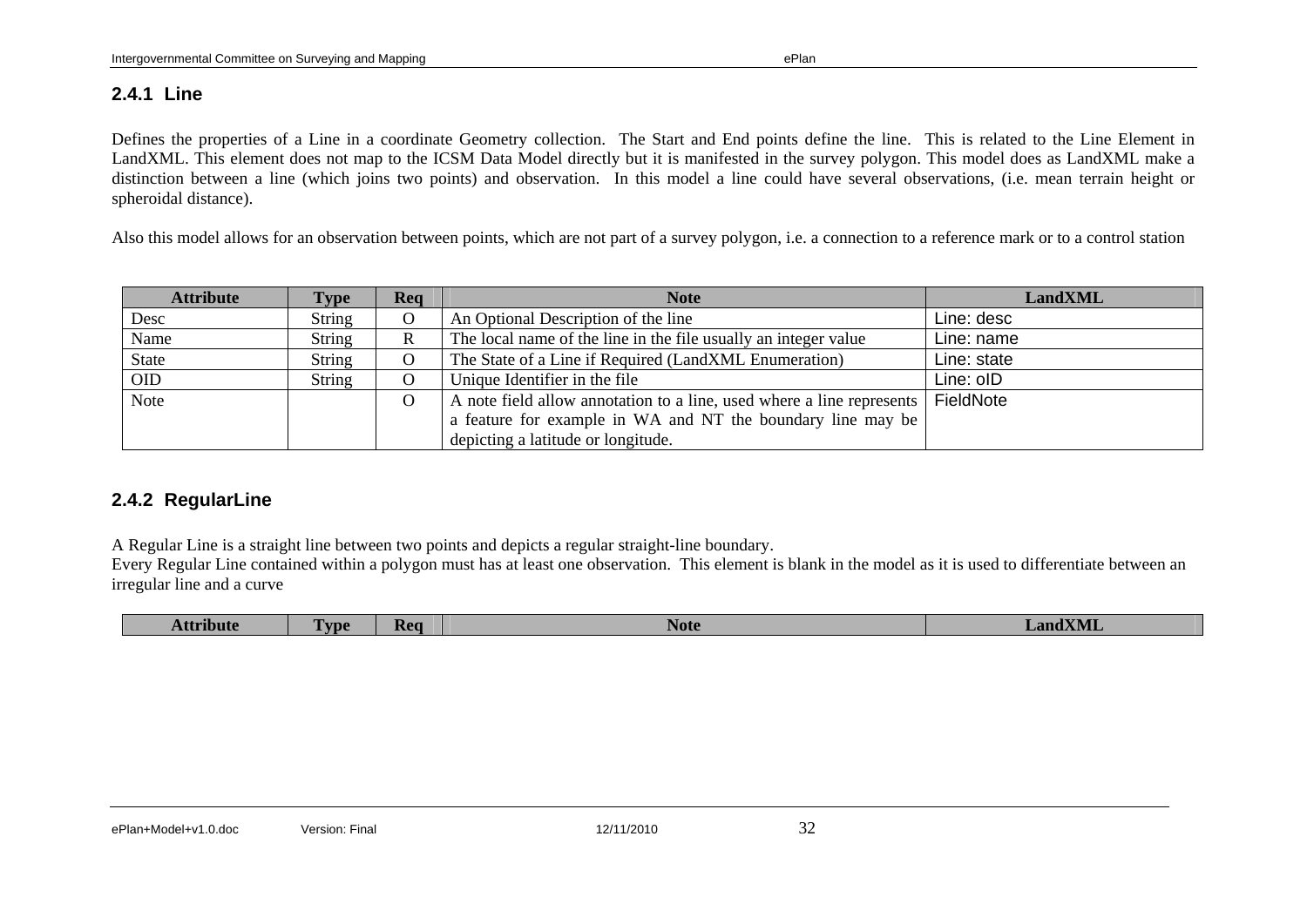### 2.4.1 Line

Defines the properties of a Line in a coordinate Geometry collection. The Start and End points define the line. This is related to the Line Element in LandXML. This element does not map to the ICSM Data Model directly but it is manifested in the survey polygon. This model does as LandXML make a distinction between a line (which joins two points) and observation. In this model a line could have several observations, (i.e. mean terrain height or spheroidal distance).

Also this model allows for an observation between points, which are not part of a survey polygon, i.e. a connection to a reference mark or to a control station

| Attribute | Type | Req | Note | LandXML |
|---|---|---|---|---|
| Desc | String | O | An Optional Description of the line | Line: desc |
| Name | String | R | The local name of the line in the file usually an integer value | Line: name |
| State | String | O | The State of a Line if Required (LandXML Enumeration) | Line: state |
| OID | String | O | Unique Identifier in the file | Line: oID |
| Note | | O | A note field allow annotation to a line, used where a line represents a feature for example in WA and NT the boundary line may be depicting a latitude or longitude. | FieldNote |

### 2.4.2 RegularLine

A Regular Line is a straight line between two points and depicts a regular straight-line boundary.
Every Regular Line contained within a polygon must has at least one observation. This element is blank in the model as it is used to differentiate between an irregular line and a curve

| Attribute | Type | Req | Note | LandXML |
|---|---|---|---|---|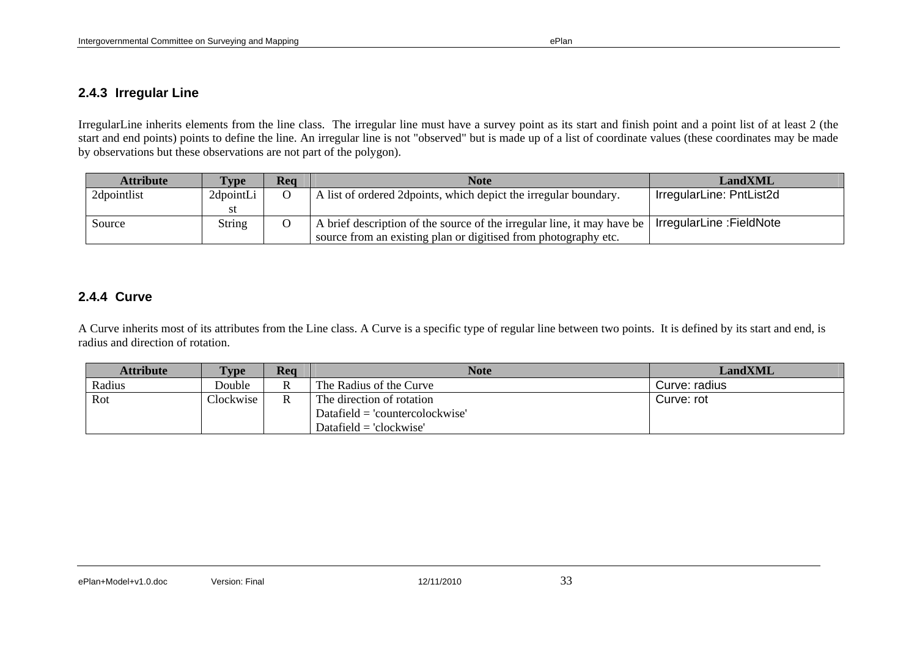### 2.4.3 Irregular Line

IrregularLine inherits elements from the line class. The irregular line must have a survey point as its start and finish point and a point list of at least 2 (the start and end points) points to define the line. An irregular line is not "observed" but is made up of a list of coordinate values (these coordinates may be made by observations but these observations are not part of the polygon).

| Attribute | Type | Req | Note | LandXML |
|---|---|---|---|---|
| 2dpointlist | 2dpointList | O | A list of ordered 2dpoints, which depict the irregular boundary. | IrregularLine: PntList2d |
| Source | String | O | A brief description of the source of the irregular line, it may have be source from an existing plan or digitised from photography etc. | IrregularLine :FieldNote |

### 2.4.4 Curve

A Curve inherits most of its attributes from the Line class. A Curve is a specific type of regular line between two points. It is defined by its start and end, is radius and direction of rotation.

| Attribute | Type | Req | Note | LandXML |
|---|---|---|---|---|
| Radius | Double | R | The Radius of the Curve | Curve: radius |
| Rot | Clockwise | R | The direction of rotation<br>Datafield = 'countercolockwise'<br>Datafield = 'clockwise' | Curve: rot |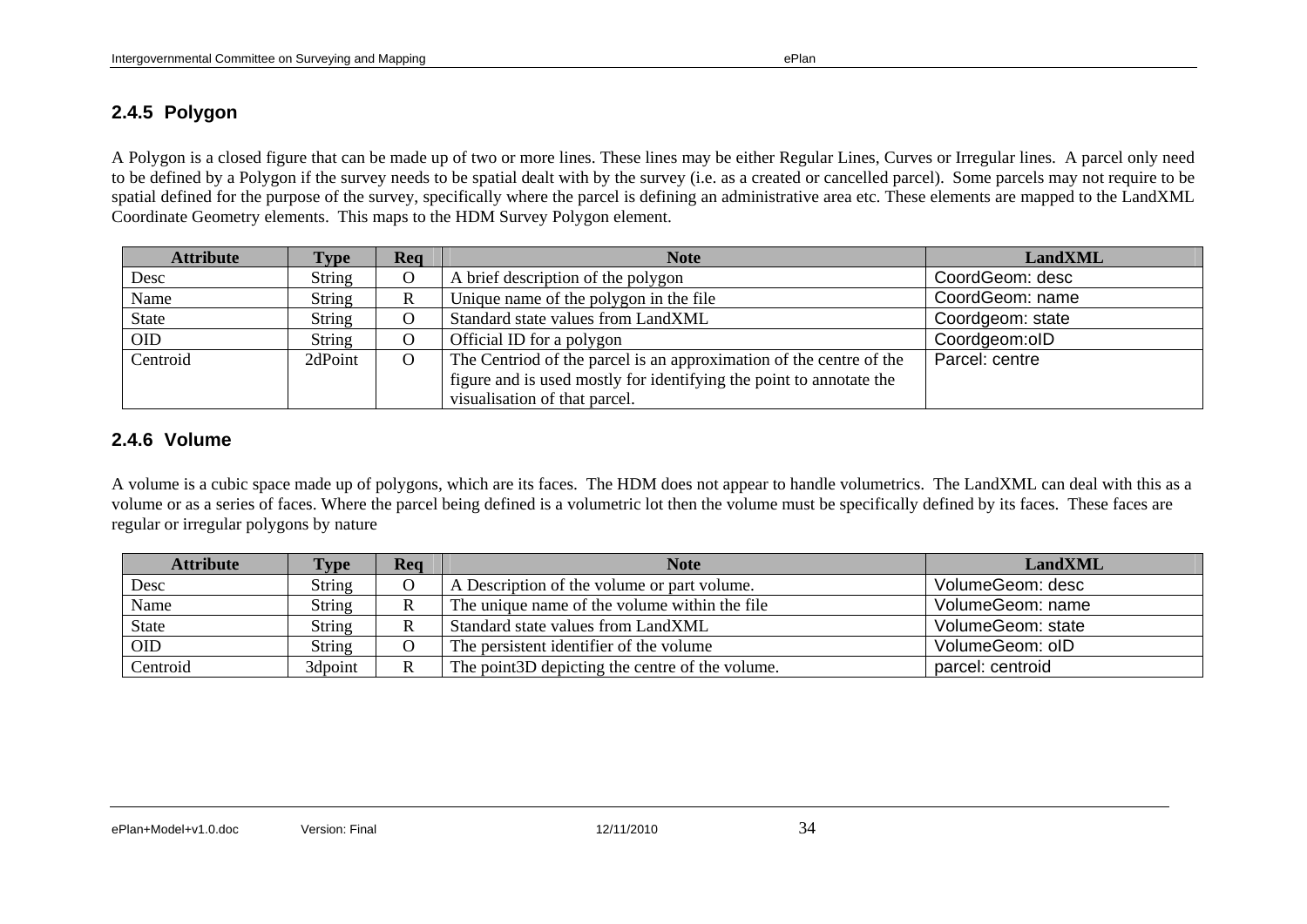### 2.4.5 Polygon

A Polygon is a closed figure that can be made up of two or more lines. These lines may be either Regular Lines, Curves or Irregular lines. A parcel only need to be defined by a Polygon if the survey needs to be spatial dealt with by the survey (i.e. as a created or cancelled parcel). Some parcels may not require to be spatial defined for the purpose of the survey, specifically where the parcel is defining an administrative area etc. These elements are mapped to the LandXML Coordinate Geometry elements. This maps to the HDM Survey Polygon element.

| Attribute | Type | Req | Note | LandXML |
|---|---|---|---|---|
| Desc | String | O | A brief description of the polygon | CoordGeom: desc |
| Name | String | R | Unique name of the polygon in the file | CoordGeom: name |
| State | String | O | Standard state values from LandXML | Coordgeom: state |
| OID | String | O | Official ID for a polygon | Coordgeom:oID |
| Centroid | 2dPoint | O | The Centriod of the parcel is an approximation of the centre of the figure and is used mostly for identifying the point to annotate the visualisation of that parcel. | Parcel: centre |

### 2.4.6 Volume

A volume is a cubic space made up of polygons, which are its faces. The HDM does not appear to handle volumetrics. The LandXML can deal with this as a volume or as a series of faces. Where the parcel being defined is a volumetric lot then the volume must be specifically defined by its faces. These faces are regular or irregular polygons by nature

| Attribute | Type | Req | Note | LandXML |
|---|---|---|---|---|
| Desc | String | O | A Description of the volume or part volume. | VolumeGeom: desc |
| Name | String | R | The unique name of the volume within the file | VolumeGeom: name |
| State | String | R | Standard state values from LandXML | VolumeGeom: state |
| OID | String | O | The persistent identifier of the volume | VolumeGeom: oID |
| Centroid | 3dpoint | R | The point3D depicting the centre of the volume. | parcel: centroid |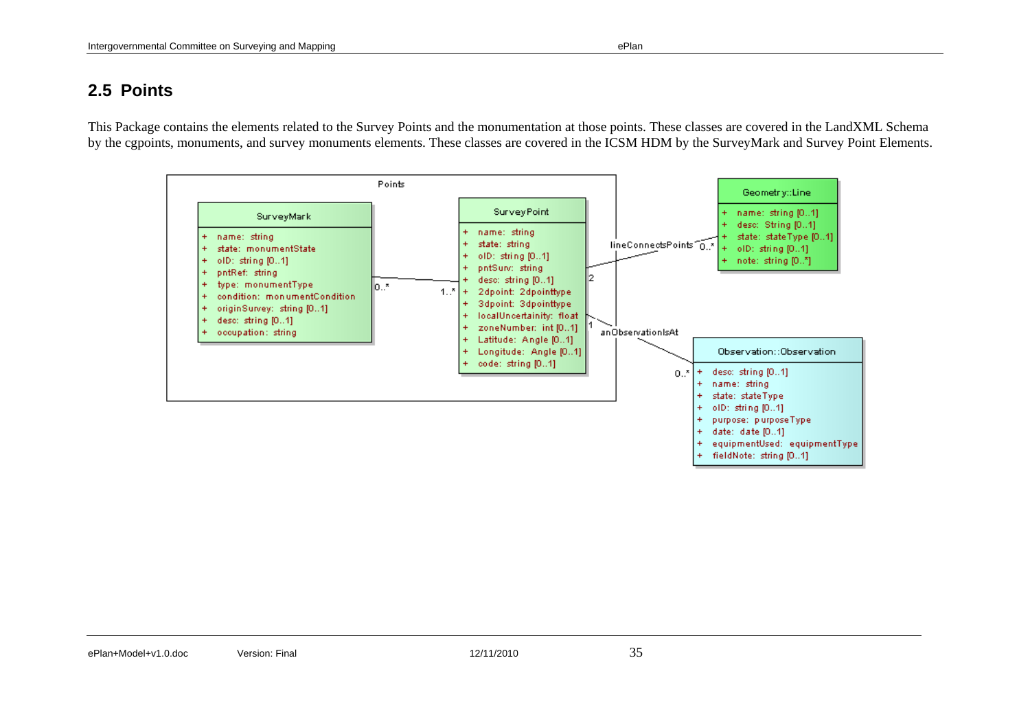## 2.5 Points

This Package contains the elements related to the Survey Points and the monumentation at those points. These classes are covered in the LandXML Schema by the cgpoints, monuments, and survey monuments elements. These classes are covered in the ICSM HDM by the SurveyMark and Survey Point Elements.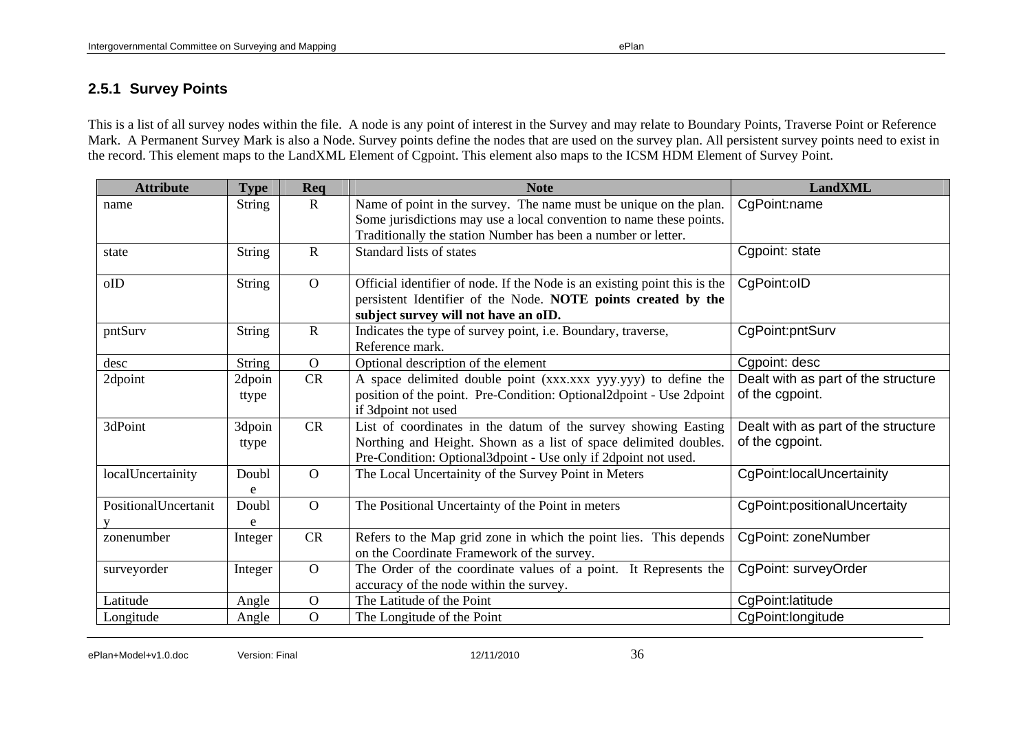### 2.5.1 Survey Points

This is a list of all survey nodes within the file. A node is any point of interest in the Survey and may relate to Boundary Points, Traverse Point or Reference Mark. A Permanent Survey Mark is also a Node. Survey points define the nodes that are used on the survey plan. All persistent survey points need to exist in the record. This element maps to the LandXML Element of Cgpoint. This element also maps to the ICSM HDM Element of Survey Point.

| Attribute | Type | Req | Note | LandXML |
|---|---|---|---|---|
| name | String | R | Name of point in the survey. The name must be unique on the plan. Some jurisdictions may use a local convention to name these points. Traditionally the station Number has been a number or letter. | CgPoint:name |
| state | String | R | Standard lists of states | Cgpoint: state |
| oID | String | O | Official identifier of node. If the Node is an existing point this is the persistent Identifier of the Node. **NOTE points created by the subject survey will not have an oID.** | CgPoint:oID |
| pntSurv | String | R | Indicates the type of survey point, i.e. Boundary, traverse, Reference mark. | CgPoint:pntSurv |
| desc | String | O | Optional description of the element | Cgpoint: desc |
| 2dpoint | 2dpointtype | CR | A space delimited double point (xxx.xxx yyy.yyy) to define the position of the point. Pre-Condition: Optional2dpoint - Use 2dpoint if 3dpoint not used | Dealt with as part of the structure of the cgpoint. |
| 3dPoint | 3dpointtype | CR | List of coordinates in the datum of the survey showing Easting Northing and Height. Shown as a list of space delimited doubles. Pre-Condition: Optional3dpoint - Use only if 2dpoint not used. | Dealt with as part of the structure of the cgpoint. |
| localUncertainity | Double | O | The Local Uncertainity of the Survey Point in Meters | CgPoint:localUncertainity |
| PositionalUncertainty | Double | O | The Positional Uncertainty of the Point in meters | CgPoint:positionalUncertaity |
| zonenumber | Integer | CR | Refers to the Map grid zone in which the point lies. This depends on the Coordinate Framework of the survey. | CgPoint: zoneNumber |
| surveyorder | Integer | O | The Order of the coordinate values of a point. It Represents the accuracy of the node within the survey. | CgPoint: surveyOrder |
| Latitude | Angle | O | The Latitude of the Point | CgPoint:latitude |
| Longitude | Angle | O | The Longitude of the Point | CgPoint:longitude |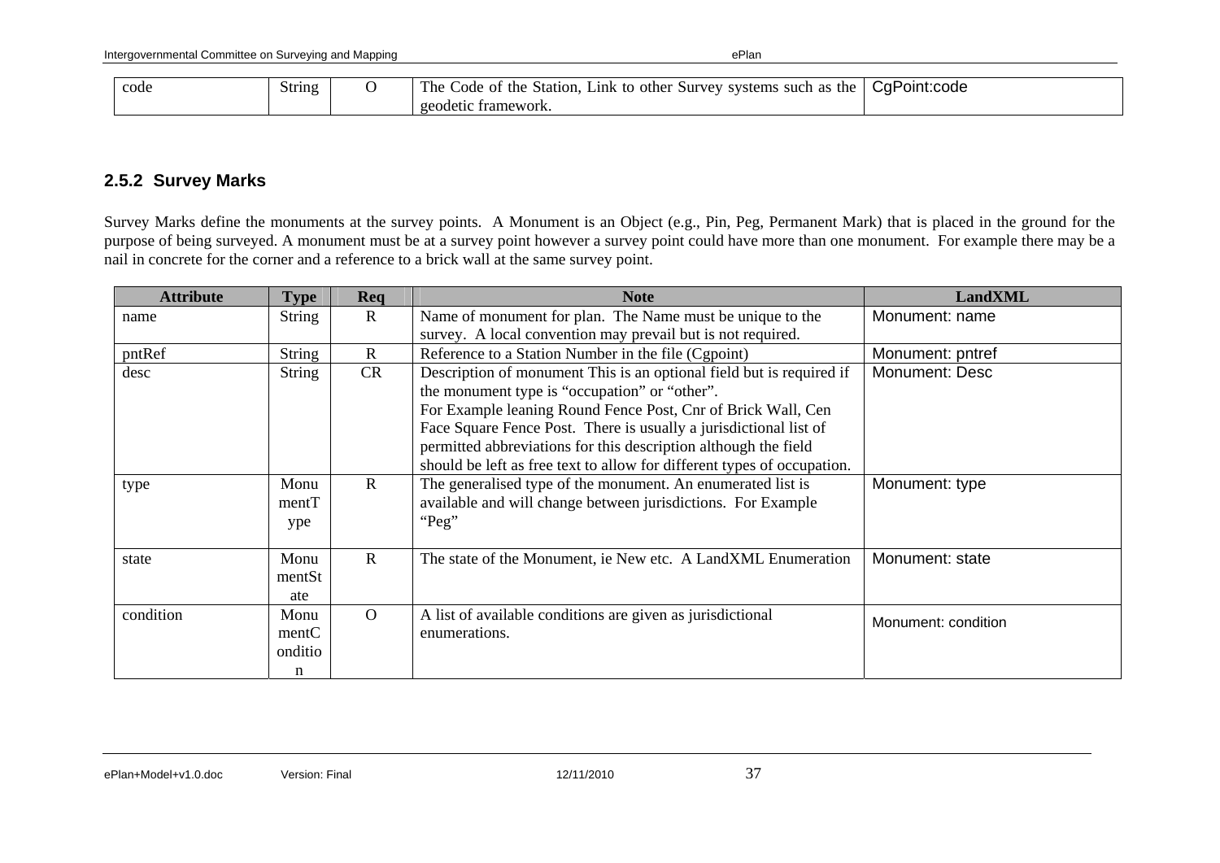| code | String | O | The Code of the Station, Link to other Survey systems such as the geodetic framework. | CgPoint:code |
|---|---|---|---|---|

### 2.5.2 Survey Marks

Survey Marks define the monuments at the survey points. A Monument is an Object (e.g., Pin, Peg, Permanent Mark) that is placed in the ground for the purpose of being surveyed. A monument must be at a survey point however a survey point could have more than one monument. For example there may be a nail in concrete for the corner and a reference to a brick wall at the same survey point.

| Attribute | Type | Req | Note | LandXML |
|---|---|---|---|---|
| name | String | R | Name of monument for plan. The Name must be unique to the survey. A local convention may prevail but is not required. | Monument: name |
| pntRef | String | R | Reference to a Station Number in the file (Cgpoint) | Monument: pntref |
| desc | String | CR | Description of monument This is an optional field but is required if the monument type is "occupation" or "other". For Example leaning Round Fence Post, Cnr of Brick Wall, Cen Face Square Fence Post. There is usually a jurisdictional list of permitted abbreviations for this description although the field should be left as free text to allow for different types of occupation. | Monument: Desc |
| type | MonumentType | R | The generalised type of the monument. An enumerated list is available and will change between jurisdictions. For Example "Peg" | Monument: type |
| state | MonumentState | R | The state of the Monument, ie New etc. A LandXML Enumeration | Monument: state |
| condition | MonumentCondition | O | A list of available conditions are given as jurisdictional enumerations. | Monument: condition |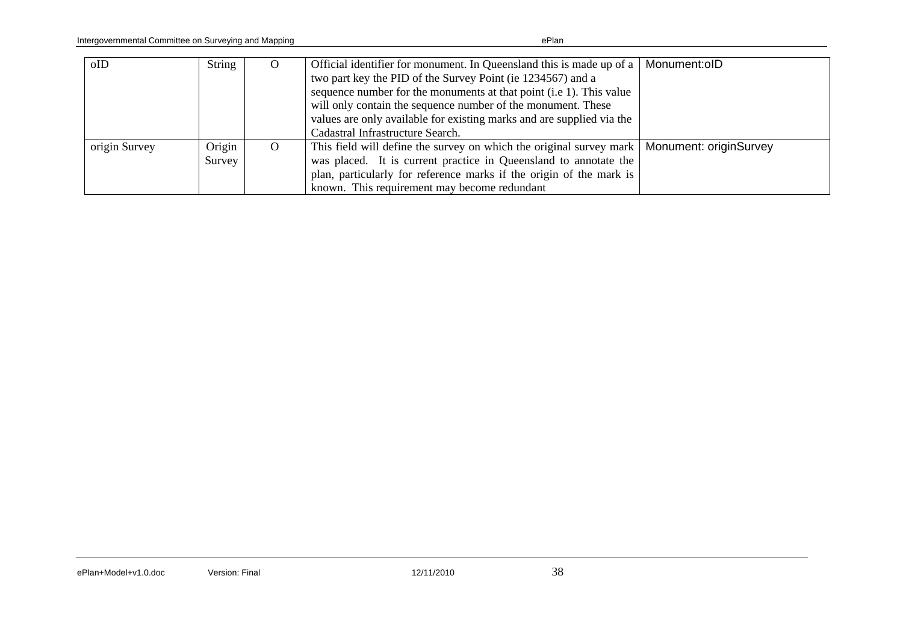| oID | String | O | Official identifier for monument. In Queensland this is made up of a two part key the PID of the Survey Point (ie 1234567) and a sequence number for the monuments at that point (i.e 1). This value will only contain the sequence number of the monument. These values are only available for existing marks and are supplied via the Cadastral Infrastructure Search. | Monument:oID |
|---|---|---|---|---|
| origin Survey | Origin Survey | O | This field will define the survey on which the original survey mark was placed. It is current practice in Queensland to annotate the plan, particularly for reference marks if the origin of the mark is known. This requirement may become redundant | Monument: originSurvey |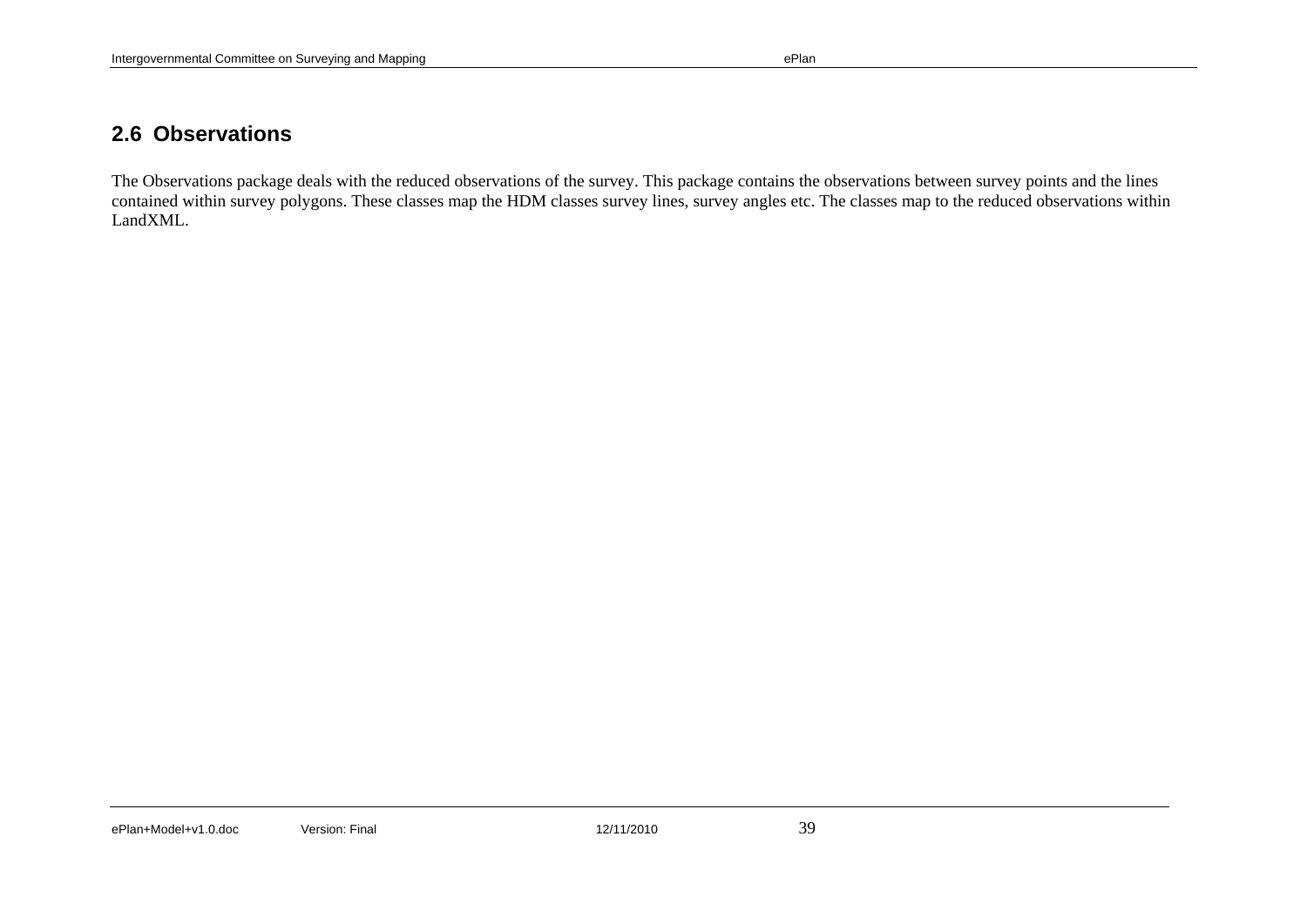## 2.6 Observations

The Observations package deals with the reduced observations of the survey. This package contains the observations between survey points and the lines contained within survey polygons. These classes map the HDM classes survey lines, survey angles etc. The classes map to the reduced observations within LandXML.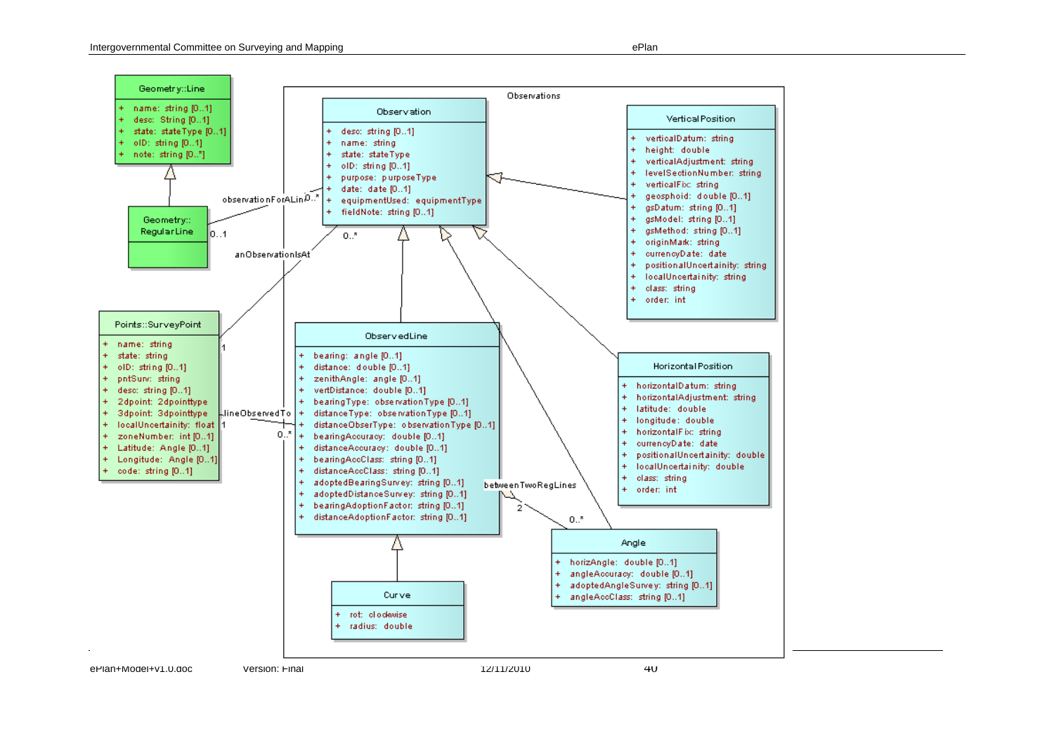Observations

**Geometry::Line**

- \+ name: string [0..1]
- \+ desc: String [0..1]
- \+ state: stateType [0..1]
- \+ oID: string [0..1]
- \+ note: string [0..*]

**Geometry::RegularLine**

**Points::SurveyPoint**

- \+ name: string
- \+ state: string
- \+ oID: string [0..1]
- \+ pntSurv: string
- \+ desc: string [0..1]
- \+ 2dpoint: 2dpointtype
- \+ 3dpoint: 3dpointtype
- \+ localUncertainity: float
- \+ zoneNumber: int [0..1]
- \+ Latitude: Angle [0..1]
- \+ Longitude: Angle [0..1]
- \+ code: string [0..1]

**Observation**

- \+ desc: string [0..1]
- \+ name: string
- \+ state: stateType
- \+ oID: string [0..1]
- \+ purpose: purposeType
- \+ date: date [0..1]
- \+ equipmentUsed: equipmentType
- \+ fieldNote: string [0..1]

**ObservedLine**

- \+ bearing: angle [0..1]
- \+ distance: double [0..1]
- \+ zenithAngle: angle [0..1]
- \+ vertDistance: double [0..1]
- \+ bearingType: observationType [0..1]
- \+ distanceType: observationType [0..1]
- \+ distanceObserType: observationType [0..1]
- \+ bearingAccuracy: double [0..1]
- \+ distanceAccuracy: double [0..1]
- \+ bearingAccClass: string [0..1]
- \+ distanceAccClass: string [0..1]
- \+ adoptedBearingSurvey: string [0..1]
- \+ adoptedDistanceSurvey: string [0..1]
- \+ bearingAdoptionFactor: string [0..1]
- \+ distanceAdoptionFactor: string [0..1]

**Curve**

- \+ rot: clockwise
- \+ radius: double

**Vertical Position**

- \+ verticalDatum: string
- \+ height: double
- \+ verticalAdjustment: string
- \+ levelSectionNumber: string
- \+ verticalFix: string
- \+ geosphoid: double [0..1]
- \+ gsDatum: string [0..1]
- \+ gsModel: string [0..1]
- \+ gsMethod: string [0..1]
- \+ originMark: string
- \+ currencyDate: date
- \+ positionalUncertainity: string
- \+ localUncertainity: string
- \+ class: string
- \+ order: int

**Horizontal Position**

- \+ horizontalDatum: string
- \+ horizontalAdjustment: string
- \+ latitude: double
- \+ longitude: double
- \+ horizontalFix: string
- \+ currencyDate: date
- \+ positionalUncertainity: double
- \+ localUncertainity: double
- \+ class: string
- \+ order: int

**Angle**

- \+ horizAngle: double [0..1]
- \+ angleAccuracy: double [0..1]
- \+ adoptedAngleSurvey: string [0..1]
- \+ angleAccClass: string [0..1]

Associations: observationForALine (0..1 – 0..*), anObservationIsAt (1 – 0..*), lineObservedTo (1 – 0..*), betweenTwoRegLines (2 – 0..*)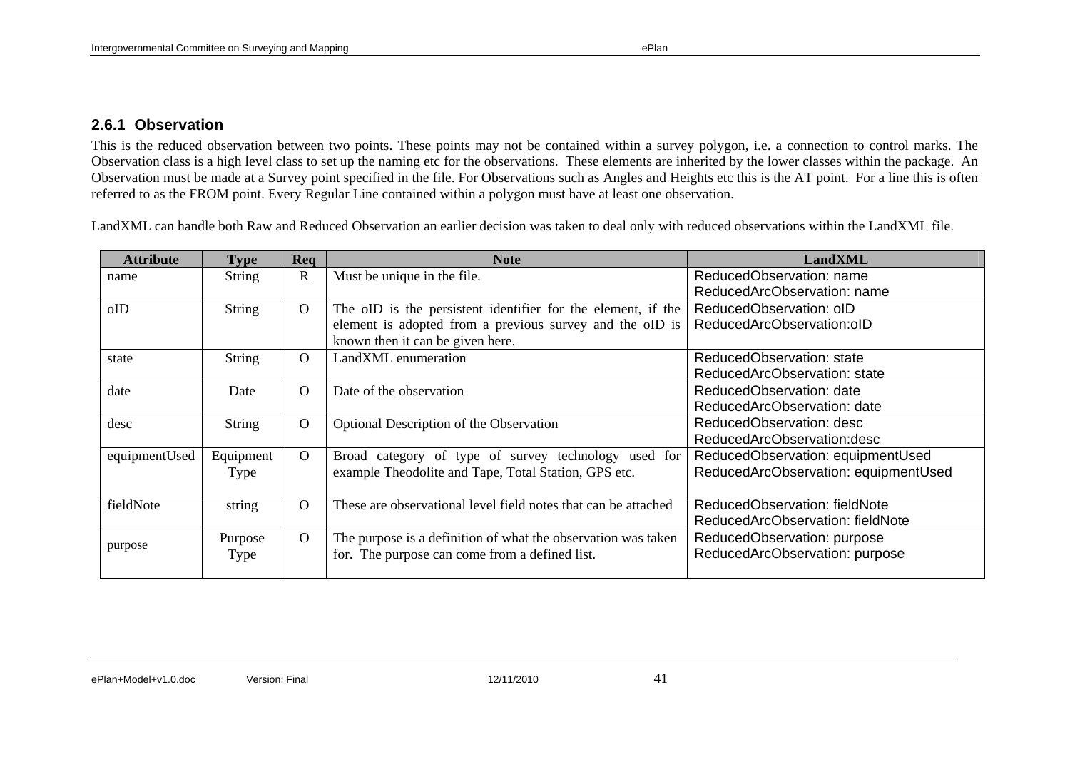### 2.6.1 Observation

This is the reduced observation between two points. These points may not be contained within a survey polygon, i.e. a connection to control marks. The Observation class is a high level class to set up the naming etc for the observations. These elements are inherited by the lower classes within the package. An Observation must be made at a Survey point specified in the file. For Observations such as Angles and Heights etc this is the AT point. For a line this is often referred to as the FROM point. Every Regular Line contained within a polygon must have at least one observation.

LandXML can handle both Raw and Reduced Observation an earlier decision was taken to deal only with reduced observations within the LandXML file.

| Attribute | Type | Req | Note | LandXML |
|---|---|---|---|---|
| name | String | R | Must be unique in the file. | ReducedObservation: name<br>ReducedArcObservation: name |
| oID | String | O | The oID is the persistent identifier for the element, if the element is adopted from a previous survey and the oID is known then it can be given here. | ReducedObservation: oID<br>ReducedArcObservation:oID |
| state | String | O | LandXML enumeration | ReducedObservation: state<br>ReducedArcObservation: state |
| date | Date | O | Date of the observation | ReducedObservation: date<br>ReducedArcObservation: date |
| desc | String | O | Optional Description of the Observation | ReducedObservation: desc<br>ReducedArcObservation:desc |
| equipmentUsed | Equipment Type | O | Broad category of type of survey technology used for example Theodolite and Tape, Total Station, GPS etc. | ReducedObservation: equipmentUsed<br>ReducedArcObservation: equipmentUsed |
| fieldNote | string | O | These are observational level field notes that can be attached | ReducedObservation: fieldNote<br>ReducedArcObservation: fieldNote |
| purpose | Purpose Type | O | The purpose is a definition of what the observation was taken for. The purpose can come from a defined list. | ReducedObservation: purpose<br>ReducedArcObservation: purpose |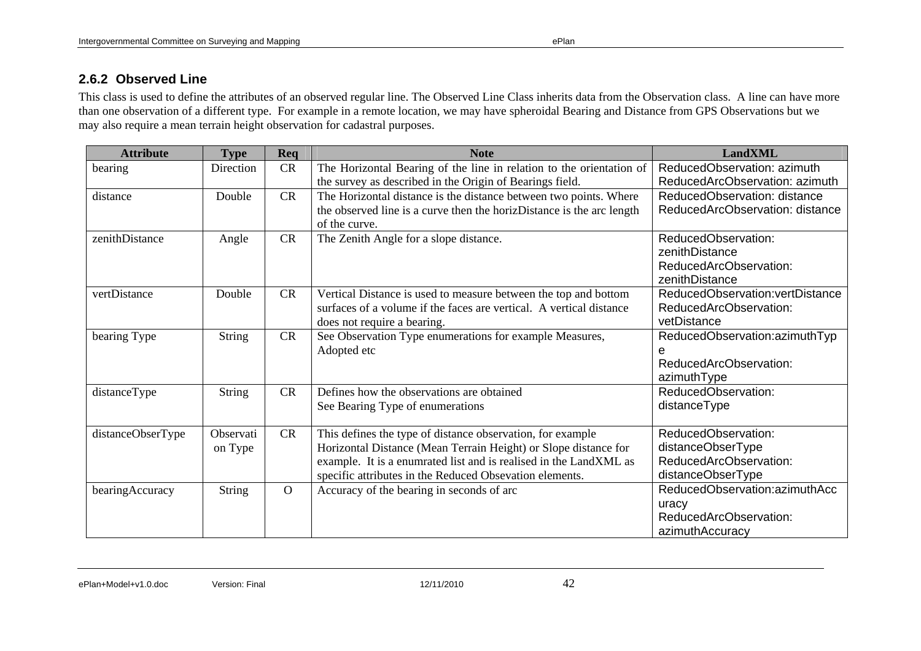### 2.6.2 Observed Line

This class is used to define the attributes of an observed regular line. The Observed Line Class inherits data from the Observation class. A line can have more than one observation of a different type. For example in a remote location, we may have spheroidal Bearing and Distance from GPS Observations but we may also require a mean terrain height observation for cadastral purposes.

| Attribute | Type | Req | Note | LandXML |
|---|---|---|---|---|
| bearing | Direction | CR | The Horizontal Bearing of the line in relation to the orientation of the survey as described in the Origin of Bearings field. | ReducedObservation: azimuth ReducedArcObservation: azimuth |
| distance | Double | CR | The Horizontal distance is the distance between two points. Where the observed line is a curve then the horizDistance is the arc length of the curve. | ReducedObservation: distance ReducedArcObservation: distance |
| zenithDistance | Angle | CR | The Zenith Angle for a slope distance. | ReducedObservation: zenithDistance ReducedArcObservation: zenithDistance |
| vertDistance | Double | CR | Vertical Distance is used to measure between the top and bottom surfaces of a volume if the faces are vertical. A vertical distance does not require a bearing. | ReducedObservation:vertDistance ReducedArcObservation: vetDistance |
| bearing Type | String | CR | See Observation Type enumerations for example Measures, Adopted etc | ReducedObservation:azimuthType ReducedArcObservation: azimuthType |
| distanceType | String | CR | Defines how the observations are obtained See Bearing Type of enumerations | ReducedObservation: distanceType |
| distanceObserType | Observation Type | CR | This defines the type of distance observation, for example Horizontal Distance (Mean Terrain Height) or Slope distance for example. It is a enumrated list and is realised in the LandXML as specific attributes in the Reduced Obsevation elements. | ReducedObservation: distanceObserType ReducedArcObservation: distanceObserType |
| bearingAccuracy | String | O | Accuracy of the bearing in seconds of arc | ReducedObservation:azimuthAccuracy ReducedArcObservation: azimuthAccuracy |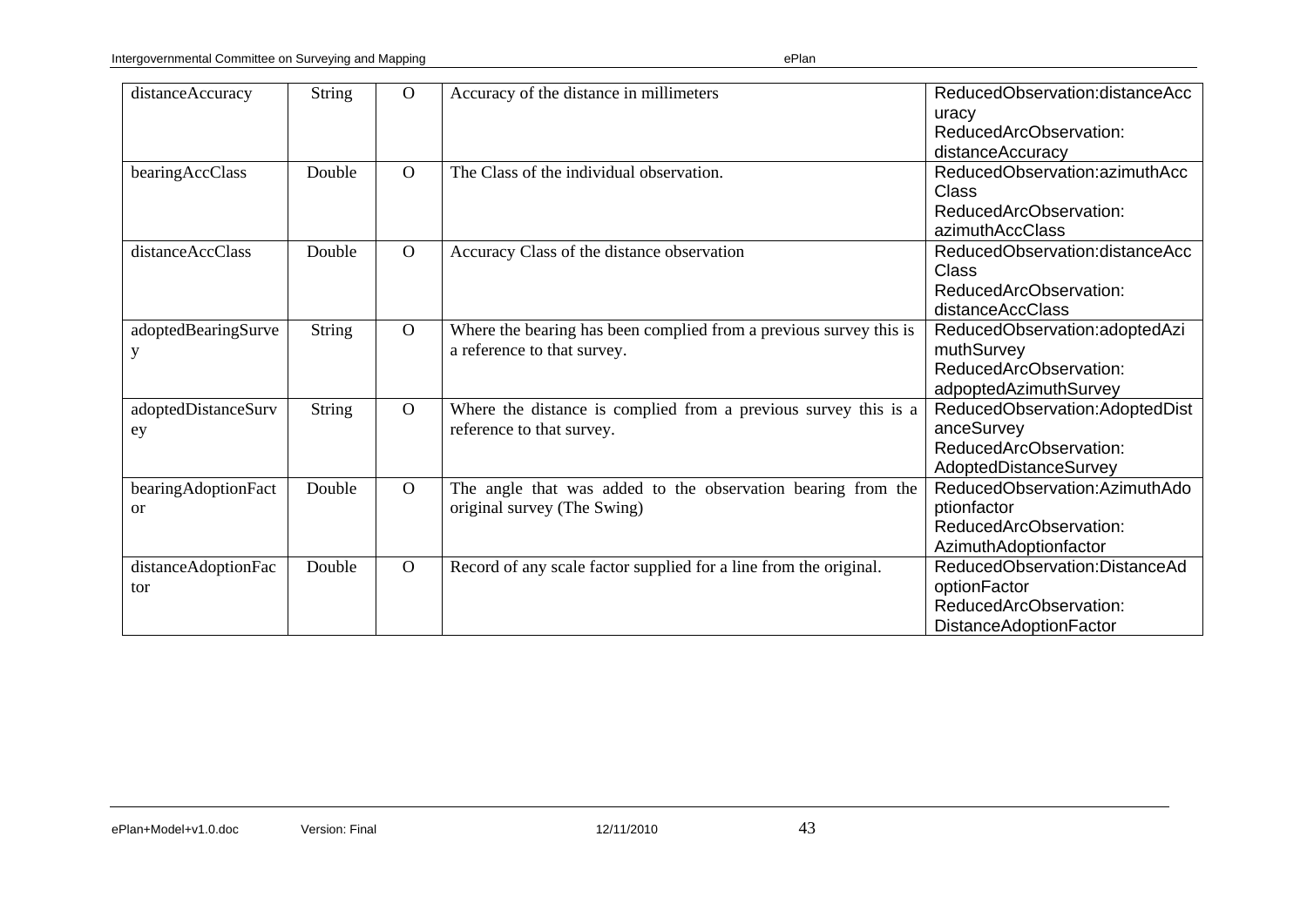| distanceAccuracy | String | O | Accuracy of the distance in millimeters | ReducedObservation:distanceAccuracy ReducedArcObservation: distanceAccuracy |
|---|---|---|---|---|
| bearingAccClass | Double | O | The Class of the individual observation. | ReducedObservation:azimuthAccClass ReducedArcObservation: azimuthAccClass |
| distanceAccClass | Double | O | Accuracy Class of the distance observation | ReducedObservation:distanceAccClass ReducedArcObservation: distanceAccClass |
| adoptedBearingSurvey | String | O | Where the bearing has been complied from a previous survey this is a reference to that survey. | ReducedObservation:adoptedAzimuthSurvey ReducedArcObservation: adpoptedAzimuthSurvey |
| adoptedDistanceSurvey | String | O | Where the distance is complied from a previous survey this is a reference to that survey. | ReducedObservation:AdoptedDistanceSurvey ReducedArcObservation: AdoptedDistanceSurvey |
| bearingAdoptionFactor | Double | O | The angle that was added to the observation bearing from the original survey (The Swing) | ReducedObservation:AzimuthAdoptionfactor ReducedArcObservation: AzimuthAdoptionfactor |
| distanceAdoptionFactor | Double | O | Record of any scale factor supplied for a line from the original. | ReducedObservation:DistanceAdoptionFactor ReducedArcObservation: DistanceAdoptionFactor |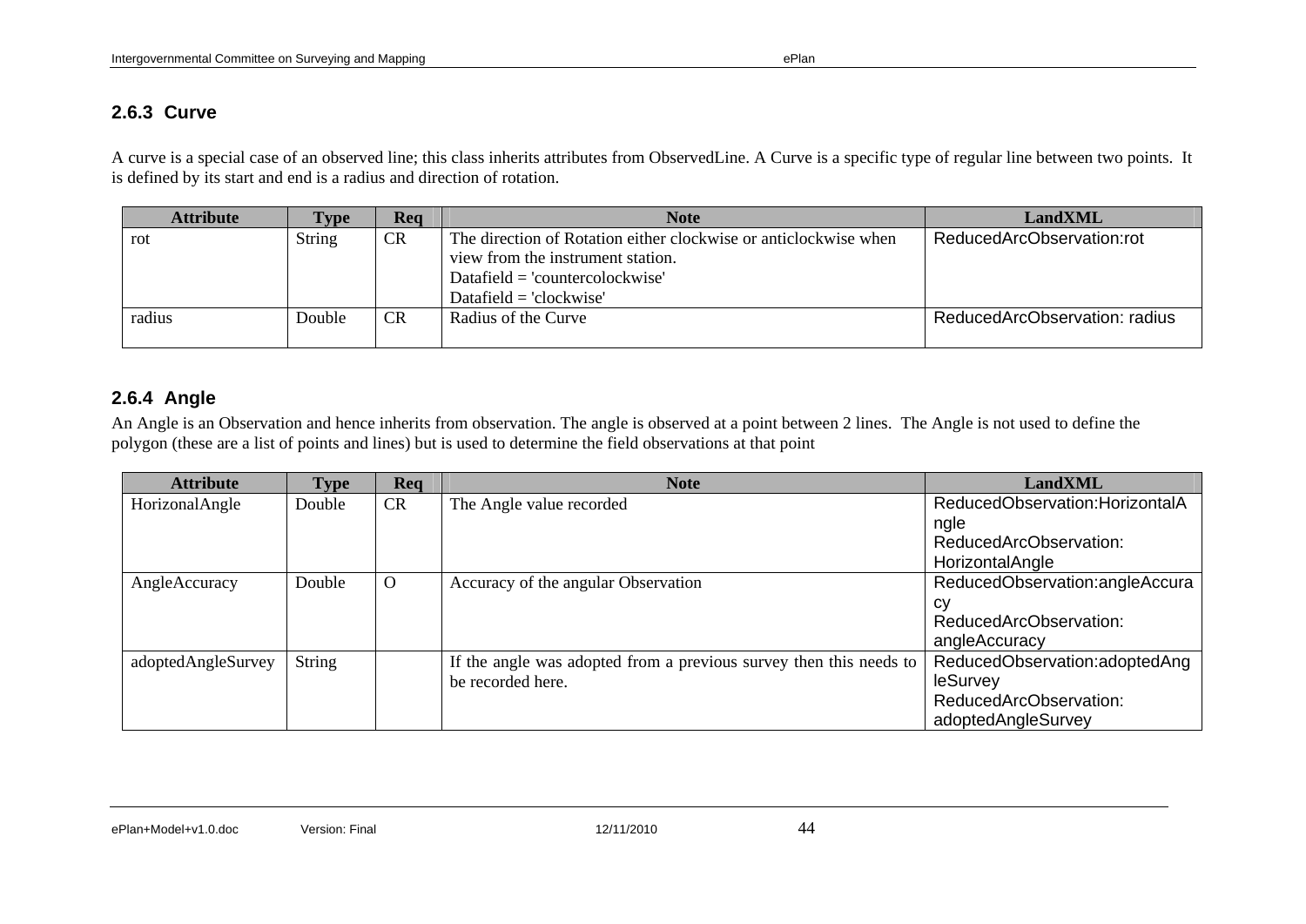### 2.6.3 Curve

A curve is a special case of an observed line; this class inherits attributes from ObservedLine. A Curve is a specific type of regular line between two points. It is defined by its start and end is a radius and direction of rotation.

| Attribute | Type | Req | Note | LandXML |
|---|---|---|---|---|
| rot | String | CR | The direction of Rotation either clockwise or anticlockwise when view from the instrument station.<br>Datafield = 'countercolockwise'<br>Datafield = 'clockwise' | ReducedArcObservation:rot |
| radius | Double | CR | Radius of the Curve | ReducedArcObservation: radius |

### 2.6.4 Angle

An Angle is an Observation and hence inherits from observation. The angle is observed at a point between 2 lines. The Angle is not used to define the polygon (these are a list of points and lines) but is used to determine the field observations at that point

| Attribute | Type | Req | Note | LandXML |
|---|---|---|---|---|
| HorizonalAngle | Double | CR | The Angle value recorded | ReducedObservation:HorizontalAngle<br>ReducedArcObservation: HorizontalAngle |
| AngleAccuracy | Double | O | Accuracy of the angular Observation | ReducedObservation:angleAccuracy<br>ReducedArcObservation: angleAccuracy |
| adoptedAngleSurvey | String | | If the angle was adopted from a previous survey then this needs to be recorded here. | ReducedObservation:adoptedAngleSurvey<br>ReducedArcObservation: adoptedAngleSurvey |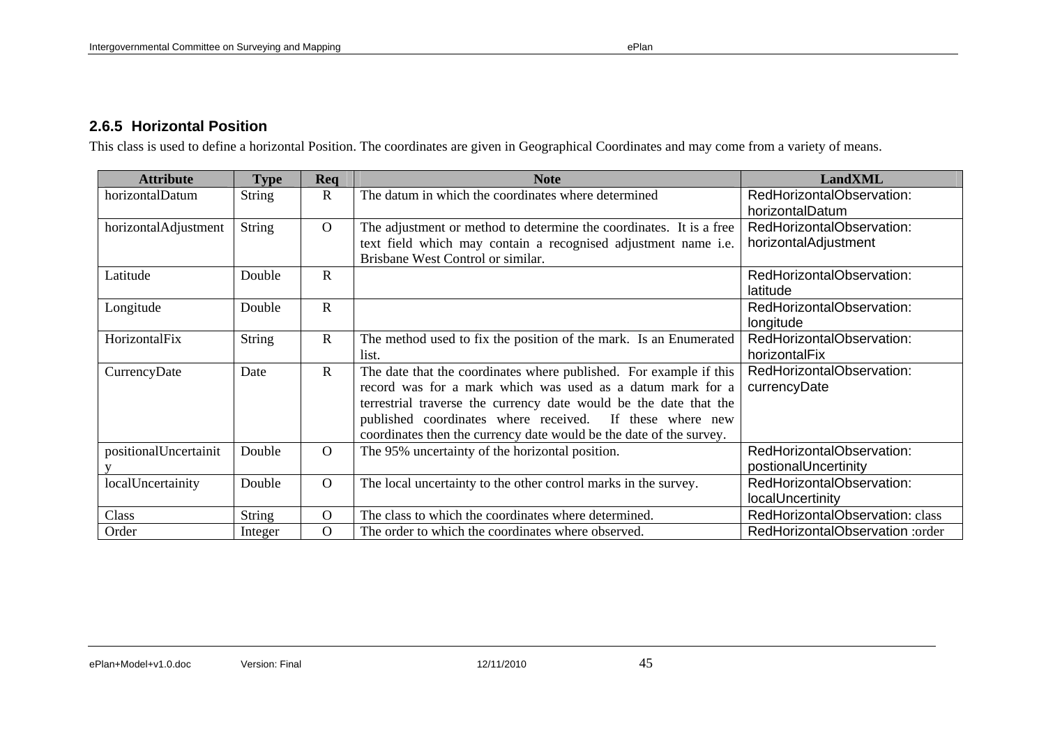### 2.6.5 Horizontal Position

This class is used to define a horizontal Position. The coordinates are given in Geographical Coordinates and may come from a variety of means.

| Attribute | Type | Req | Note | LandXML |
|---|---|---|---|---|
| horizontalDatum | String | R | The datum in which the coordinates where determined | RedHorizontalObservation: horizontalDatum |
| horizontalAdjustment | String | O | The adjustment or method to determine the coordinates. It is a free text field which may contain a recognised adjustment name i.e. Brisbane West Control or similar. | RedHorizontalObservation: horizontalAdjustment |
| Latitude | Double | R | | RedHorizontalObservation: latitude |
| Longitude | Double | R | | RedHorizontalObservation: longitude |
| HorizontalFix | String | R | The method used to fix the position of the mark. Is an Enumerated list. | RedHorizontalObservation: horizontalFix |
| CurrencyDate | Date | R | The date that the coordinates where published. For example if this record was for a mark which was used as a datum mark for a terrestrial traverse the currency date would be the date that the published coordinates where received. If these where new coordinates then the currency date would be the date of the survey. | RedHorizontalObservation: currencyDate |
| positionalUncertainity | Double | O | The 95% uncertainty of the horizontal position. | RedHorizontalObservation: postionalUncertinity |
| localUncertainity | Double | O | The local uncertainty to the other control marks in the survey. | RedHorizontalObservation: localUncertinity |
| Class | String | O | The class to which the coordinates where determined. | RedHorizontalObservation: class |
| Order | Integer | O | The order to which the coordinates where observed. | RedHorizontalObservation :order |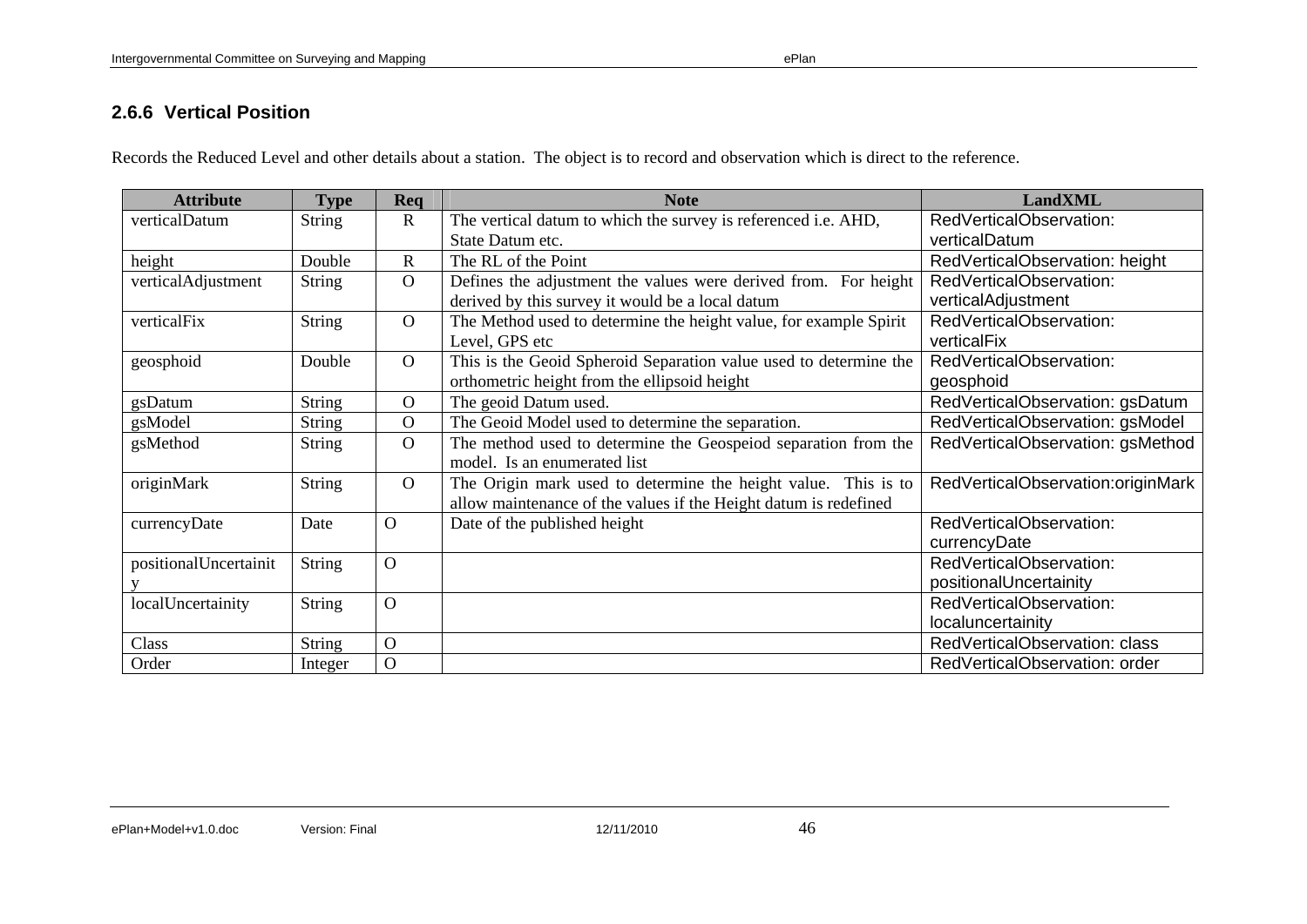### 2.6.6 Vertical Position

Records the Reduced Level and other details about a station. The object is to record and observation which is direct to the reference.

| Attribute | Type | Req | Note | LandXML |
|---|---|---|---|---|
| verticalDatum | String | R | The vertical datum to which the survey is referenced i.e. AHD, State Datum etc. | RedVerticalObservation: verticalDatum |
| height | Double | R | The RL of the Point | RedVerticalObservation: height |
| verticalAdjustment | String | O | Defines the adjustment the values were derived from. For height derived by this survey it would be a local datum | RedVerticalObservation: verticalAdjustment |
| verticalFix | String | O | The Method used to determine the height value, for example Spirit Level, GPS etc | RedVerticalObservation: verticalFix |
| geosphoid | Double | O | This is the Geoid Spheroid Separation value used to determine the orthometric height from the ellipsoid height | RedVerticalObservation: geosphoid |
| gsDatum | String | O | The geoid Datum used. | RedVerticalObservation: gsDatum |
| gsModel | String | O | The Geoid Model used to determine the separation. | RedVerticalObservation: gsModel |
| gsMethod | String | O | The method used to determine the Geospeiod separation from the model. Is an enumerated list | RedVerticalObservation: gsMethod |
| originMark | String | O | The Origin mark used to determine the height value. This is to allow maintenance of the values if the Height datum is redefined | RedVerticalObservation:originMark |
| currencyDate | Date | O | Date of the published height | RedVerticalObservation: currencyDate |
| positionalUncertainity | String | O | | RedVerticalObservation: positionalUncertainity |
| localUncertainity | String | O | | RedVerticalObservation: localuncertainity |
| Class | String | O | | RedVerticalObservation: class |
| Order | Integer | O | | RedVerticalObservation: order |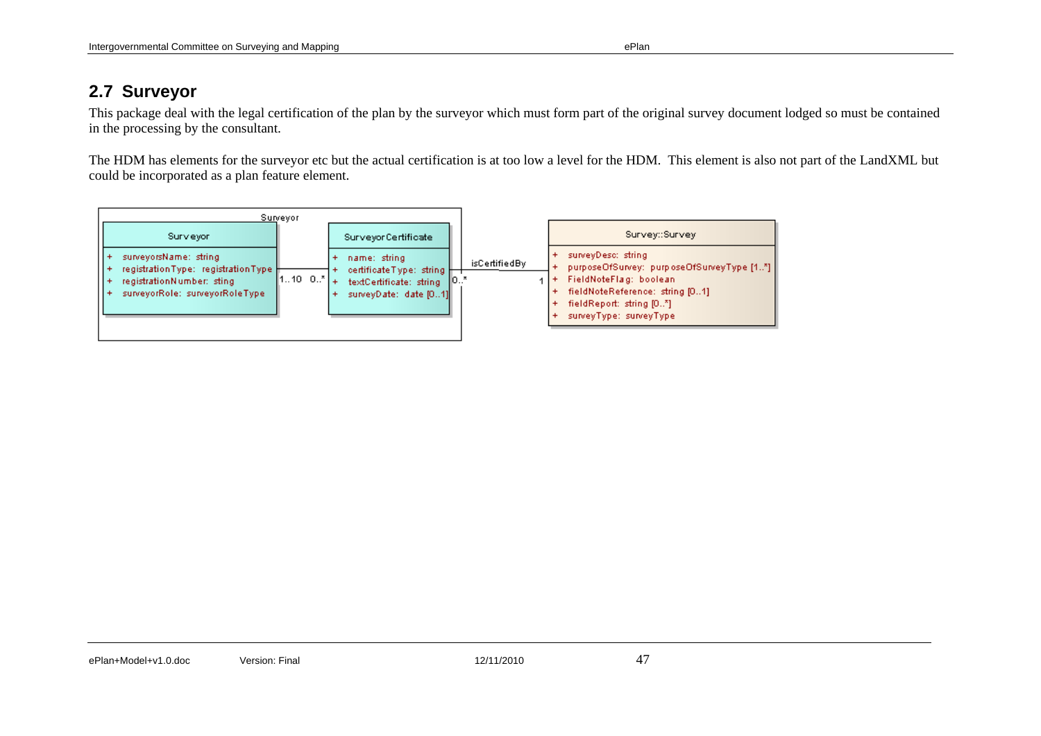## 2.7 Surveyor

This package deal with the legal certification of the plan by the surveyor which must form part of the original survey document lodged so must be contained in the processing by the consultant.

The HDM has elements for the surveyor etc but the actual certification is at too low a level for the HDM. This element is also not part of the LandXML but could be incorporated as a plan feature element.

Surveyor

**Surveyor**
- \+ surveyorsName: string
- \+ registrationType: registrationType
- \+ registrationNumber: sting
- \+ surveyorRole: surveyorRoleType

1..10 — 0..*

**SurveyorCertificate**
- \+ name: string
- \+ certificateType: string
- \+ textCertificate: string
- \+ surveyDate: date [0..1]

0..* — isCertifiedBy — 1

**Survey::Survey**
- \+ surveyDesc: string
- \+ purposeOfSurvey: purposeOfSurveyType [1..*]
- \+ FieldNoteFlag: boolean
- \+ fieldNoteReference: string [0..1]
- \+ fieldReport: string [0..*]
- \+ surveyType: surveyType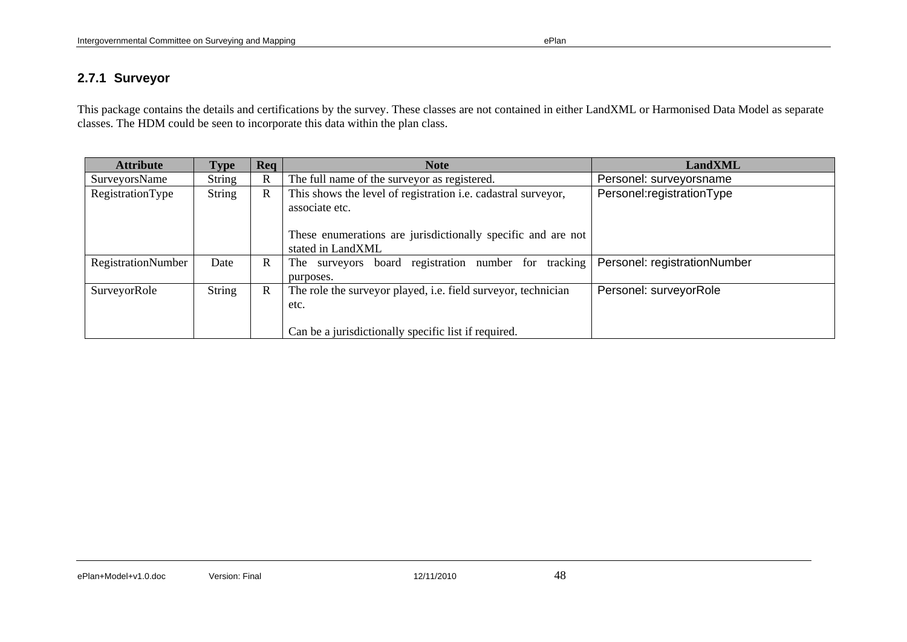### 2.7.1 Surveyor

This package contains the details and certifications by the survey. These classes are not contained in either LandXML or Harmonised Data Model as separate classes. The HDM could be seen to incorporate this data within the plan class.

| Attribute | Type | Req | Note | LandXML |
|---|---|---|---|---|
| SurveyorsName | String | R | The full name of the surveyor as registered. | Personel: surveyorsname |
| RegistrationType | String | R | This shows the level of registration i.e. cadastral surveyor, associate etc.<br><br>These enumerations are jurisdictionally specific and are not stated in LandXML | Personel:registrationType |
| RegistrationNumber | Date | R | The surveyors board registration number for tracking purposes. | Personel: registrationNumber |
| SurveyorRole | String | R | The role the surveyor played, i.e. field surveyor, technician etc.<br><br>Can be a jurisdictionally specific list if required. | Personel: surveyorRole |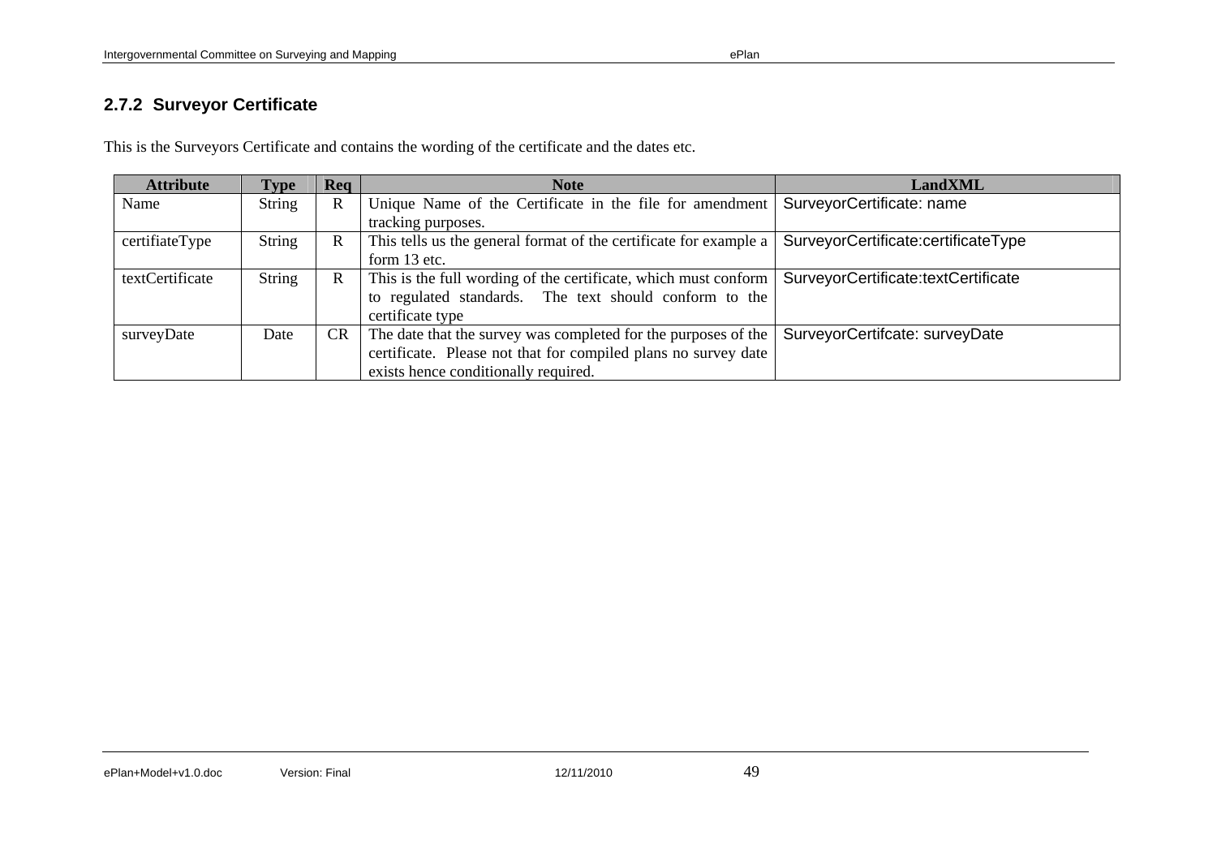### 2.7.2 Surveyor Certificate

This is the Surveyors Certificate and contains the wording of the certificate and the dates etc.

| Attribute | Type | Req | Note | LandXML |
|---|---|---|---|---|
| Name | String | R | Unique Name of the Certificate in the file for amendment tracking purposes. | SurveyorCertificate: name |
| certifiateType | String | R | This tells us the general format of the certificate for example a form 13 etc. | SurveyorCertificate:certificateType |
| textCertificate | String | R | This is the full wording of the certificate, which must conform to regulated standards. The text should conform to the certificate type | SurveyorCertificate:textCertificate |
| surveyDate | Date | CR | The date that the survey was completed for the purposes of the certificate. Please not that for compiled plans no survey date exists hence conditionally required. | SurveyorCertifcate: surveyDate |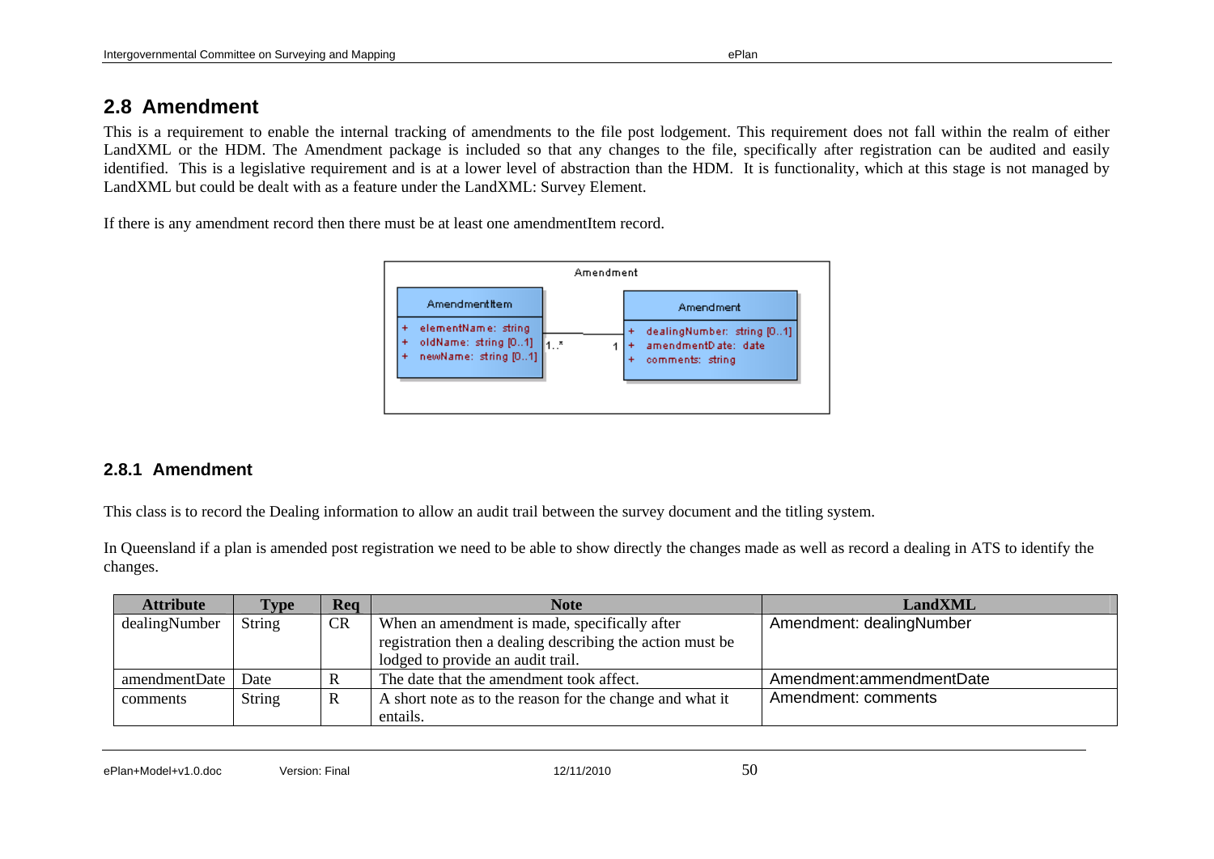## 2.8 Amendment

This is a requirement to enable the internal tracking of amendments to the file post lodgement. This requirement does not fall within the realm of either LandXML or the HDM. The Amendment package is included so that any changes to the file, specifically after registration can be audited and easily identified. This is a legislative requirement and is at a lower level of abstraction than the HDM. It is functionality, which at this stage is not managed by LandXML but could be dealt with as a feature under the LandXML: Survey Element.

If there is any amendment record then there must be at least one amendmentItem record.

Amendment

AmendmentItem
+ elementName: string
+ oldName: string [0..1]
+ newName: string [0..1]

1..*  1

Amendment
+ dealingNumber: string [0..1]
+ amendmentDate: date
+ comments: string

### 2.8.1 Amendment

This class is to record the Dealing information to allow an audit trail between the survey document and the titling system.

In Queensland if a plan is amended post registration we need to be able to show directly the changes made as well as record a dealing in ATS to identify the changes.

| Attribute | Type | Req | Note | LandXML |
|---|---|---|---|---|
| dealingNumber | String | CR | When an amendment is made, specifically after registration then a dealing describing the action must be lodged to provide an audit trail. | Amendment: dealingNumber |
| amendmentDate | Date | R | The date that the amendment took affect. | Amendment:ammendmentDate |
| comments | String | R | A short note as to the reason for the change and what it entails. | Amendment: comments |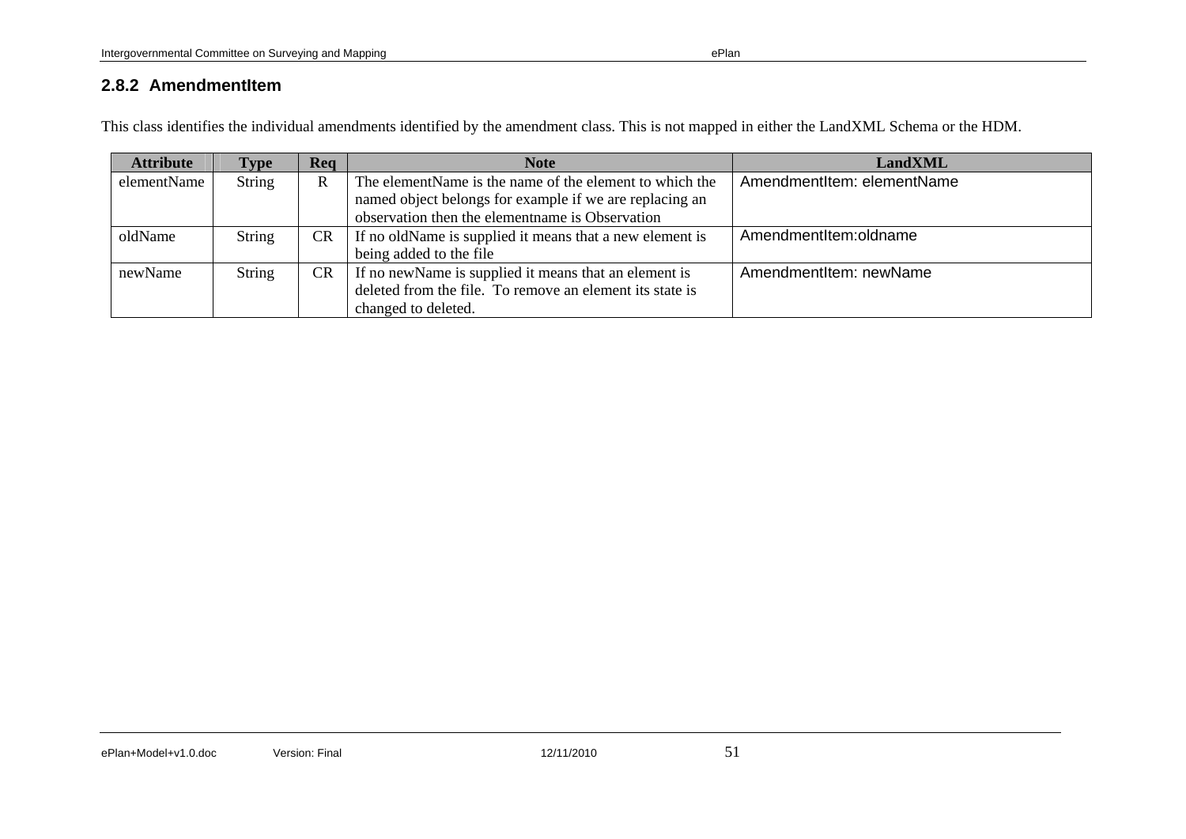### 2.8.2 AmendmentItem

This class identifies the individual amendments identified by the amendment class. This is not mapped in either the LandXML Schema or the HDM.

| Attribute | Type | Req | Note | LandXML |
|---|---|---|---|---|
| elementName | String | R | The elementName is the name of the element to which the named object belongs for example if we are replacing an observation then the elementname is Observation | AmendmentItem: elementName |
| oldName | String | CR | If no oldName is supplied it means that a new element is being added to the file | AmendmentItem:oldname |
| newName | String | CR | If no newName is supplied it means that an element is deleted from the file. To remove an element its state is changed to deleted. | AmendmentItem: newName |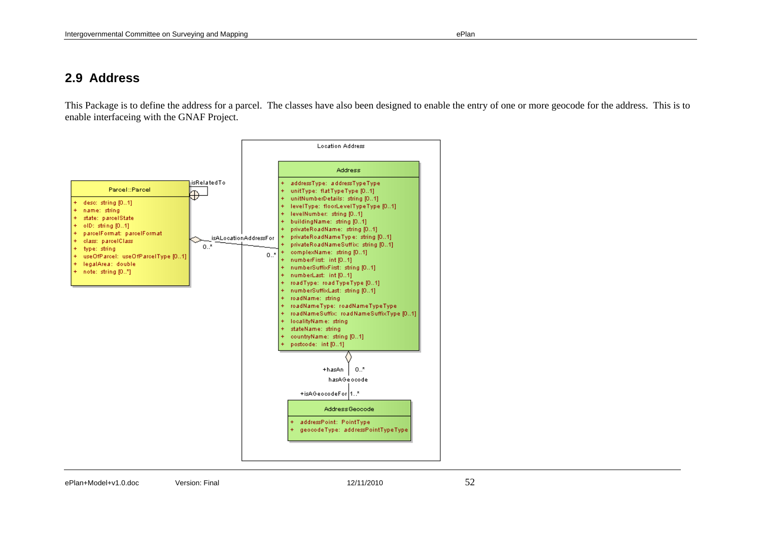## 2.9 Address

This Package is to define the address for a parcel. The classes have also been designed to enable the entry of one or more geocode for the address. This is to enable interfaceing with the GNAF Project.

Location Address

**Parcel::Parcel**

- \+ desc: string [0..1]
- \+ name: string
- \+ state: parcelState
- \+ oID: string [0..1]
- \+ parcelFormat: parcelFormat
- \+ class: parcelClass
- \+ type: string
- \+ useOfParcel: useOfParcelType [0..1]
- \+ legalArea: double
- \+ note: string [0..*]

isRelatedTo

isALocationAddressFor 0..* 0..*

**Address**

- \+ addressType: addressTypeType
- \+ unitType: flatTypeType [0..1]
- \+ unitNumberDetails: string [0..1]
- \+ levelType: floorLevelTypeType [0..1]
- \+ levelNumber: string [0..1]
- \+ buildingName: string [0..1]
- \+ privateRoadName: string [0..1]
- \+ privateRoadNameType: string [0..1]
- \+ privateRoadNameSuffix: string [0..1]
- \+ complexName: string [0..1]
- \+ numberFirst: int [0..1]
- \+ numberSuffixFirst: string [0..1]
- \+ numberLast: int [0..1]
- \+ roadType: roadTypeType [0..1]
- \+ numberSuffixLast: string [0..1]
- \+ roadName: string
- \+ roadNameType: roadNameTypeType
- \+ roadNameSuffix: roadNameSuffixType [0..1]
- \+ localityName: string
- \+ stateName: string
- \+ countryName: string [0..1]
- \+ postcode: int [0..1]

+hasAn 0..* hasAGeocode +isAGeocodeFor 1..*

**AddressGeocode**

- \+ addressPoint: PointType
- \+ geocodeType: addressPointTypeType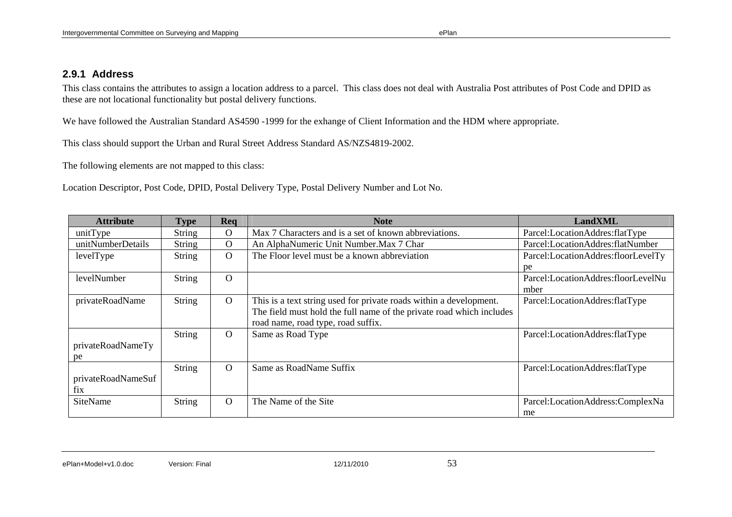### 2.9.1 Address

This class contains the attributes to assign a location address to a parcel. This class does not deal with Australia Post attributes of Post Code and DPID as these are not locational functionality but postal delivery functions.

We have followed the Australian Standard AS4590 -1999 for the exhange of Client Information and the HDM where appropriate.

This class should support the Urban and Rural Street Address Standard AS/NZS4819-2002.

The following elements are not mapped to this class:

Location Descriptor, Post Code, DPID, Postal Delivery Type, Postal Delivery Number and Lot No.

| Attribute | Type | Req | Note | LandXML |
|---|---|---|---|---|
| unitType | String | O | Max 7 Characters and is a set of known abbreviations. | Parcel:LocationAddres:flatType |
| unitNumberDetails | String | O | An AlphaNumeric Unit Number.Max 7 Char | Parcel:LocationAddres:flatNumber |
| levelType | String | O | The Floor level must be a known abbreviation | Parcel:LocationAddres:floorLevelType |
| levelNumber | String | O | | Parcel:LocationAddres:floorLevelNumber |
| privateRoadName | String | O | This is a text string used for private roads within a development. The field must hold the full name of the private road which includes road name, road type, road suffix. | Parcel:LocationAddres:flatType |
| privateRoadNameType | String | O | Same as Road Type | Parcel:LocationAddres:flatType |
| privateRoadNameSuffix | String | O | Same as RoadName Suffix | Parcel:LocationAddres:flatType |
| SiteName | String | O | The Name of the Site | Parcel:LocationAddress:ComplexName |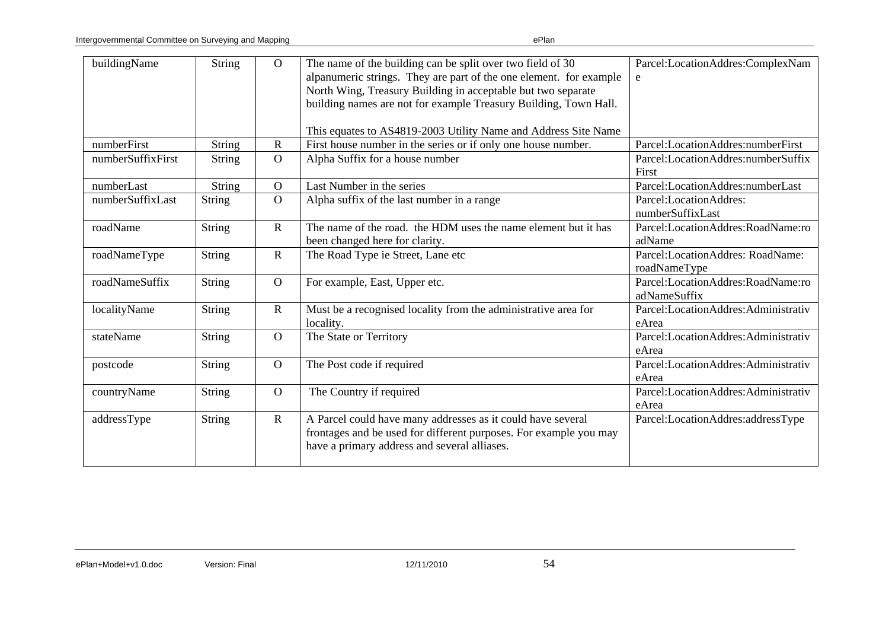| buildingName | String | O | The name of the building can be split over two field of 30 alpanumeric strings. They are part of the one element. for example North Wing, Treasury Building in acceptable but two separate building names are not for example Treasury Building, Town Hall.<br><br>This equates to AS4819-2003 Utility Name and Address Site Name | Parcel:LocationAddres:ComplexName |
|---|---|---|---|---|
| numberFirst | String | R | First house number in the series or if only one house number. | Parcel:LocationAddres:numberFirst |
| numberSuffixFirst | String | O | Alpha Suffix for a house number | Parcel:LocationAddres:numberSuffixFirst |
| numberLast | String | O | Last Number in the series | Parcel:LocationAddres:numberLast |
| numberSuffixLast | String | O | Alpha suffix of the last number in a range | Parcel:LocationAddres: numberSuffixLast |
| roadName | String | R | The name of the road. the HDM uses the name element but it has been changed here for clarity. | Parcel:LocationAddres:RoadName:roadName |
| roadNameType | String | R | The Road Type ie Street, Lane etc | Parcel:LocationAddres: RoadName: roadNameType |
| roadNameSuffix | String | O | For example, East, Upper etc. | Parcel:LocationAddres:RoadName:roadNameSuffix |
| localityName | String | R | Must be a recognised locality from the administrative area for locality. | Parcel:LocationAddres:AdministrativeArea |
| stateName | String | O | The State or Territory | Parcel:LocationAddres:AdministrativeArea |
| postcode | String | O | The Post code if required | Parcel:LocationAddres:AdministrativeArea |
| countryName | String | O | The Country if required | Parcel:LocationAddres:AdministrativeArea |
| addressType | String | R | A Parcel could have many addresses as it could have several frontages and be used for different purposes. For example you may have a primary address and several alliases. | Parcel:LocationAddres:addressType |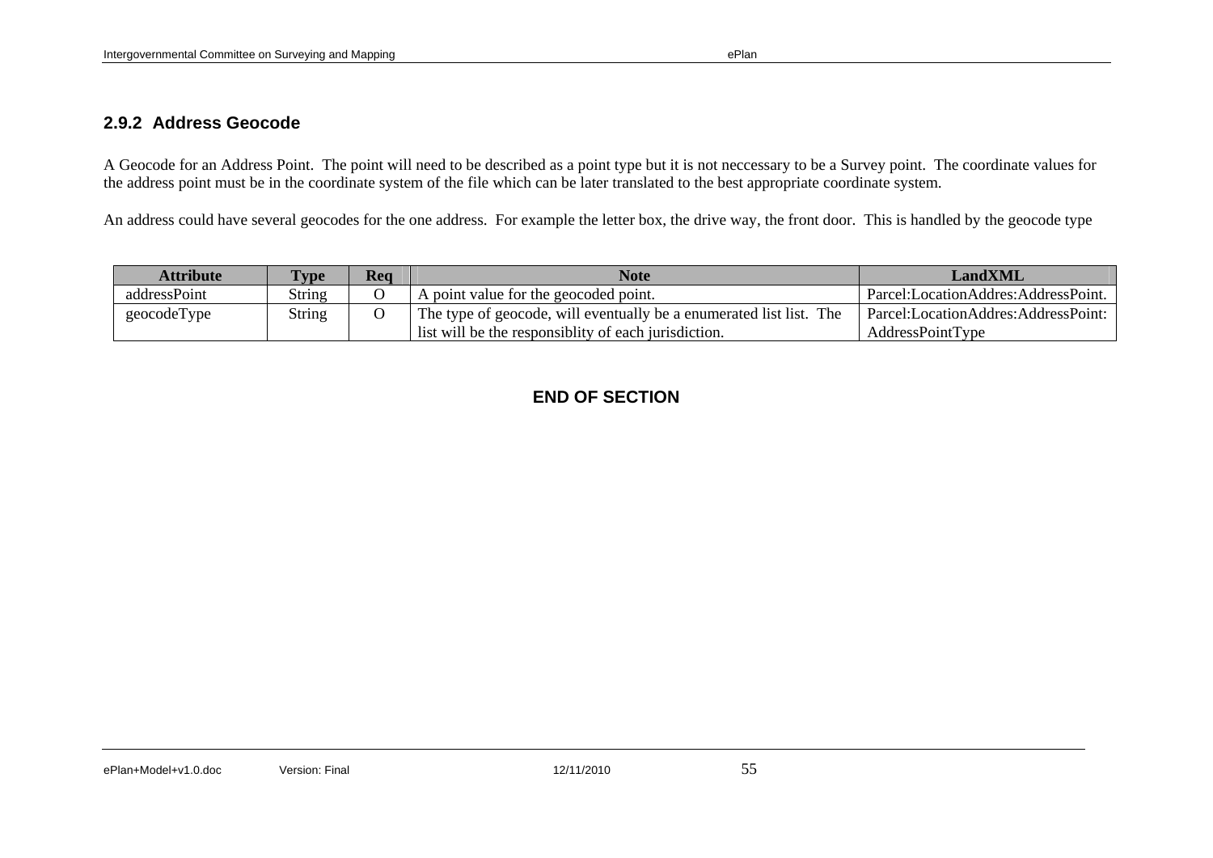### 2.9.2 Address Geocode

A Geocode for an Address Point. The point will need to be described as a point type but it is not neccessary to be a Survey point. The coordinate values for the address point must be in the coordinate system of the file which can be later translated to the best appropriate coordinate system.

An address could have several geocodes for the one address. For example the letter box, the drive way, the front door. This is handled by the geocode type

| Attribute | Type | Req | Note | LandXML |
|---|---|---|---|---|
| addressPoint | String | O | A point value for the geocoded point. | Parcel:LocationAddres:AddressPoint. |
| geocodeType | String | O | The type of geocode, will eventually be a enumerated list list. The list will be the responsiblity of each jurisdiction. | Parcel:LocationAddres:AddressPoint: AddressPointType |

**END OF SECTION**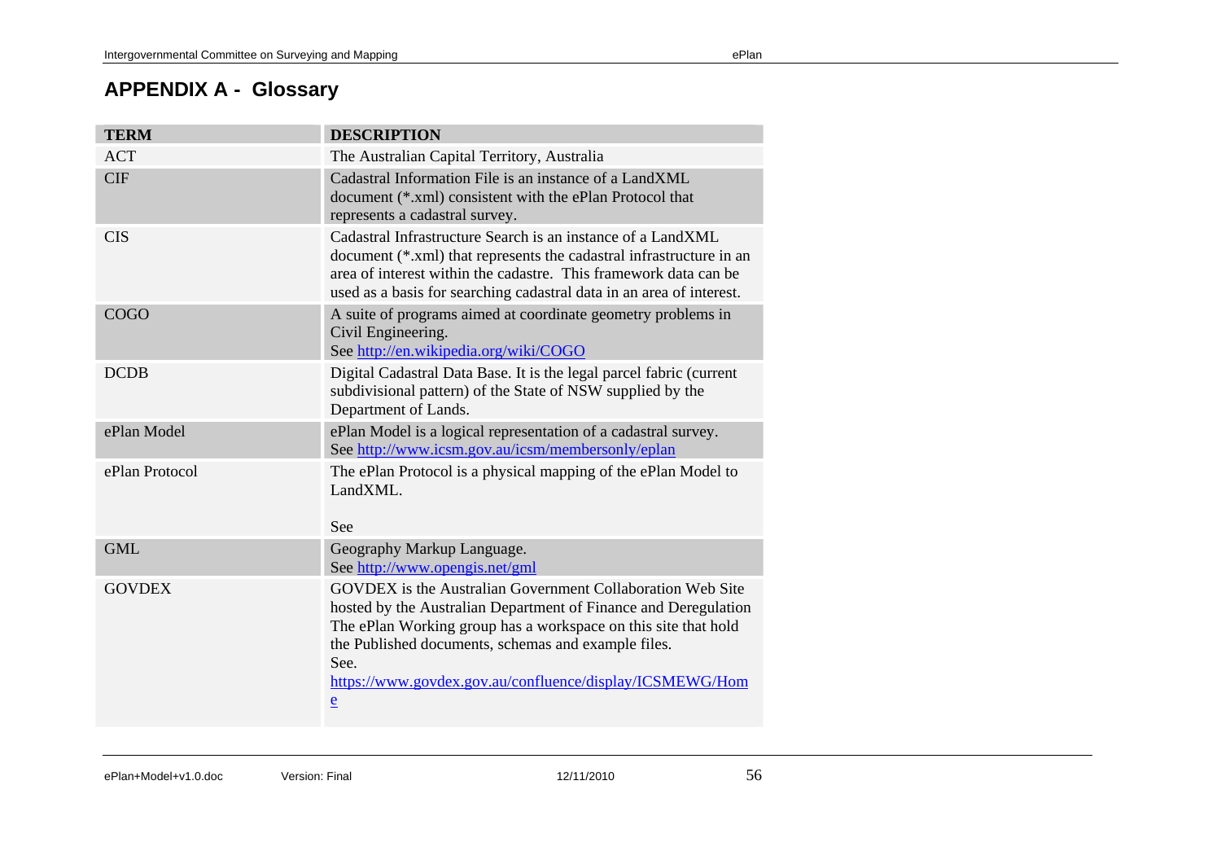# APPENDIX A - Glossary

| TERM | DESCRIPTION |
| --- | --- |
| ACT | The Australian Capital Territory, Australia |
| CIF | Cadastral Information File is an instance of a LandXML document (*.xml) consistent with the ePlan Protocol that represents a cadastral survey. |
| CIS | Cadastral Infrastructure Search is an instance of a LandXML document (*.xml) that represents the cadastral infrastructure in an area of interest within the cadastre. This framework data can be used as a basis for searching cadastral data in an area of interest. |
| COGO | A suite of programs aimed at coordinate geometry problems in Civil Engineering.<br>See http://en.wikipedia.org/wiki/COGO |
| DCDB | Digital Cadastral Data Base. It is the legal parcel fabric (current subdivisional pattern) of the State of NSW supplied by the Department of Lands. |
| ePlan Model | ePlan Model is a logical representation of a cadastral survey.<br>See http://www.icsm.gov.au/icsm/membersonly/eplan |
| ePlan Protocol | The ePlan Protocol is a physical mapping of the ePlan Model to LandXML.<br><br>See |
| GML | Geography Markup Language.<br>See http://www.opengis.net/gml |
| GOVDEX | GOVDEX is the Australian Government Collaboration Web Site hosted by the Australian Department of Finance and Deregulation The ePlan Working group has a workspace on this site that hold the Published documents, schemas and example files.<br>See.<br>https://www.govdex.gov.au/confluence/display/ICSMEWG/Home |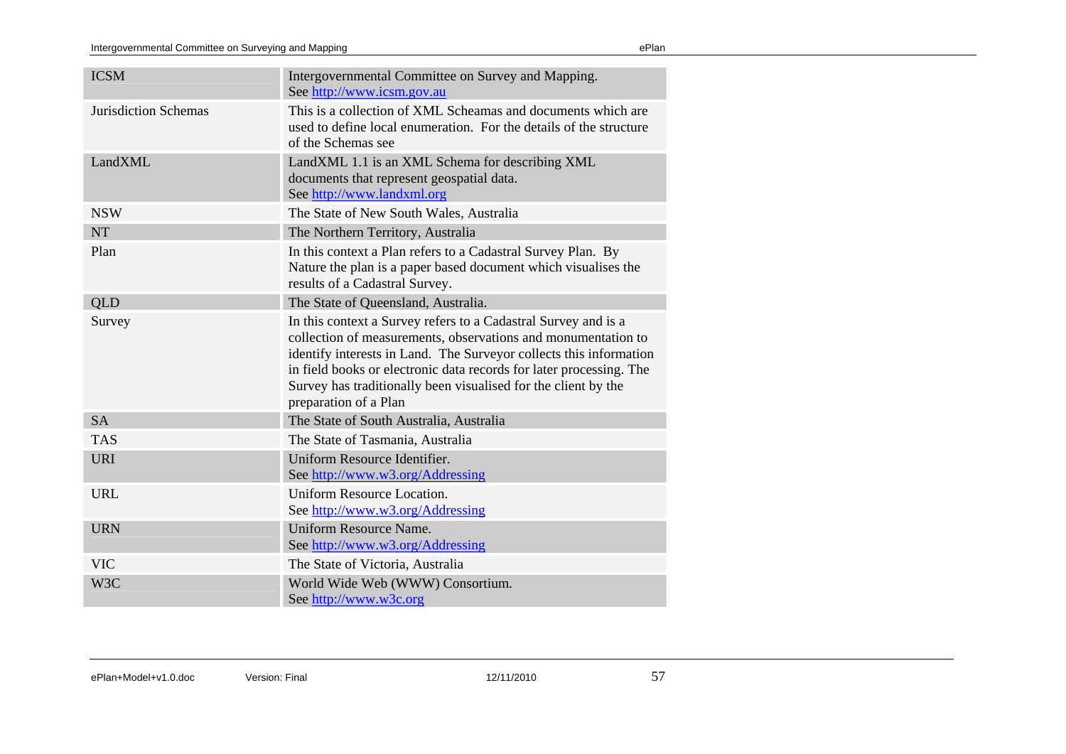| | |
|---|---|
| ICSM | Intergovernmental Committee on Survey and Mapping. See http://www.icsm.gov.au |
| Jurisdiction Schemas | This is a collection of XML Scheamas and documents which are used to define local enumeration. For the details of the structure of the Schemas see |
| LandXML | LandXML 1.1 is an XML Schema for describing XML documents that represent geospatial data. See http://www.landxml.org |
| NSW | The State of New South Wales, Australia |
| NT | The Northern Territory, Australia |
| Plan | In this context a Plan refers to a Cadastral Survey Plan. By Nature the plan is a paper based document which visualises the results of a Cadastral Survey. |
| QLD | The State of Queensland, Australia. |
| Survey | In this context a Survey refers to a Cadastral Survey and is a collection of measurements, observations and monumentation to identify interests in Land. The Surveyor collects this information in field books or electronic data records for later processing. The Survey has traditionally been visualised for the client by the preparation of a Plan |
| SA | The State of South Australia, Australia |
| TAS | The State of Tasmania, Australia |
| URI | Uniform Resource Identifier. See http://www.w3.org/Addressing |
| URL | Uniform Resource Location. See http://www.w3.org/Addressing |
| URN | Uniform Resource Name. See http://www.w3.org/Addressing |
| VIC | The State of Victoria, Australia |
| W3C | World Wide Web (WWW) Consortium. See http://www.w3c.org |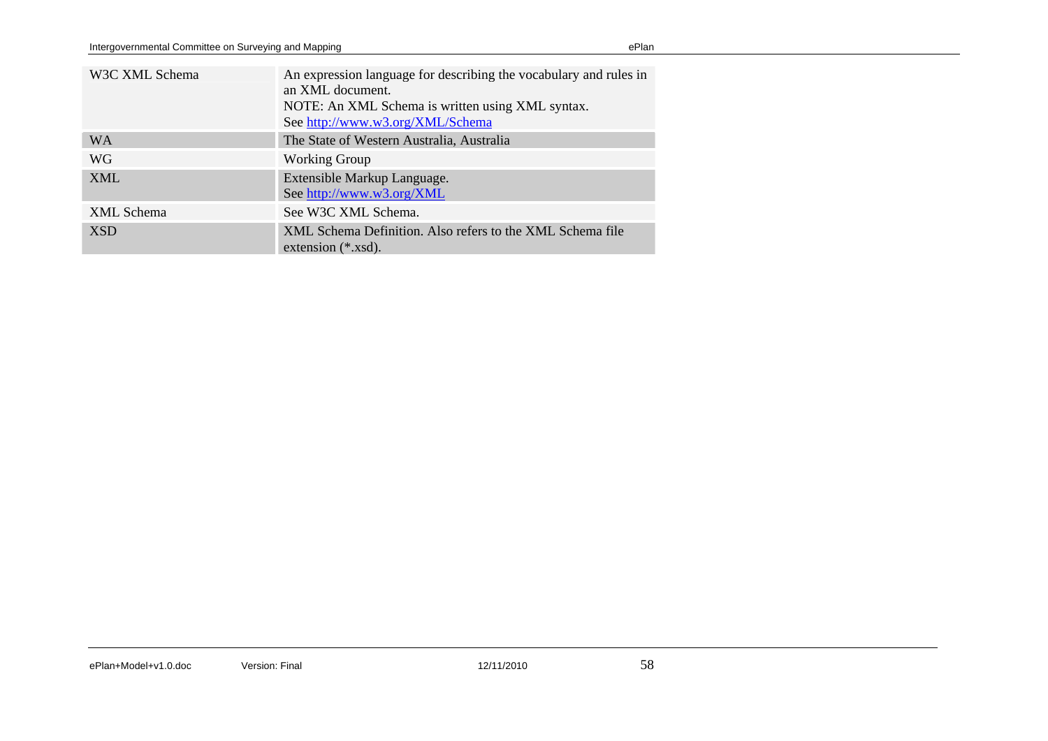| | |
|---|---|
| W3C XML Schema | An expression language for describing the vocabulary and rules in an XML document.<br>NOTE: An XML Schema is written using XML syntax.<br>See http://www.w3.org/XML/Schema |
| WA | The State of Western Australia, Australia |
| WG | Working Group |
| XML | Extensible Markup Language.<br>See http://www.w3.org/XML |
| XML Schema | See W3C XML Schema. |
| XSD | XML Schema Definition. Also refers to the XML Schema file extension (*.xsd). |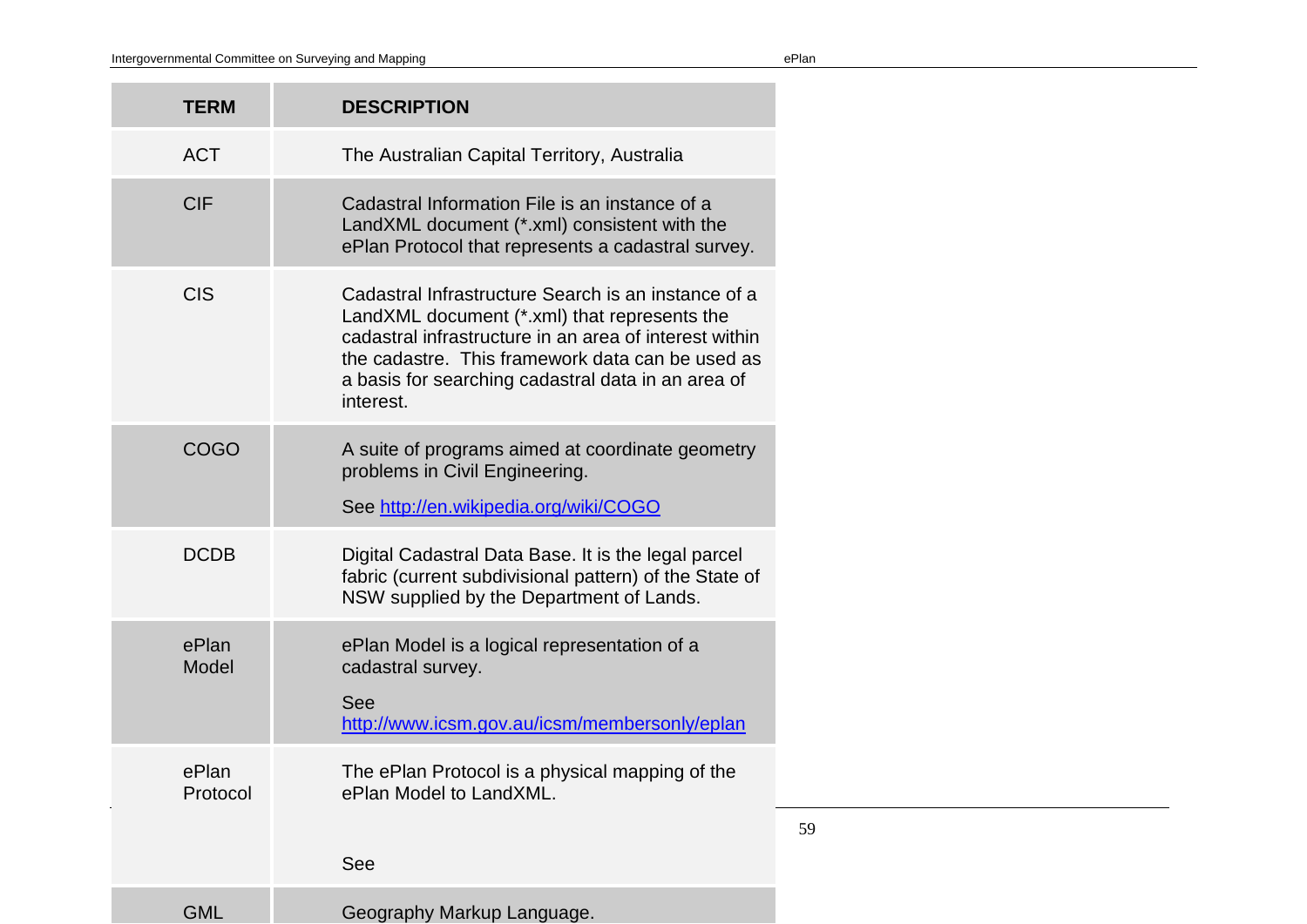| TERM | DESCRIPTION |
|---|---|
| ACT | The Australian Capital Territory, Australia |
| CIF | Cadastral Information File is an instance of a LandXML document (*.xml) consistent with the ePlan Protocol that represents a cadastral survey. |
| CIS | Cadastral Infrastructure Search is an instance of a LandXML document (*.xml) that represents the cadastral infrastructure in an area of interest within the cadastre. This framework data can be used as a basis for searching cadastral data in an area of interest. |
| COGO | A suite of programs aimed at coordinate geometry problems in Civil Engineering. See http://en.wikipedia.org/wiki/COGO |
| DCDB | Digital Cadastral Data Base. It is the legal parcel fabric (current subdivisional pattern) of the State of NSW supplied by the Department of Lands. |
| ePlan Model | ePlan Model is a logical representation of a cadastral survey. See http://www.icsm.gov.au/icsm/membersonly/eplan |
| ePlan Protocol | The ePlan Protocol is a physical mapping of the ePlan Model to LandXML. See |
| GML | Geography Markup Language. |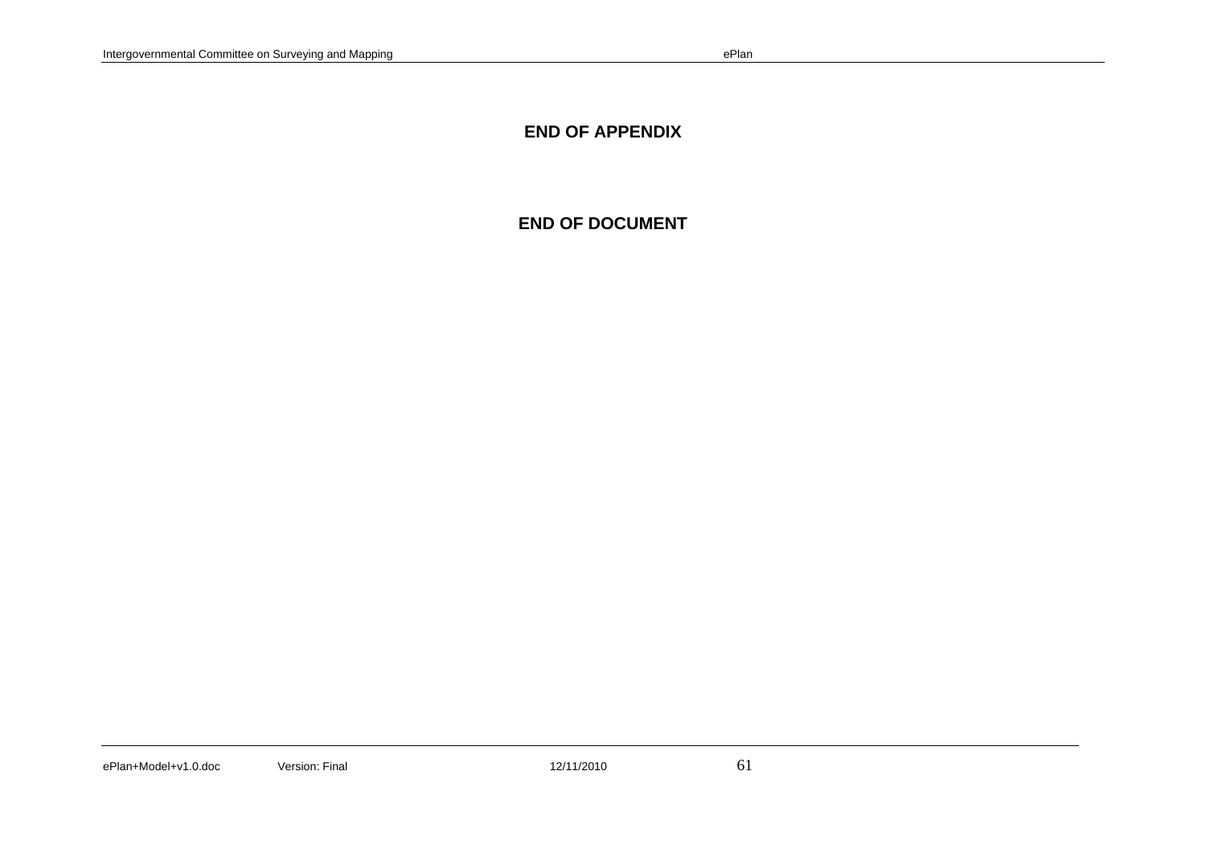**END OF APPENDIX**

**END OF DOCUMENT**